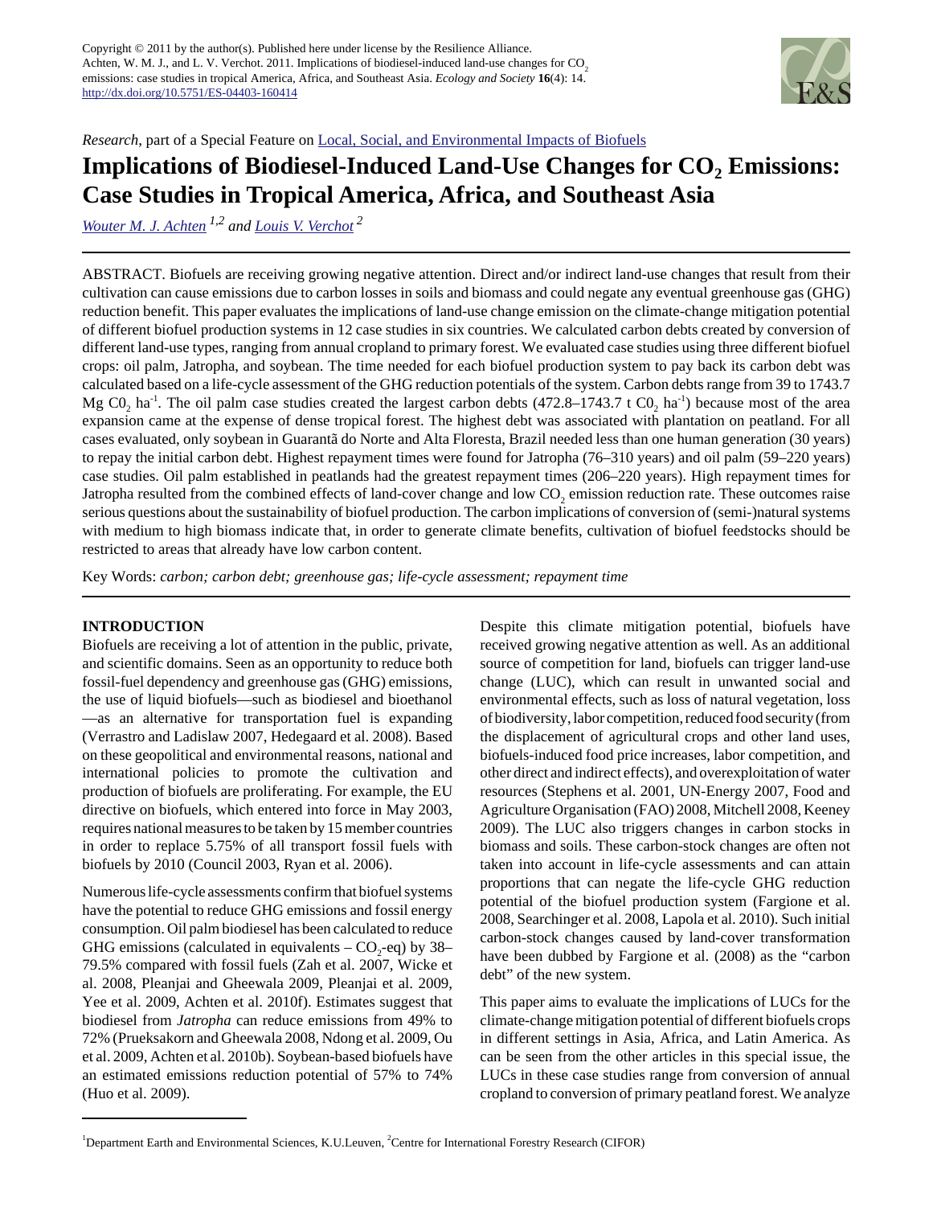Copyright © 2011 by the author(s). Published here under license by the Resilience Alliance.
Achten, W. M. J., and L. V. Verchot. 2011. Implications of biodiesel-induced land-use changes for $CO_2$ emissions: case studies in tropical America, Africa, and Southeast Asia. *Ecology and Society* **16**(4): 14.
http://dx.doi.org/10.5751/ES-04403-160414

*Research*, part of a Special Feature on Local, Social, and Environmental Impacts of Biofuels

# Implications of Biodiesel-Induced Land-Use Changes for $CO_2$ Emissions: Case Studies in Tropical America, Africa, and Southeast Asia

Wouter M. J. Achten [1,2] and Louis V. Verchot [2]

ABSTRACT. Biofuels are receiving growing negative attention. Direct and/or indirect land-use changes that result from their cultivation can cause emissions due to carbon losses in soils and biomass and could negate any eventual greenhouse gas (GHG) reduction benefit. This paper evaluates the implications of land-use change emission on the climate-change mitigation potential of different biofuel production systems in 12 case studies in six countries. We calculated carbon debts created by conversion of different land-use types, ranging from annual cropland to primary forest. We evaluated case studies using three different biofuel crops: oil palm, Jatropha, and soybean. The time needed for each biofuel production system to pay back its carbon debt was calculated based on a life-cycle assessment of the GHG reduction potentials of the system. Carbon debts range from 39 to 1743.7 Mg $C0_2$ $ha^{-1}$. The oil palm case studies created the largest carbon debts (472.8–1743.7 t $C0_2$ $ha^{-1}$) because most of the area expansion came at the expense of dense tropical forest. The highest debt was associated with plantation on peatland. For all cases evaluated, only soybean in Guarantã do Norte and Alta Floresta, Brazil needed less than one human generation (30 years) to repay the initial carbon debt. Highest repayment times were found for Jatropha (76–310 years) and oil palm (59–220 years) case studies. Oil palm established in peatlands had the greatest repayment times (206–220 years). High repayment times for Jatropha resulted from the combined effects of land-cover change and low $CO_2$ emission reduction rate. These outcomes raise serious questions about the sustainability of biofuel production. The carbon implications of conversion of (semi-)natural systems with medium to high biomass indicate that, in order to generate climate benefits, cultivation of biofuel feedstocks should be restricted to areas that already have low carbon content.

Key Words: *carbon; carbon debt; greenhouse gas; life-cycle assessment; repayment time*

## INTRODUCTION

Biofuels are receiving a lot of attention in the public, private, and scientific domains. Seen as an opportunity to reduce both fossil-fuel dependency and greenhouse gas (GHG) emissions, the use of liquid biofuels—such as biodiesel and bioethanol—as an alternative for transportation fuel is expanding (Verrastro and Ladislaw 2007, Hedegaard et al. 2008). Based on these geopolitical and environmental reasons, national and international policies to promote the cultivation and production of biofuels are proliferating. For example, the EU directive on biofuels, which entered into force in May 2003, requires national measures to be taken by 15 member countries in order to replace 5.75% of all transport fossil fuels with biofuels by 2010 (Council 2003, Ryan et al. 2006).

Numerous life-cycle assessments confirm that biofuel systems have the potential to reduce GHG emissions and fossil energy consumption. Oil palm biodiesel has been calculated to reduce GHG emissions (calculated in equivalents – $CO_2$-eq) by 38–79.5% compared with fossil fuels (Zah et al. 2007, Wicke et al. 2008, Pleanjai and Gheewala 2009, Pleanjai et al. 2009, Yee et al. 2009, Achten et al. 2010f). Estimates suggest that biodiesel from *Jatropha* can reduce emissions from 49% to 72% (Prueksakorn and Gheewala 2008, Ndong et al. 2009, Ou et al. 2009, Achten et al. 2010b). Soybean-based biofuels have an estimated emissions reduction potential of 57% to 74% (Huo et al. 2009).

Despite this climate mitigation potential, biofuels have received growing negative attention as well. As an additional source of competition for land, biofuels can trigger land-use change (LUC), which can result in unwanted social and environmental effects, such as loss of natural vegetation, loss of biodiversity, labor competition, reduced food security (from the displacement of agricultural crops and other land uses, biofuels-induced food price increases, labor competition, and other direct and indirect effects), and overexploitation of water resources (Stephens et al. 2001, UN-Energy 2007, Food and Agriculture Organisation (FAO) 2008, Mitchell 2008, Keeney 2009). The LUC also triggers changes in carbon stocks in biomass and soils. These carbon-stock changes are often not taken into account in life-cycle assessments and can attain proportions that can negate the life-cycle GHG reduction potential of the biofuel production system (Fargione et al. 2008, Searchinger et al. 2008, Lapola et al. 2010). Such initial carbon-stock changes caused by land-cover transformation have been dubbed by Fargione et al. (2008) as the "carbon debt" of the new system.

This paper aims to evaluate the implications of LUCs for the climate-change mitigation potential of different biofuels crops in different settings in Asia, Africa, and Latin America. As can be seen from the other articles in this special issue, the LUCs in these case studies range from conversion of annual cropland to conversion of primary peatland forest. We analyze

[1] Department Earth and Environmental Sciences, K.U.Leuven, [2] Centre for International Forestry Research (CIFOR)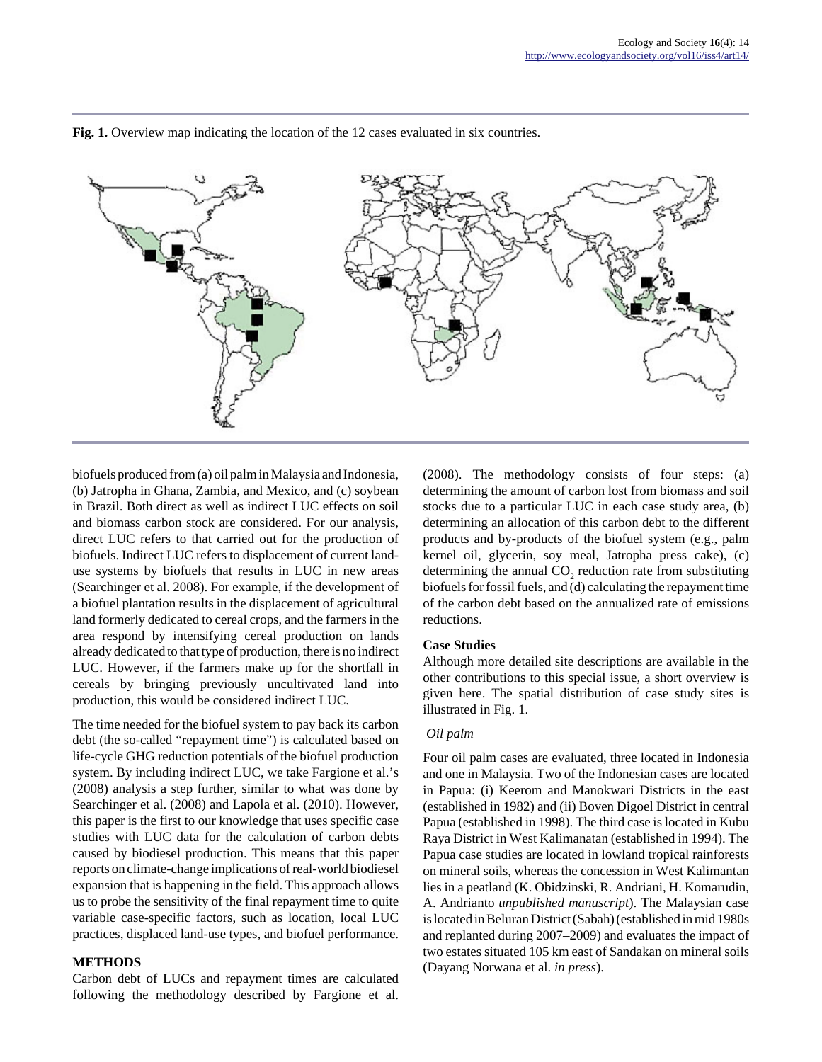**Fig. 1.** Overview map indicating the location of the 12 cases evaluated in six countries.

biofuels produced from (a) oil palm in Malaysia and Indonesia, (b) Jatropha in Ghana, Zambia, and Mexico, and (c) soybean in Brazil. Both direct as well as indirect LUC effects on soil and biomass carbon stock are considered. For our analysis, direct LUC refers to that carried out for the production of biofuels. Indirect LUC refers to displacement of current land-use systems by biofuels that results in LUC in new areas (Searchinger et al. 2008). For example, if the development of a biofuel plantation results in the displacement of agricultural land formerly dedicated to cereal crops, and the farmers in the area respond by intensifying cereal production on lands already dedicated to that type of production, there is no indirect LUC. However, if the farmers make up for the shortfall in cereals by bringing previously uncultivated land into production, this would be considered indirect LUC.

The time needed for the biofuel system to pay back its carbon debt (the so-called "repayment time") is calculated based on life-cycle GHG reduction potentials of the biofuel production system. By including indirect LUC, we take Fargione et al.'s (2008) analysis a step further, similar to what was done by Searchinger et al. (2008) and Lapola et al. (2010). However, this paper is the first to our knowledge that uses specific case studies with LUC data for the calculation of carbon debts caused by biodiesel production. This means that this paper reports on climate-change implications of real-world biodiesel expansion that is happening in the field. This approach allows us to probe the sensitivity of the final repayment time to quite variable case-specific factors, such as location, local LUC practices, displaced land-use types, and biofuel performance.

## METHODS

Carbon debt of LUCs and repayment times are calculated following the methodology described by Fargione et al. (2008). The methodology consists of four steps: (a) determining the amount of carbon lost from biomass and soil stocks due to a particular LUC in each case study area, (b) determining an allocation of this carbon debt to the different products and by-products of the biofuel system (e.g., palm kernel oil, glycerin, soy meal, Jatropha press cake), (c) determining the annual $CO_2$ reduction rate from substituting biofuels for fossil fuels, and (d) calculating the repayment time of the carbon debt based on the annualized rate of emissions reductions.

### Case Studies

Although more detailed site descriptions are available in the other contributions to this special issue, a short overview is given here. The spatial distribution of case study sites is illustrated in Fig. 1.

#### *Oil palm*

Four oil palm cases are evaluated, three located in Indonesia and one in Malaysia. Two of the Indonesian cases are located in Papua: (i) Keerom and Manokwari Districts in the east (established in 1982) and (ii) Boven Digoel District in central Papua (established in 1998). The third case is located in Kubu Raya District in West Kalimanatan (established in 1994). The Papua case studies are located in lowland tropical rainforests on mineral soils, whereas the concession in West Kalimantan lies in a peatland (K. Obidzinski, R. Andriani, H. Komarudin, A. Andrianto *unpublished manuscript*). The Malaysian case is located in Beluran District (Sabah) (established in mid 1980s and replanted during 2007–2009) and evaluates the impact of two estates situated 105 km east of Sandakan on mineral soils (Dayang Norwana et al. *in press*).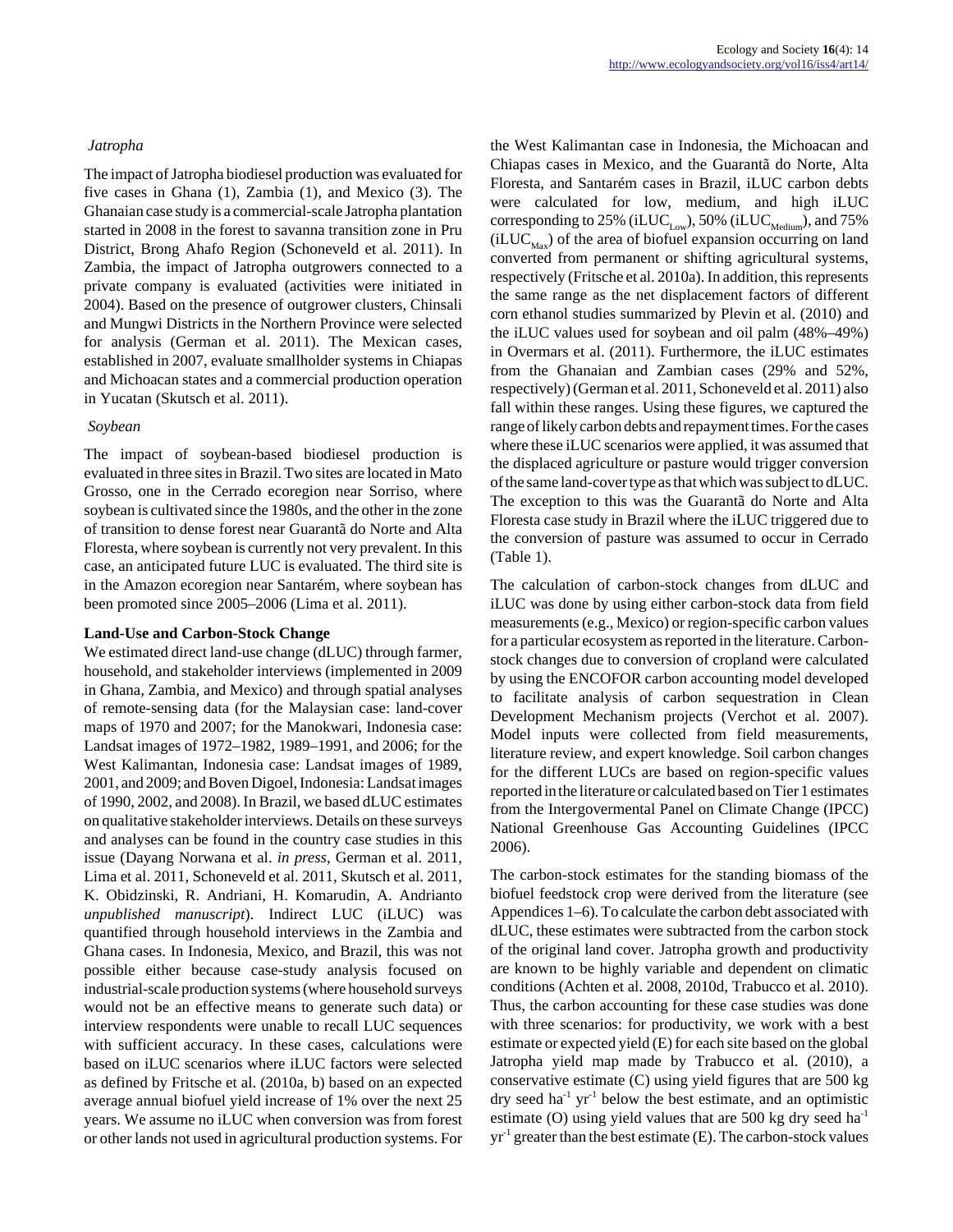*Jatropha*

The impact of Jatropha biodiesel production was evaluated for five cases in Ghana (1), Zambia (1), and Mexico (3). The Ghanaian case study is a commercial-scale Jatropha plantation started in 2008 in the forest to savanna transition zone in Pru District, Brong Ahafo Region (Schoneveld et al. 2011). In Zambia, the impact of Jatropha outgrowers connected to a private company is evaluated (activities were initiated in 2004). Based on the presence of outgrower clusters, Chinsali and Mungwi Districts in the Northern Province were selected for analysis (German et al. 2011). The Mexican cases, established in 2007, evaluate smallholder systems in Chiapas and Michoacan states and a commercial production operation in Yucatan (Skutsch et al. 2011).

*Soybean*

The impact of soybean-based biodiesel production is evaluated in three sites in Brazil. Two sites are located in Mato Grosso, one in the Cerrado ecoregion near Sorriso, where soybean is cultivated since the 1980s, and the other in the zone of transition to dense forest near Guarantã do Norte and Alta Floresta, where soybean is currently not very prevalent. In this case, an anticipated future LUC is evaluated. The third site is in the Amazon ecoregion near Santarém, where soybean has been promoted since 2005–2006 (Lima et al. 2011).

**Land-Use and Carbon-Stock Change**

We estimated direct land-use change (dLUC) through farmer, household, and stakeholder interviews (implemented in 2009 in Ghana, Zambia, and Mexico) and through spatial analyses of remote-sensing data (for the Malaysian case: land-cover maps of 1970 and 2007; for the Manokwari, Indonesia case: Landsat images of 1972–1982, 1989–1991, and 2006; for the West Kalimantan, Indonesia case: Landsat images of 1989, 2001, and 2009; and Boven Digoel, Indonesia: Landsat images of 1990, 2002, and 2008). In Brazil, we based dLUC estimates on qualitative stakeholder interviews. Details on these surveys and analyses can be found in the country case studies in this issue (Dayang Norwana et al. *in press*, German et al. 2011, Lima et al. 2011, Schoneveld et al. 2011, Skutsch et al. 2011, K. Obidzinski, R. Andriani, H. Komarudin, A. Andrianto *unpublished manuscript*). Indirect LUC (iLUC) was quantified through household interviews in the Zambia and Ghana cases. In Indonesia, Mexico, and Brazil, this was not possible either because case-study analysis focused on industrial-scale production systems (where household surveys would not be an effective means to generate such data) or interview respondents were unable to recall LUC sequences with sufficient accuracy. In these cases, calculations were based on iLUC scenarios where iLUC factors were selected as defined by Fritsche et al. (2010a, b) based on an expected average annual biofuel yield increase of 1% over the next 25 years. We assume no iLUC when conversion was from forest or other lands not used in agricultural production systems. For the West Kalimantan case in Indonesia, the Michoacan and Chiapas cases in Mexico, and the Guarantã do Norte, Alta Floresta, and Santarém cases in Brazil, iLUC carbon debts were calculated for low, medium, and high iLUC corresponding to 25% ($iLUC_{Low}$), 50% ($iLUC_{Medium}$), and 75% ($iLUC_{Max}$) of the area of biofuel expansion occurring on land converted from permanent or shifting agricultural systems, respectively (Fritsche et al. 2010a). In addition, this represents the same range as the net displacement factors of different corn ethanol studies summarized by Plevin et al. (2010) and the iLUC values used for soybean and oil palm (48%–49%) in Overmars et al. (2011). Furthermore, the iLUC estimates from the Ghanaian and Zambian cases (29% and 52%, respectively) (German et al. 2011, Schoneveld et al. 2011) also fall within these ranges. Using these figures, we captured the range of likely carbon debts and repayment times. For the cases where these iLUC scenarios were applied, it was assumed that the displaced agriculture or pasture would trigger conversion of the same land-cover type as that which was subject to dLUC. The exception to this was the Guarantã do Norte and Alta Floresta case study in Brazil where the iLUC triggered due to the conversion of pasture was assumed to occur in Cerrado (Table 1).

The calculation of carbon-stock changes from dLUC and iLUC was done by using either carbon-stock data from field measurements (e.g., Mexico) or region-specific carbon values for a particular ecosystem as reported in the literature. Carbon-stock changes due to conversion of cropland were calculated by using the ENCOFOR carbon accounting model developed to facilitate analysis of carbon sequestration in Clean Development Mechanism projects (Verchot et al. 2007). Model inputs were collected from field measurements, literature review, and expert knowledge. Soil carbon changes for the different LUCs are based on region-specific values reported in the literature or calculated based on Tier 1 estimates from the Intergovermental Panel on Climate Change (IPCC) National Greenhouse Gas Accounting Guidelines (IPCC 2006).

The carbon-stock estimates for the standing biomass of the biofuel feedstock crop were derived from the literature (see Appendices 1–6). To calculate the carbon debt associated with dLUC, these estimates were subtracted from the carbon stock of the original land cover. Jatropha growth and productivity are known to be highly variable and dependent on climatic conditions (Achten et al. 2008, 2010d, Trabucco et al. 2010). Thus, the carbon accounting for these case studies was done with three scenarios: for productivity, we work with a best estimate or expected yield (E) for each site based on the global Jatropha yield map made by Trabucco et al. (2010), a conservative estimate (C) using yield figures that are 500 kg dry seed $ha^{-1}$ $yr^{-1}$ below the best estimate, and an optimistic estimate (O) using yield values that are 500 kg dry seed $ha^{-1}$ $yr^{-1}$ greater than the best estimate (E). The carbon-stock values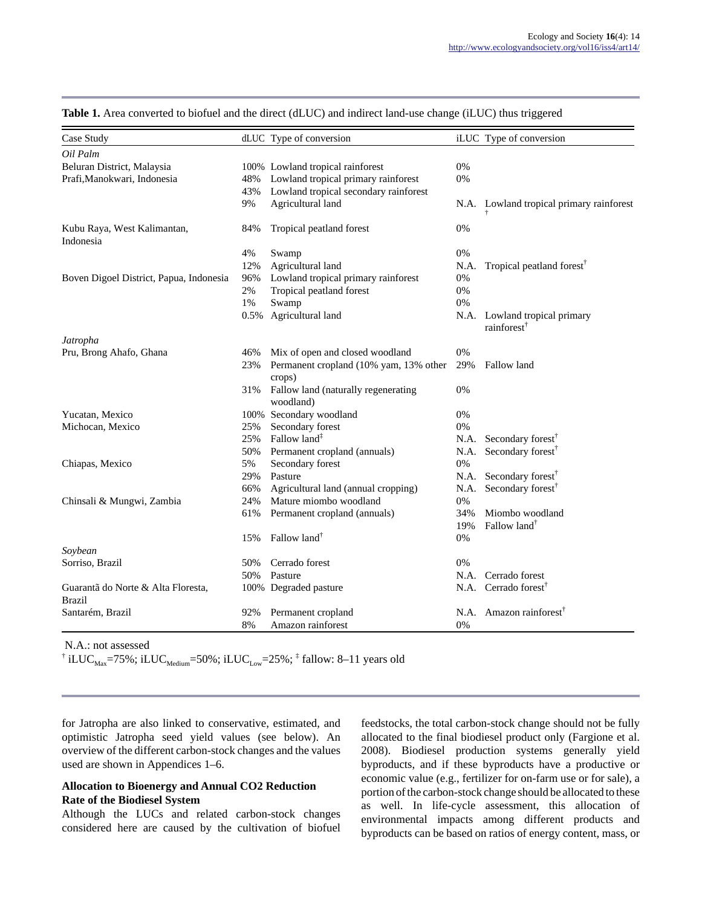**Table 1.** Area converted to biofuel and the direct (dLUC) and indirect land-use change (iLUC) thus triggered

| Case Study | dLUC | Type of conversion | iLUC | Type of conversion |
|---|---|---|---|---|
| *Oil Palm* | | | | |
| Beluran District, Malaysia | 100% | Lowland tropical rainforest | 0% | |
| Prafi,Manokwari, Indonesia | 48% | Lowland tropical primary rainforest | 0% | |
| | 43% | Lowland tropical secondary rainforest | | |
| | 9% | Agricultural land | N.A. | Lowland tropical primary rainforest † |
| Kubu Raya, West Kalimantan, Indonesia | 84% | Tropical peatland forest | 0% | |
| | 4% | Swamp | 0% | |
| | 12% | Agricultural land | N.A. | Tropical peatland forest† |
| Boven Digoel District, Papua, Indonesia | 96% | Lowland tropical primary rainforest | 0% | |
| | 2% | Tropical peatland forest | 0% | |
| | 1% | Swamp | 0% | |
| | 0.5% | Agricultural land | N.A. | Lowland tropical primary rainforest† |
| *Jatropha* | | | | |
| Pru, Brong Ahafo, Ghana | 46% | Mix of open and closed woodland | 0% | |
| | 23% | Permanent cropland (10% yam, 13% other crops) | 29% | Fallow land |
| | 31% | Fallow land (naturally regenerating woodland) | 0% | |
| Yucatan, Mexico | 100% | Secondary woodland | 0% | |
| Michocan, Mexico | 25% | Secondary forest | 0% | |
| | 25% | Fallow land‡ | N.A. | Secondary forest† |
| | 50% | Permanent cropland (annuals) | N.A. | Secondary forest† |
| Chiapas, Mexico | 5% | Secondary forest | 0% | |
| | 29% | Pasture | N.A. | Secondary forest† |
| | 66% | Agricultural land (annual cropping) | N.A. | Secondary forest† |
| Chinsali & Mungwi, Zambia | 24% | Mature miombo woodland | 0% | |
| | 61% | Permanent cropland (annuals) | 34% | Miombo woodland |
| | | | 19% | Fallow land† |
| | 15% | Fallow land† | 0% | |
| *Soybean* | | | | |
| Sorriso, Brazil | 50% | Cerrado forest | 0% | |
| | 50% | Pasture | N.A. | Cerrado forest |
| Guarantã do Norte & Alta Floresta, Brazil | 100% | Degraded pasture | N.A. | Cerrado forest† |
| Santarém, Brazil | 92% | Permanent cropland | N.A. | Amazon rainforest† |
| | 8% | Amazon rainforest | 0% | |

N.A.: not assessed

† $iLUC_{Max}$=75%; $iLUC_{Medium}$=50%; $iLUC_{Low}$=25%; ‡ fallow: 8–11 years old

for Jatropha are also linked to conservative, estimated, and optimistic Jatropha seed yield values (see below). An overview of the different carbon-stock changes and the values used are shown in Appendices 1–6.

### Allocation to Bioenergy and Annual CO2 Reduction Rate of the Biodiesel System

Although the LUCs and related carbon-stock changes considered here are caused by the cultivation of biofuel feedstocks, the total carbon-stock change should not be fully allocated to the final biodiesel product only (Fargione et al. 2008). Biodiesel production systems generally yield byproducts, and if these byproducts have a productive or economic value (e.g., fertilizer for on-farm use or for sale), a portion of the carbon-stock change should be allocated to these as well. In life-cycle assessment, this allocation of environmental impacts among different products and byproducts can be based on ratios of energy content, mass, or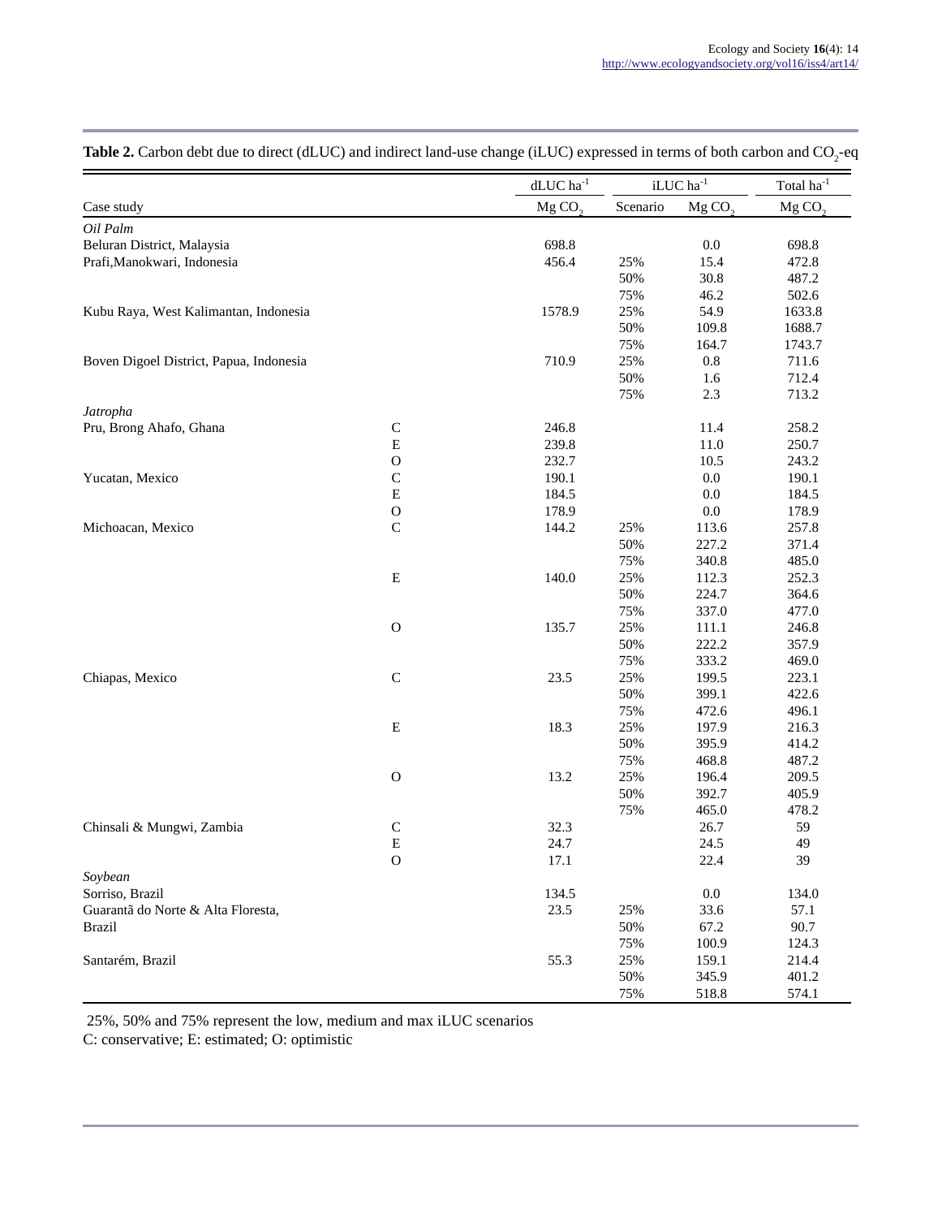**Table 2.** Carbon debt due to direct (dLUC) and indirect land-use change (iLUC) expressed in terms of both carbon and $CO_2$-eq

| | | dLUC $ha^{-1}$ | iLUC $ha^{-1}$ | | Total $ha^{-1}$ |
|---|---|---|---|---|---|
| Case study | | Mg $CO_2$ | Scenario | Mg $CO_2$ | Mg $CO_2$ |
| *Oil Palm* | | | | | |
| Beluran District, Malaysia | | 698.8 | | 0.0 | 698.8 |
| Prafi,Manokwari, Indonesia | | 456.4 | 25% | 15.4 | 472.8 |
| | | | 50% | 30.8 | 487.2 |
| | | | 75% | 46.2 | 502.6 |
| Kubu Raya, West Kalimantan, Indonesia | | 1578.9 | 25% | 54.9 | 1633.8 |
| | | | 50% | 109.8 | 1688.7 |
| | | | 75% | 164.7 | 1743.7 |
| Boven Digoel District, Papua, Indonesia | | 710.9 | 25% | 0.8 | 711.6 |
| | | | 50% | 1.6 | 712.4 |
| | | | 75% | 2.3 | 713.2 |
| *Jatropha* | | | | | |
| Pru, Brong Ahafo, Ghana | C | 246.8 | | 11.4 | 258.2 |
| | E | 239.8 | | 11.0 | 250.7 |
| | O | 232.7 | | 10.5 | 243.2 |
| Yucatan, Mexico | C | 190.1 | | 0.0 | 190.1 |
| | E | 184.5 | | 0.0 | 184.5 |
| | O | 178.9 | | 0.0 | 178.9 |
| Michoacan, Mexico | C | 144.2 | 25% | 113.6 | 257.8 |
| | | | 50% | 227.2 | 371.4 |
| | | | 75% | 340.8 | 485.0 |
| | E | 140.0 | 25% | 112.3 | 252.3 |
| | | | 50% | 224.7 | 364.6 |
| | | | 75% | 337.0 | 477.0 |
| | O | 135.7 | 25% | 111.1 | 246.8 |
| | | | 50% | 222.2 | 357.9 |
| | | | 75% | 333.2 | 469.0 |
| Chiapas, Mexico | C | 23.5 | 25% | 199.5 | 223.1 |
| | | | 50% | 399.1 | 422.6 |
| | | | 75% | 472.6 | 496.1 |
| | E | 18.3 | 25% | 197.9 | 216.3 |
| | | | 50% | 395.9 | 414.2 |
| | | | 75% | 468.8 | 487.2 |
| | O | 13.2 | 25% | 196.4 | 209.5 |
| | | | 50% | 392.7 | 405.9 |
| | | | 75% | 465.0 | 478.2 |
| Chinsali & Mungwi, Zambia | C | 32.3 | | 26.7 | 59 |
| | E | 24.7 | | 24.5 | 49 |
| | O | 17.1 | | 22.4 | 39 |
| *Soybean* | | | | | |
| Sorriso, Brazil | | 134.5 | | 0.0 | 134.0 |
| Guarantã do Norte & Alta Floresta, Brazil | | 23.5 | 25% | 33.6 | 57.1 |
| | | | 50% | 67.2 | 90.7 |
| | | | 75% | 100.9 | 124.3 |
| Santarém, Brazil | | 55.3 | 25% | 159.1 | 214.4 |
| | | | 50% | 345.9 | 401.2 |
| | | | 75% | 518.8 | 574.1 |

25%, 50% and 75% represent the low, medium and max iLUC scenarios
C: conservative; E: estimated; O: optimistic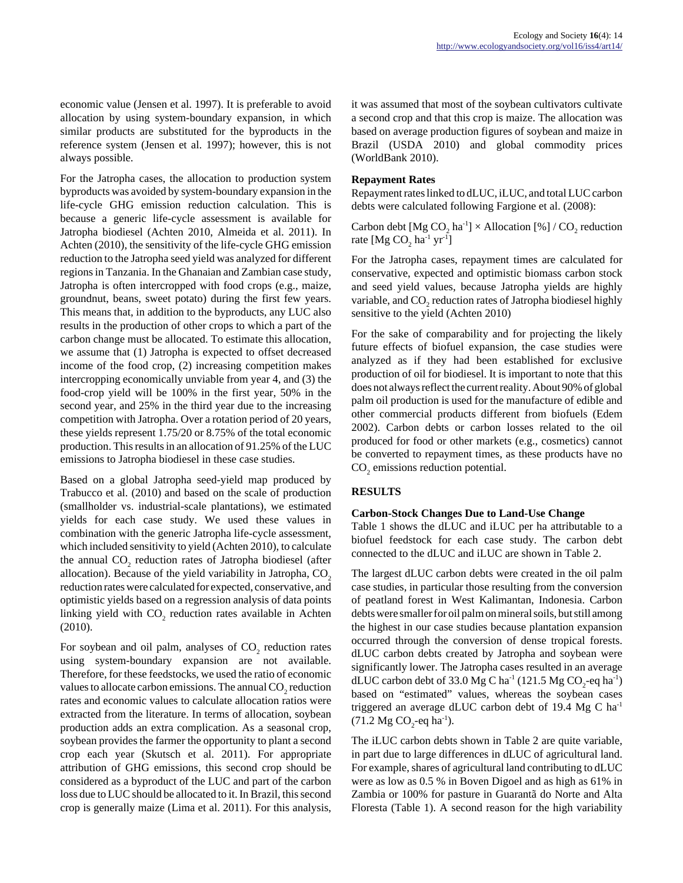economic value (Jensen et al. 1997). It is preferable to avoid allocation by using system-boundary expansion, in which similar products are substituted for the byproducts in the reference system (Jensen et al. 1997); however, this is not always possible.

For the Jatropha cases, the allocation to production system byproducts was avoided by system-boundary expansion in the life-cycle GHG emission reduction calculation. This is because a generic life-cycle assessment is available for Jatropha biodiesel (Achten 2010, Almeida et al. 2011). In Achten (2010), the sensitivity of the life-cycle GHG emission reduction to the Jatropha seed yield was analyzed for different regions in Tanzania. In the Ghanaian and Zambian case study, Jatropha is often intercropped with food crops (e.g., maize, groundnut, beans, sweet potato) during the first few years. This means that, in addition to the byproducts, any LUC also results in the production of other crops to which a part of the carbon change must be allocated. To estimate this allocation, we assume that (1) Jatropha is expected to offset decreased income of the food crop, (2) increasing competition makes intercropping economically unviable from year 4, and (3) the food-crop yield will be 100% in the first year, 50% in the second year, and 25% in the third year due to the increasing competition with Jatropha. Over a rotation period of 20 years, these yields represent 1.75/20 or 8.75% of the total economic production. This results in an allocation of 91.25% of the LUC emissions to Jatropha biodiesel in these case studies.

Based on a global Jatropha seed-yield map produced by Trabucco et al. (2010) and based on the scale of production (smallholder vs. industrial-scale plantations), we estimated yields for each case study. We used these values in combination with the generic Jatropha life-cycle assessment, which included sensitivity to yield (Achten 2010), to calculate the annual $CO_2$ reduction rates of Jatropha biodiesel (after allocation). Because of the yield variability in Jatropha, $CO_2$ reduction rates were calculated for expected, conservative, and optimistic yields based on a regression analysis of data points linking yield with $CO_2$ reduction rates available in Achten (2010).

For soybean and oil palm, analyses of $CO_2$ reduction rates using system-boundary expansion are not available. Therefore, for these feedstocks, we used the ratio of economic values to allocate carbon emissions. The annual $CO_2$ reduction rates and economic values to calculate allocation ratios were extracted from the literature. In terms of allocation, soybean production adds an extra complication. As a seasonal crop, soybean provides the farmer the opportunity to plant a second crop each year (Skutsch et al. 2011). For appropriate attribution of GHG emissions, this second crop should be considered as a byproduct of the LUC and part of the carbon loss due to LUC should be allocated to it. In Brazil, this second crop is generally maize (Lima et al. 2011). For this analysis, it was assumed that most of the soybean cultivators cultivate a second crop and that this crop is maize. The allocation was based on average production figures of soybean and maize in Brazil (USDA 2010) and global commodity prices (WorldBank 2010).

### Repayment Rates

Repayment rates linked to dLUC, iLUC, and total LUC carbon debts were calculated following Fargione et al. (2008):

Carbon debt [Mg $CO_2$ $ha^{-1}$] × Allocation [%] / $CO_2$ reduction rate [Mg $CO_2$ $ha^{-1}$ $yr^{-1}$]

For the Jatropha cases, repayment times are calculated for conservative, expected and optimistic biomass carbon stock and seed yield values, because Jatropha yields are highly variable, and $CO_2$ reduction rates of Jatropha biodiesel highly sensitive to the yield (Achten 2010)

For the sake of comparability and for projecting the likely future effects of biofuel expansion, the case studies were analyzed as if they had been established for exclusive production of oil for biodiesel. It is important to note that this does not always reflect the current reality. About 90% of global palm oil production is used for the manufacture of edible and other commercial products different from biofuels (Edem 2002). Carbon debts or carbon losses related to the oil produced for food or other markets (e.g., cosmetics) cannot be converted to repayment times, as these products have no $CO_2$ emissions reduction potential.

## RESULTS

### Carbon-Stock Changes Due to Land-Use Change

Table 1 shows the dLUC and iLUC per ha attributable to a biofuel feedstock for each case study. The carbon debt connected to the dLUC and iLUC are shown in Table 2.

The largest dLUC carbon debts were created in the oil palm case studies, in particular those resulting from the conversion of peatland forest in West Kalimantan, Indonesia. Carbon debts were smaller for oil palm on mineral soils, but still among the highest in our case studies because plantation expansion occurred through the conversion of dense tropical forests. dLUC carbon debts created by Jatropha and soybean were significantly lower. The Jatropha cases resulted in an average dLUC carbon debt of 33.0 Mg C $ha^{-1}$ (121.5 Mg $CO_2$-eq $ha^{-1}$) based on "estimated" values, whereas the soybean cases triggered an average dLUC carbon debt of 19.4 Mg C $ha^{-1}$ (71.2 Mg $CO_2$-eq $ha^{-1}$).

The iLUC carbon debts shown in Table 2 are quite variable, in part due to large differences in dLUC of agricultural land. For example, shares of agricultural land contributing to dLUC were as low as 0.5 % in Boven Digoel and as high as 61% in Zambia or 100% for pasture in Guarantã do Norte and Alta Floresta (Table 1). A second reason for the high variability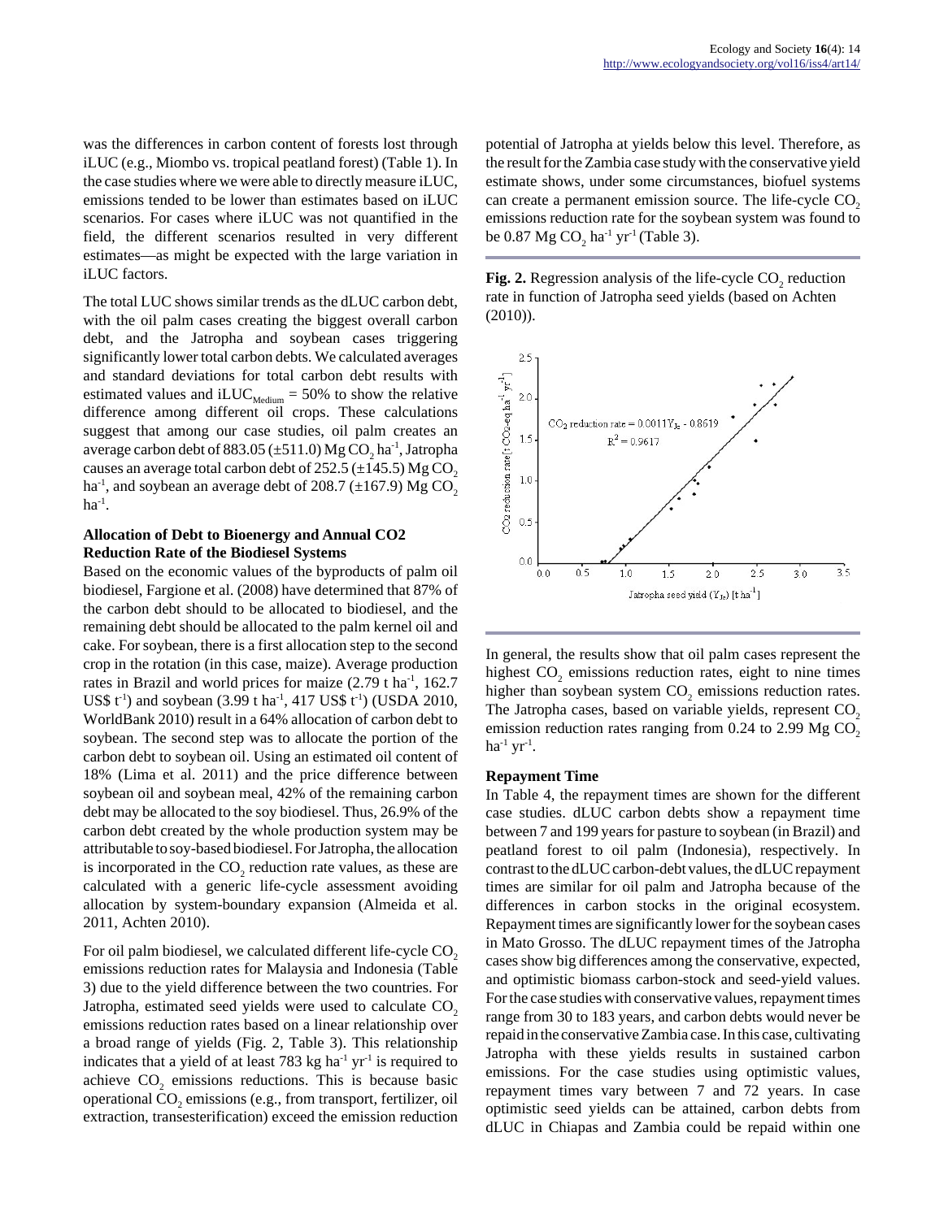was the differences in carbon content of forests lost through iLUC (e.g., Miombo vs. tropical peatland forest) (Table 1). In the case studies where we were able to directly measure iLUC, emissions tended to be lower than estimates based on iLUC scenarios. For cases where iLUC was not quantified in the field, the different scenarios resulted in very different estimates—as might be expected with the large variation in iLUC factors.

The total LUC shows similar trends as the dLUC carbon debt, with the oil palm cases creating the biggest overall carbon debt, and the Jatropha and soybean cases triggering significantly lower total carbon debts. We calculated averages and standard deviations for total carbon debt results with estimated values and $iLUC_{Medium}$ = 50% to show the relative difference among different oil crops. These calculations suggest that among our case studies, oil palm creates an average carbon debt of 883.05 (±511.0) Mg $CO_2$ ha$^{-1}$, Jatropha causes an average total carbon debt of 252.5 (±145.5) Mg $CO_2$ ha$^{-1}$, and soybean an average debt of 208.7 (±167.9) Mg $CO_2$ ha$^{-1}$.

### Allocation of Debt to Bioenergy and Annual CO2 Reduction Rate of the Biodiesel Systems

Based on the economic values of the byproducts of palm oil biodiesel, Fargione et al. (2008) have determined that 87% of the carbon debt should to be allocated to biodiesel, and the remaining debt should be allocated to the palm kernel oil and cake. For soybean, there is a first allocation step to the second crop in the rotation (in this case, maize). Average production rates in Brazil and world prices for maize (2.79 t ha$^{-1}$, 162.7 US\$ t$^{-1}$) and soybean (3.99 t ha$^{-1}$, 417 US\$ t$^{-1}$) (USDA 2010, WorldBank 2010) result in a 64% allocation of carbon debt to soybean. The second step was to allocate the portion of the carbon debt to soybean oil. Using an estimated oil content of 18% (Lima et al. 2011) and the price difference between soybean oil and soybean meal, 42% of the remaining carbon debt may be allocated to the soy biodiesel. Thus, 26.9% of the carbon debt created by the whole production system may be attributable to soy-based biodiesel. For Jatropha, the allocation is incorporated in the $CO_2$ reduction rate values, as these are calculated with a generic life-cycle assessment avoiding allocation by system-boundary expansion (Almeida et al. 2011, Achten 2010).

For oil palm biodiesel, we calculated different life-cycle $CO_2$ emissions reduction rates for Malaysia and Indonesia (Table 3) due to the yield difference between the two countries. For Jatropha, estimated seed yields were used to calculate $CO_2$ emissions reduction rates based on a linear relationship over a broad range of yields (Fig. 2, Table 3). This relationship indicates that a yield of at least 783 kg ha$^{-1}$ yr$^{-1}$ is required to achieve $CO_2$ emissions reductions. This is because basic operational $CO_2$ emissions (e.g., from transport, fertilizer, oil extraction, transesterification) exceed the emission reduction potential of Jatropha at yields below this level. Therefore, as the result for the Zambia case study with the conservative yield estimate shows, under some circumstances, biofuel systems can create a permanent emission source. The life-cycle $CO_2$ emissions reduction rate for the soybean system was found to be 0.87 Mg $CO_2$ ha$^{-1}$ yr$^{-1}$ (Table 3).

**Fig. 2.** Regression analysis of the life-cycle $CO_2$ reduction rate in function of Jatropha seed yields (based on Achten (2010)).

In general, the results show that oil palm cases represent the highest $CO_2$ emissions reduction rates, eight to nine times higher than soybean system $CO_2$ emissions reduction rates. The Jatropha cases, based on variable yields, represent $CO_2$ emission reduction rates ranging from 0.24 to 2.99 Mg $CO_2$ ha$^{-1}$ yr$^{-1}$.

### Repayment Time

In Table 4, the repayment times are shown for the different case studies. dLUC carbon debts show a repayment time between 7 and 199 years for pasture to soybean (in Brazil) and peatland forest to oil palm (Indonesia), respectively. In contrast to the dLUC carbon-debt values, the dLUC repayment times are similar for oil palm and Jatropha because of the differences in carbon stocks in the original ecosystem. Repayment times are significantly lower for the soybean cases in Mato Grosso. The dLUC repayment times of the Jatropha cases show big differences among the conservative, expected, and optimistic biomass carbon-stock and seed-yield values. For the case studies with conservative values, repayment times range from 30 to 183 years, and carbon debts would never be repaid in the conservative Zambia case. In this case, cultivating Jatropha with these yields results in sustained carbon emissions. For the case studies using optimistic values, repayment times vary between 7 and 72 years. In case optimistic seed yields can be attained, carbon debts from dLUC in Chiapas and Zambia could be repaid within one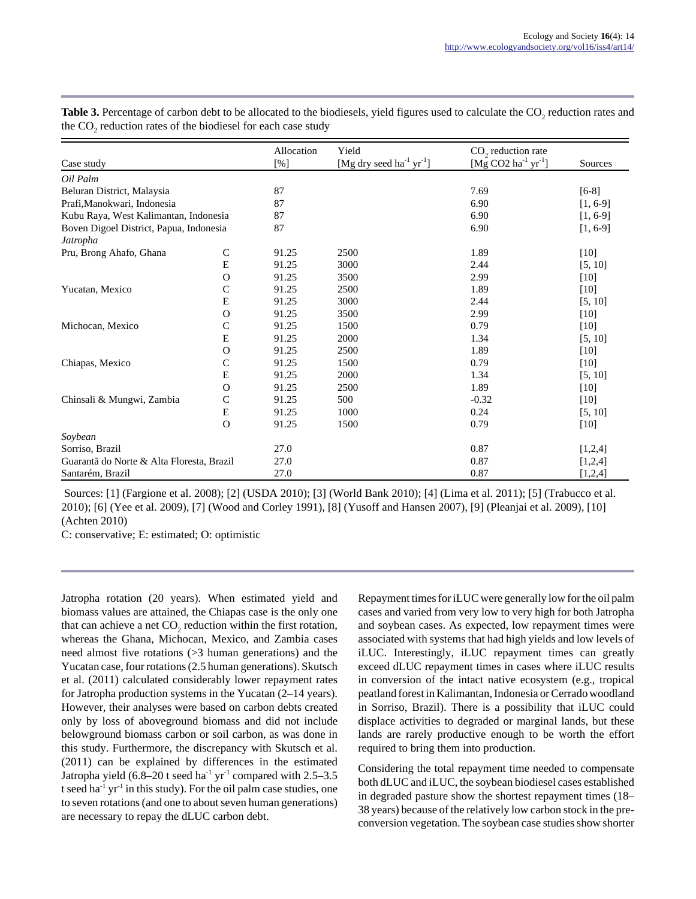**Table 3.** Percentage of carbon debt to be allocated to the biodiesels, yield figures used to calculate the $CO_2$ reduction rates and the $CO_2$ reduction rates of the biodiesel for each case study

| Case study | | Allocation [%] | Yield [Mg dry seed ha$^{-1}$ yr$^{-1}$] | $CO_2$ reduction rate [Mg CO2 ha$^{-1}$ yr$^{-1}$] | Sources |
|---|---|---|---|---|---|
| *Oil Palm* | | | | | |
| Beluran District, Malaysia | | 87 | | 7.69 | [6-8] |
| Prafi,Manokwari, Indonesia | | 87 | | 6.90 | [1, 6-9] |
| Kubu Raya, West Kalimantan, Indonesia | | 87 | | 6.90 | [1, 6-9] |
| Boven Digoel District, Papua, Indonesia | | 87 | | 6.90 | [1, 6-9] |
| *Jatropha* | | | | | |
| Pru, Brong Ahafo, Ghana | C | 91.25 | 2500 | 1.89 | [10] |
| | E | 91.25 | 3000 | 2.44 | [5, 10] |
| | O | 91.25 | 3500 | 2.99 | [10] |
| Yucatan, Mexico | C | 91.25 | 2500 | 1.89 | [10] |
| | E | 91.25 | 3000 | 2.44 | [5, 10] |
| | O | 91.25 | 3500 | 2.99 | [10] |
| Michocan, Mexico | C | 91.25 | 1500 | 0.79 | [10] |
| | E | 91.25 | 2000 | 1.34 | [5, 10] |
| | O | 91.25 | 2500 | 1.89 | [10] |
| Chiapas, Mexico | C | 91.25 | 1500 | 0.79 | [10] |
| | E | 91.25 | 2000 | 1.34 | [5, 10] |
| | O | 91.25 | 2500 | 1.89 | [10] |
| Chinsali & Mungwi, Zambia | C | 91.25 | 500 | -0.32 | [10] |
| | E | 91.25 | 1000 | 0.24 | [5, 10] |
| | O | 91.25 | 1500 | 0.79 | [10] |
| *Soybean* | | | | | |
| Sorriso, Brazil | | 27.0 | | 0.87 | [1,2,4] |
| Guarantã do Norte & Alta Floresta, Brazil | | 27.0 | | 0.87 | [1,2,4] |
| Santarém, Brazil | | 27.0 | | 0.87 | [1,2,4] |

Sources: [1] (Fargione et al. 2008); [2] (USDA 2010); [3] (World Bank 2010); [4] (Lima et al. 2011); [5] (Trabucco et al. 2010); [6] (Yee et al. 2009), [7] (Wood and Corley 1991), [8] (Yusoff and Hansen 2007), [9] (Pleanjai et al. 2009), [10] (Achten 2010)

C: conservative; E: estimated; O: optimistic

Jatropha rotation (20 years). When estimated yield and biomass values are attained, the Chiapas case is the only one that can achieve a net $CO_2$ reduction within the first rotation, whereas the Ghana, Michocan, Mexico, and Zambia cases need almost five rotations (>3 human generations) and the Yucatan case, four rotations (2.5 human generations). Skutsch et al. (2011) calculated considerably lower repayment rates for Jatropha production systems in the Yucatan (2–14 years). However, their analyses were based on carbon debts created only by loss of aboveground biomass and did not include belowground biomass carbon or soil carbon, as was done in this study. Furthermore, the discrepancy with Skutsch et al. (2011) can be explained by differences in the estimated Jatropha yield (6.8–20 t seed ha$^{-1}$ yr$^{-1}$ compared with 2.5–3.5 t seed ha$^{-1}$ yr$^{-1}$ in this study). For the oil palm case studies, one to seven rotations (and one to about seven human generations) are necessary to repay the dLUC carbon debt.

Repayment times for iLUC were generally low for the oil palm cases and varied from very low to very high for both Jatropha and soybean cases. As expected, low repayment times were associated with systems that had high yields and low levels of iLUC. Interestingly, iLUC repayment times can greatly exceed dLUC repayment times in cases where iLUC results in conversion of the intact native ecosystem (e.g., tropical peatland forest in Kalimantan, Indonesia or Cerrado woodland in Sorriso, Brazil). There is a possibility that iLUC could displace activities to degraded or marginal lands, but these lands are rarely productive enough to be worth the effort required to bring them into production.

Considering the total repayment time needed to compensate both dLUC and iLUC, the soybean biodiesel cases established in degraded pasture show the shortest repayment times (18–38 years) because of the relatively low carbon stock in the pre-conversion vegetation. The soybean case studies show shorter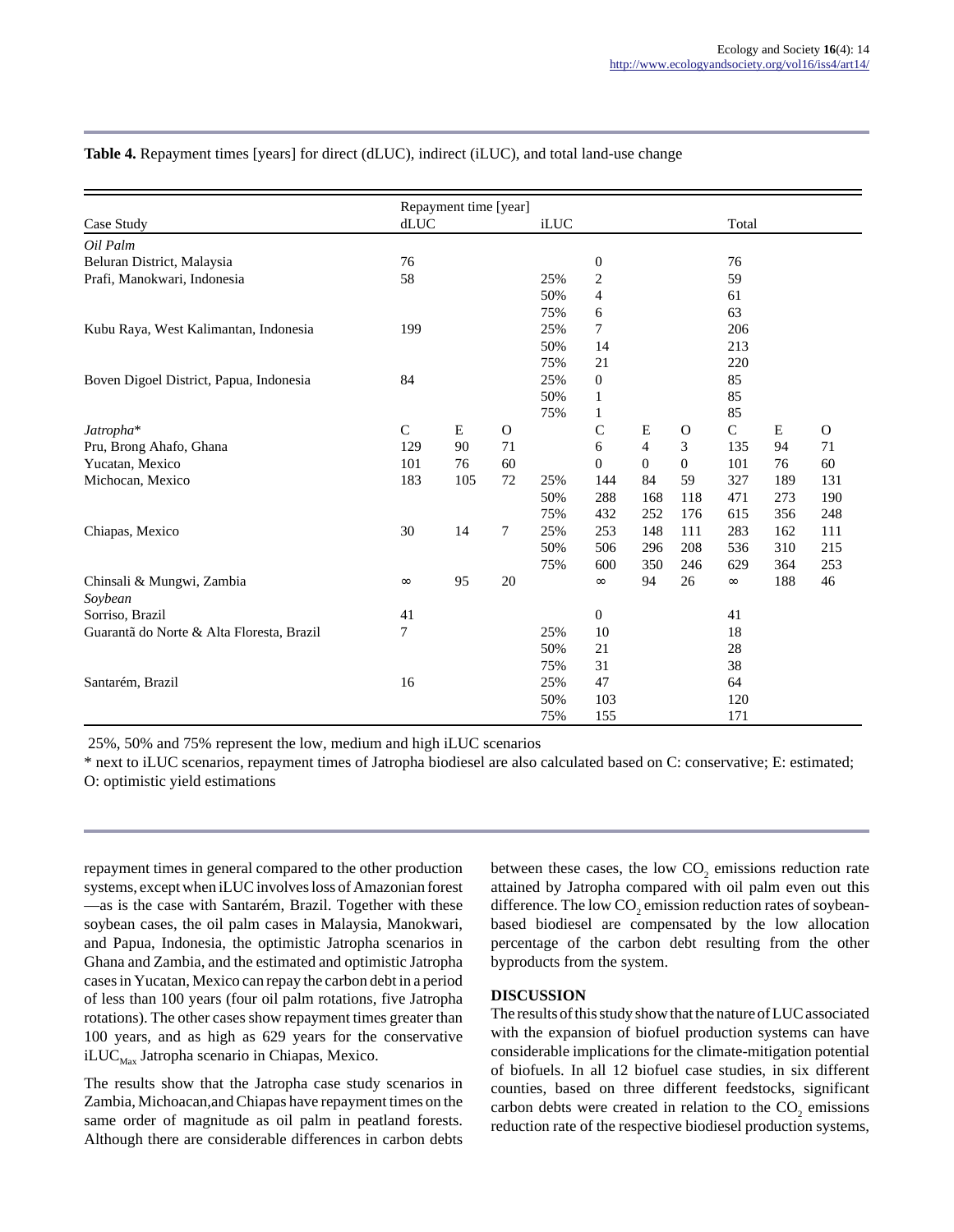**Table 4.** Repayment times [years] for direct (dLUC), indirect (iLUC), and total land-use change

| Case Study | Repayment time [year] | | | | | | | | | |
|---|---|---|---|---|---|---|---|---|---|---|
| | dLUC | | | iLUC | | | | Total | | |
| *Oil Palm* | | | | | | | | | | |
| Beluran District, Malaysia | 76 | | | | 0 | | | 76 | | |
| Prafi, Manokwari, Indonesia | 58 | | | 25% | 2 | | | 59 | | |
| | | | | 50% | 4 | | | 61 | | |
| | | | | 75% | 6 | | | 63 | | |
| Kubu Raya, West Kalimantan, Indonesia | 199 | | | 25% | 7 | | | 206 | | |
| | | | | 50% | 14 | | | 213 | | |
| | | | | 75% | 21 | | | 220 | | |
| Boven Digoel District, Papua, Indonesia | 84 | | | 25% | 0 | | | 85 | | |
| | | | | 50% | 1 | | | 85 | | |
| | | | | 75% | 1 | | | 85 | | |
| *Jatropha** | C | E | O | | C | E | O | C | E | O |
| Pru, Brong Ahafo, Ghana | 129 | 90 | 71 | | 6 | 4 | 3 | 135 | 94 | 71 |
| Yucatan, Mexico | 101 | 76 | 60 | | 0 | 0 | 0 | 101 | 76 | 60 |
| Michocan, Mexico | 183 | 105 | 72 | 25% | 144 | 84 | 59 | 327 | 189 | 131 |
| | | | | 50% | 288 | 168 | 118 | 471 | 273 | 190 |
| | | | | 75% | 432 | 252 | 176 | 615 | 356 | 248 |
| Chiapas, Mexico | 30 | 14 | 7 | 25% | 253 | 148 | 111 | 283 | 162 | 111 |
| | | | | 50% | 506 | 296 | 208 | 536 | 310 | 215 |
| | | | | 75% | 600 | 350 | 246 | 629 | 364 | 253 |
| Chinsali & Mungwi, Zambia | ∞ | 95 | 20 | | ∞ | 94 | 26 | ∞ | 188 | 46 |
| *Soybean* | | | | | | | | | | |
| Sorriso, Brazil | 41 | | | | 0 | | | 41 | | |
| Guarantã do Norte & Alta Floresta, Brazil | 7 | | | 25% | 10 | | | 18 | | |
| | | | | 50% | 21 | | | 28 | | |
| | | | | 75% | 31 | | | 38 | | |
| Santarém, Brazil | 16 | | | 25% | 47 | | | 64 | | |
| | | | | 50% | 103 | | | 120 | | |
| | | | | 75% | 155 | | | 171 | | |

25%, 50% and 75% represent the low, medium and high iLUC scenarios

* next to iLUC scenarios, repayment times of Jatropha biodiesel are also calculated based on C: conservative; E: estimated; O: optimistic yield estimations

repayment times in general compared to the other production systems, except when iLUC involves loss of Amazonian forest —as is the case with Santarém, Brazil. Together with these soybean cases, the oil palm cases in Malaysia, Manokwari, and Papua, Indonesia, the optimistic Jatropha scenarios in Ghana and Zambia, and the estimated and optimistic Jatropha cases in Yucatan, Mexico can repay the carbon debt in a period of less than 100 years (four oil palm rotations, five Jatropha rotations). The other cases show repayment times greater than 100 years, and as high as 629 years for the conservative $iLUC_{Max}$ Jatropha scenario in Chiapas, Mexico.

The results show that the Jatropha case study scenarios in Zambia, Michoacan,and Chiapas have repayment times on the same order of magnitude as oil palm in peatland forests. Although there are considerable differences in carbon debts between these cases, the low $CO_2$ emissions reduction rate attained by Jatropha compared with oil palm even out this difference. The low $CO_2$ emission reduction rates of soybean-based biodiesel are compensated by the low allocation percentage of the carbon debt resulting from the other byproducts from the system.

## DISCUSSION

The results of this study show that the nature of LUC associated with the expansion of biofuel production systems can have considerable implications for the climate-mitigation potential of biofuels. In all 12 biofuel case studies, in six different counties, based on three different feedstocks, significant carbon debts were created in relation to the $CO_2$ emissions reduction rate of the respective biodiesel production systems,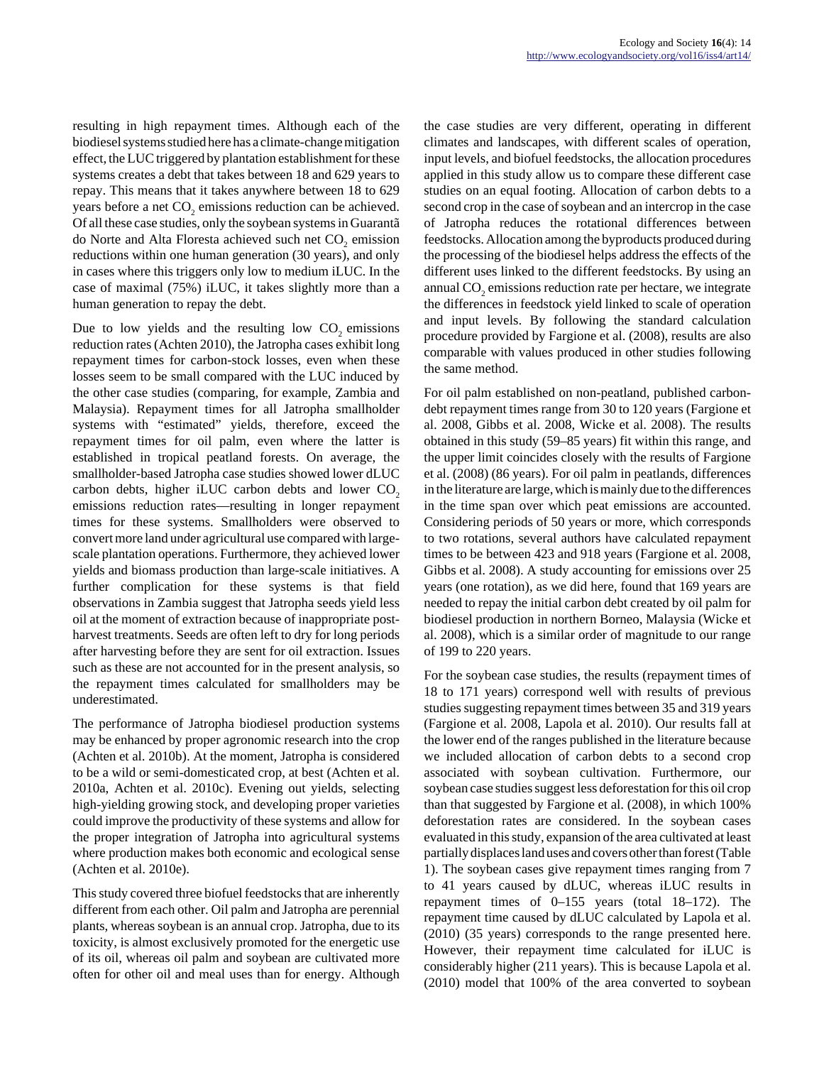resulting in high repayment times. Although each of the biodiesel systems studied here has a climate-change mitigation effect, the LUC triggered by plantation establishment for these systems creates a debt that takes between 18 and 629 years to repay. This means that it takes anywhere between 18 to 629 years before a net $CO_2$ emissions reduction can be achieved. Of all these case studies, only the soybean systems in Guarantã do Norte and Alta Floresta achieved such net $CO_2$ emission reductions within one human generation (30 years), and only in cases where this triggers only low to medium iLUC. In the case of maximal (75%) iLUC, it takes slightly more than a human generation to repay the debt.

Due to low yields and the resulting low $CO_2$ emissions reduction rates (Achten 2010), the Jatropha cases exhibit long repayment times for carbon-stock losses, even when these losses seem to be small compared with the LUC induced by the other case studies (comparing, for example, Zambia and Malaysia). Repayment times for all Jatropha smallholder systems with "estimated" yields, therefore, exceed the repayment times for oil palm, even where the latter is established in tropical peatland forests. On average, the smallholder-based Jatropha case studies showed lower dLUC carbon debts, higher iLUC carbon debts and lower $CO_2$ emissions reduction rates—resulting in longer repayment times for these systems. Smallholders were observed to convert more land under agricultural use compared with large-scale plantation operations. Furthermore, they achieved lower yields and biomass production than large-scale initiatives. A further complication for these systems is that field observations in Zambia suggest that Jatropha seeds yield less oil at the moment of extraction because of inappropriate post-harvest treatments. Seeds are often left to dry for long periods after harvesting before they are sent for oil extraction. Issues such as these are not accounted for in the present analysis, so the repayment times calculated for smallholders may be underestimated.

The performance of Jatropha biodiesel production systems may be enhanced by proper agronomic research into the crop (Achten et al. 2010b). At the moment, Jatropha is considered to be a wild or semi-domesticated crop, at best (Achten et al. 2010a, Achten et al. 2010c). Evening out yields, selecting high-yielding growing stock, and developing proper varieties could improve the productivity of these systems and allow for the proper integration of Jatropha into agricultural systems where production makes both economic and ecological sense (Achten et al. 2010e).

This study covered three biofuel feedstocks that are inherently different from each other. Oil palm and Jatropha are perennial plants, whereas soybean is an annual crop. Jatropha, due to its toxicity, is almost exclusively promoted for the energetic use of its oil, whereas oil palm and soybean are cultivated more often for other oil and meal uses than for energy. Although the case studies are very different, operating in different climates and landscapes, with different scales of operation, input levels, and biofuel feedstocks, the allocation procedures applied in this study allow us to compare these different case studies on an equal footing. Allocation of carbon debts to a second crop in the case of soybean and an intercrop in the case of Jatropha reduces the rotational differences between feedstocks. Allocation among the byproducts produced during the processing of the biodiesel helps address the effects of the different uses linked to the different feedstocks. By using an annual $CO_2$ emissions reduction rate per hectare, we integrate the differences in feedstock yield linked to scale of operation and input levels. By following the standard calculation procedure provided by Fargione et al. (2008), results are also comparable with values produced in other studies following the same method.

For oil palm established on non-peatland, published carbon-debt repayment times range from 30 to 120 years (Fargione et al. 2008, Gibbs et al. 2008, Wicke et al. 2008). The results obtained in this study (59–85 years) fit within this range, and the upper limit coincides closely with the results of Fargione et al. (2008) (86 years). For oil palm in peatlands, differences in the literature are large, which is mainly due to the differences in the time span over which peat emissions are accounted. Considering periods of 50 years or more, which corresponds to two rotations, several authors have calculated repayment times to be between 423 and 918 years (Fargione et al. 2008, Gibbs et al. 2008). A study accounting for emissions over 25 years (one rotation), as we did here, found that 169 years are needed to repay the initial carbon debt created by oil palm for biodiesel production in northern Borneo, Malaysia (Wicke et al. 2008), which is a similar order of magnitude to our range of 199 to 220 years.

For the soybean case studies, the results (repayment times of 18 to 171 years) correspond well with results of previous studies suggesting repayment times between 35 and 319 years (Fargione et al. 2008, Lapola et al. 2010). Our results fall at the lower end of the ranges published in the literature because we included allocation of carbon debts to a second crop associated with soybean cultivation. Furthermore, our soybean case studies suggest less deforestation for this oil crop than that suggested by Fargione et al. (2008), in which 100% deforestation rates are considered. In the soybean cases evaluated in this study, expansion of the area cultivated at least partially displaces land uses and covers other than forest (Table 1). The soybean cases give repayment times ranging from 7 to 41 years caused by dLUC, whereas iLUC results in repayment times of 0–155 years (total 18–172). The repayment time caused by dLUC calculated by Lapola et al. (2010) (35 years) corresponds to the range presented here. However, their repayment time calculated for iLUC is considerably higher (211 years). This is because Lapola et al. (2010) model that 100% of the area converted to soybean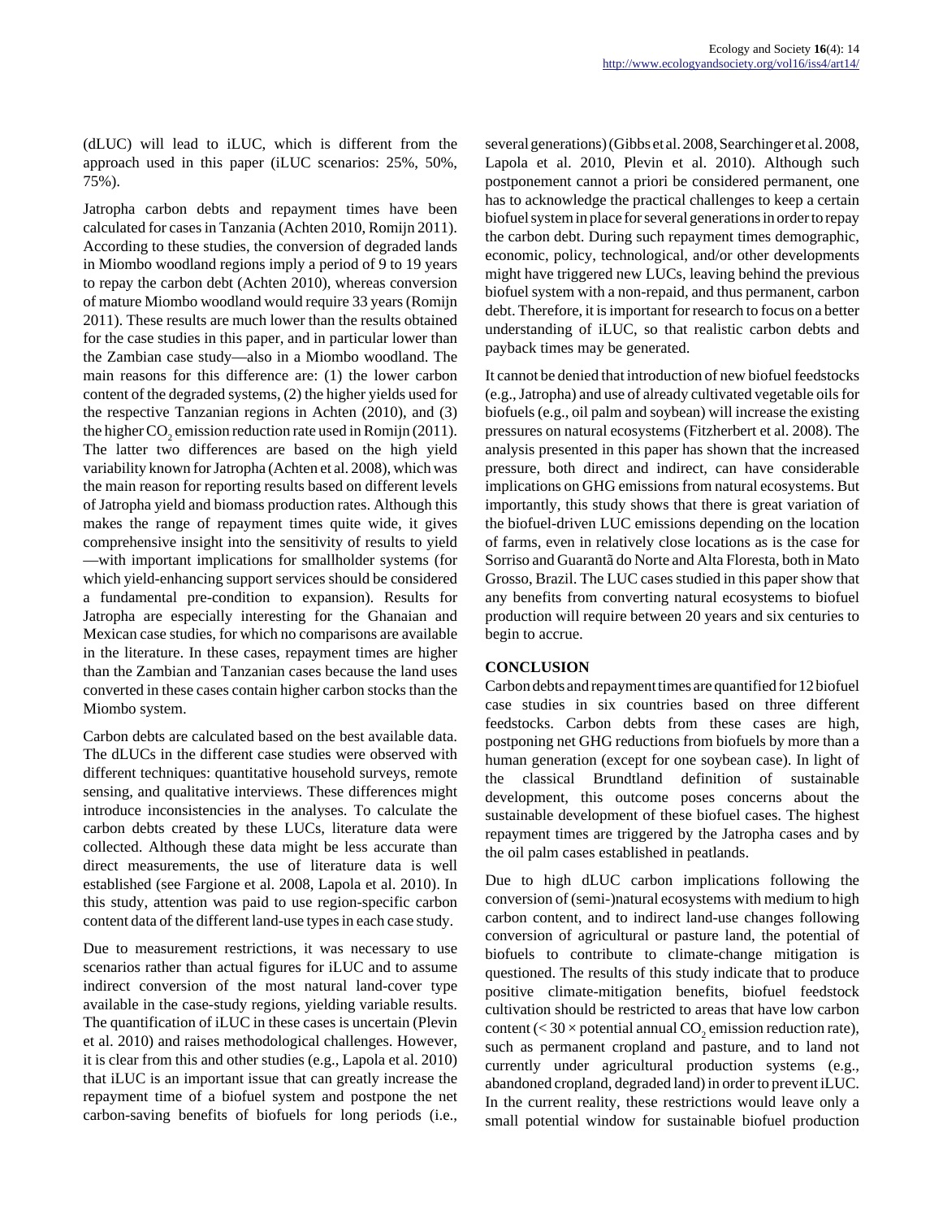(dLUC) will lead to iLUC, which is different from the approach used in this paper (iLUC scenarios: 25%, 50%, 75%).

Jatropha carbon debts and repayment times have been calculated for cases in Tanzania (Achten 2010, Romijn 2011). According to these studies, the conversion of degraded lands in Miombo woodland regions imply a period of 9 to 19 years to repay the carbon debt (Achten 2010), whereas conversion of mature Miombo woodland would require 33 years (Romijn 2011). These results are much lower than the results obtained for the case studies in this paper, and in particular lower than the Zambian case study—also in a Miombo woodland. The main reasons for this difference are: (1) the lower carbon content of the degraded systems, (2) the higher yields used for the respective Tanzanian regions in Achten (2010), and (3) the higher $CO_2$ emission reduction rate used in Romijn (2011). The latter two differences are based on the high yield variability known for Jatropha (Achten et al. 2008), which was the main reason for reporting results based on different levels of Jatropha yield and biomass production rates. Although this makes the range of repayment times quite wide, it gives comprehensive insight into the sensitivity of results to yield—with important implications for smallholder systems (for which yield-enhancing support services should be considered a fundamental pre-condition to expansion). Results for Jatropha are especially interesting for the Ghanaian and Mexican case studies, for which no comparisons are available in the literature. In these cases, repayment times are higher than the Zambian and Tanzanian cases because the land uses converted in these cases contain higher carbon stocks than the Miombo system.

Carbon debts are calculated based on the best available data. The dLUCs in the different case studies were observed with different techniques: quantitative household surveys, remote sensing, and qualitative interviews. These differences might introduce inconsistencies in the analyses. To calculate the carbon debts created by these LUCs, literature data were collected. Although these data might be less accurate than direct measurements, the use of literature data is well established (see Fargione et al. 2008, Lapola et al. 2010). In this study, attention was paid to use region-specific carbon content data of the different land-use types in each case study.

Due to measurement restrictions, it was necessary to use scenarios rather than actual figures for iLUC and to assume indirect conversion of the most natural land-cover type available in the case-study regions, yielding variable results. The quantification of iLUC in these cases is uncertain (Plevin et al. 2010) and raises methodological challenges. However, it is clear from this and other studies (e.g., Lapola et al. 2010) that iLUC is an important issue that can greatly increase the repayment time of a biofuel system and postpone the net carbon-saving benefits of biofuels for long periods (i.e., several generations) (Gibbs et al. 2008, Searchinger et al. 2008, Lapola et al. 2010, Plevin et al. 2010). Although such postponement cannot a priori be considered permanent, one has to acknowledge the practical challenges to keep a certain biofuel system in place for several generations in order to repay the carbon debt. During such repayment times demographic, economic, policy, technological, and/or other developments might have triggered new LUCs, leaving behind the previous biofuel system with a non-repaid, and thus permanent, carbon debt. Therefore, it is important for research to focus on a better understanding of iLUC, so that realistic carbon debts and payback times may be generated.

It cannot be denied that introduction of new biofuel feedstocks (e.g., Jatropha) and use of already cultivated vegetable oils for biofuels (e.g., oil palm and soybean) will increase the existing pressures on natural ecosystems (Fitzherbert et al. 2008). The analysis presented in this paper has shown that the increased pressure, both direct and indirect, can have considerable implications on GHG emissions from natural ecosystems. But importantly, this study shows that there is great variation of the biofuel-driven LUC emissions depending on the location of farms, even in relatively close locations as is the case for Sorriso and Guarantã do Norte and Alta Floresta, both in Mato Grosso, Brazil. The LUC cases studied in this paper show that any benefits from converting natural ecosystems to biofuel production will require between 20 years and six centuries to begin to accrue.

## CONCLUSION

Carbon debts and repayment times are quantified for 12 biofuel case studies in six countries based on three different feedstocks. Carbon debts from these cases are high, postponing net GHG reductions from biofuels by more than a human generation (except for one soybean case). In light of the classical Brundtland definition of sustainable development, this outcome poses concerns about the sustainable development of these biofuel cases. The highest repayment times are triggered by the Jatropha cases and by the oil palm cases established in peatlands.

Due to high dLUC carbon implications following the conversion of (semi-)natural ecosystems with medium to high carbon content, and to indirect land-use changes following conversion of agricultural or pasture land, the potential of biofuels to contribute to climate-change mitigation is questioned. The results of this study indicate that to produce positive climate-mitigation benefits, biofuel feedstock cultivation should be restricted to areas that have low carbon content ($< 30 \times$ potential annual $CO_2$ emission reduction rate), such as permanent cropland and pasture, and to land not currently under agricultural production systems (e.g., abandoned cropland, degraded land) in order to prevent iLUC. In the current reality, these restrictions would leave only a small potential window for sustainable biofuel production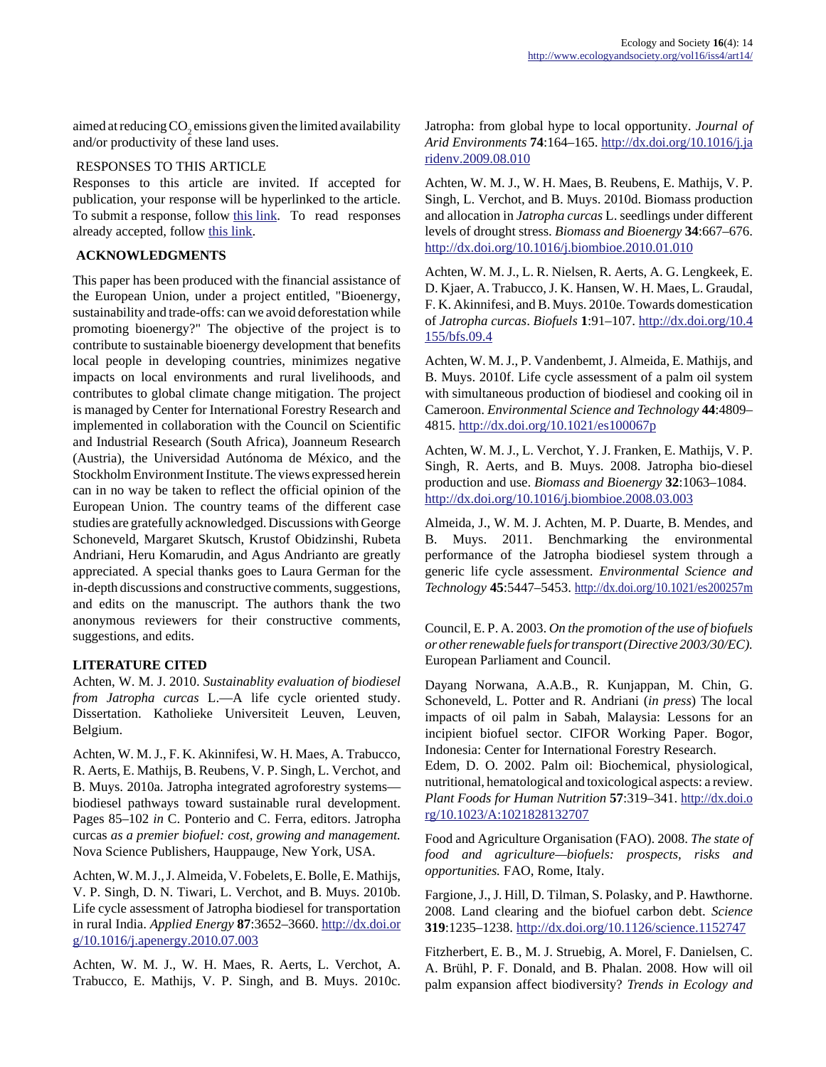aimed at reducing $CO_2$ emissions given the limited availability and/or productivity of these land uses.

RESPONSES TO THIS ARTICLE

Responses to this article are invited. If accepted for publication, your response will be hyperlinked to the article. To submit a response, follow this link. To read responses already accepted, follow this link.

## ACKNOWLEDGMENTS

This paper has been produced with the financial assistance of the European Union, under a project entitled, "Bioenergy, sustainability and trade-offs: can we avoid deforestation while promoting bioenergy?" The objective of the project is to contribute to sustainable bioenergy development that benefits local people in developing countries, minimizes negative impacts on local environments and rural livelihoods, and contributes to global climate change mitigation. The project is managed by Center for International Forestry Research and implemented in collaboration with the Council on Scientific and Industrial Research (South Africa), Joanneum Research (Austria), the Universidad Autónoma de México, and the Stockholm Environment Institute. The views expressed herein can in no way be taken to reflect the official opinion of the European Union. The country teams of the different case studies are gratefully acknowledged. Discussions with George Schoneveld, Margaret Skutsch, Krustof Obidzinshi, Rubeta Andriani, Heru Komarudin, and Agus Andrianto are greatly appreciated. A special thanks goes to Laura German for the in-depth discussions and constructive comments, suggestions, and edits on the manuscript. The authors thank the two anonymous reviewers for their constructive comments, suggestions, and edits.

## LITERATURE CITED

Achten, W. M. J. 2010. *Sustainablity evaluation of biodiesel from Jatropha curcas* L.—A life cycle oriented study. Dissertation. Katholieke Universiteit Leuven, Leuven, Belgium.

Achten, W. M. J., F. K. Akinnifesi, W. H. Maes, A. Trabucco, R. Aerts, E. Mathijs, B. Reubens, V. P. Singh, L. Verchot, and B. Muys. 2010a. Jatropha integrated agroforestry systems—biodiesel pathways toward sustainable rural development. Pages 85–102 *in* C. Ponterio and C. Ferra, editors. Jatropha curcas *as a premier biofuel: cost, growing and management.* Nova Science Publishers, Hauppauge, New York, USA.

Achten, W. M. J., J. Almeida, V. Fobelets, E. Bolle, E. Mathijs, V. P. Singh, D. N. Tiwari, L. Verchot, and B. Muys. 2010b. Life cycle assessment of Jatropha biodiesel for transportation in rural India. *Applied Energy* **87**:3652–3660. http://dx.doi.org/10.1016/j.apenergy.2010.07.003

Achten, W. M. J., W. H. Maes, R. Aerts, L. Verchot, A. Trabucco, E. Mathijs, V. P. Singh, and B. Muys. 2010c. Jatropha: from global hype to local opportunity. *Journal of Arid Environments* **74**:164–165. http://dx.doi.org/10.1016/j.jaridenv.2009.08.010

Achten, W. M. J., W. H. Maes, B. Reubens, E. Mathijs, V. P. Singh, L. Verchot, and B. Muys. 2010d. Biomass production and allocation in *Jatropha curcas* L. seedlings under different levels of drought stress. *Biomass and Bioenergy* **34**:667–676. http://dx.doi.org/10.1016/j.biombioe.2010.01.010

Achten, W. M. J., L. R. Nielsen, R. Aerts, A. G. Lengkeek, E. D. Kjaer, A. Trabucco, J. K. Hansen, W. H. Maes, L. Graudal, F. K. Akinnifesi, and B. Muys. 2010e. Towards domestication of *Jatropha curcas*. *Biofuels* **1**:91–107. http://dx.doi.org/10.4155/bfs.09.4

Achten, W. M. J., P. Vandenbemt, J. Almeida, E. Mathijs, and B. Muys. 2010f. Life cycle assessment of a palm oil system with simultaneous production of biodiesel and cooking oil in Cameroon. *Environmental Science and Technology* **44**:4809–4815. http://dx.doi.org/10.1021/es100067p

Achten, W. M. J., L. Verchot, Y. J. Franken, E. Mathijs, V. P. Singh, R. Aerts, and B. Muys. 2008. Jatropha bio-diesel production and use. *Biomass and Bioenergy* **32**:1063–1084. http://dx.doi.org/10.1016/j.biombioe.2008.03.003

Almeida, J., W. M. J. Achten, M. P. Duarte, B. Mendes, and B. Muys. 2011. Benchmarking the environmental performance of the Jatropha biodiesel system through a generic life cycle assessment. *Environmental Science and Technology* **45**:5447–5453. http://dx.doi.org/10.1021/es200257m

Council, E. P. A. 2003. *On the promotion of the use of biofuels or other renewable fuels for transport (Directive 2003/30/EC).* European Parliament and Council.

Dayang Norwana, A.A.B., R. Kunjappan, M. Chin, G. Schoneveld, L. Potter and R. Andriani (*in press*) The local impacts of oil palm in Sabah, Malaysia: Lessons for an incipient biofuel sector. CIFOR Working Paper. Bogor, Indonesia: Center for International Forestry Research.

Edem, D. O. 2002. Palm oil: Biochemical, physiological, nutritional, hematological and toxicological aspects: a review. *Plant Foods for Human Nutrition* **57**:319–341. http://dx.doi.org/10.1023/A:1021828132707

Food and Agriculture Organisation (FAO). 2008. *The state of food and agriculture—biofuels: prospects, risks and opportunities.* FAO, Rome, Italy.

Fargione, J., J. Hill, D. Tilman, S. Polasky, and P. Hawthorne. 2008. Land clearing and the biofuel carbon debt. *Science* **319**:1235–1238. http://dx.doi.org/10.1126/science.1152747

Fitzherbert, E. B., M. J. Struebig, A. Morel, F. Danielsen, C. A. Brühl, P. F. Donald, and B. Phalan. 2008. How will oil palm expansion affect biodiversity? *Trends in Ecology and*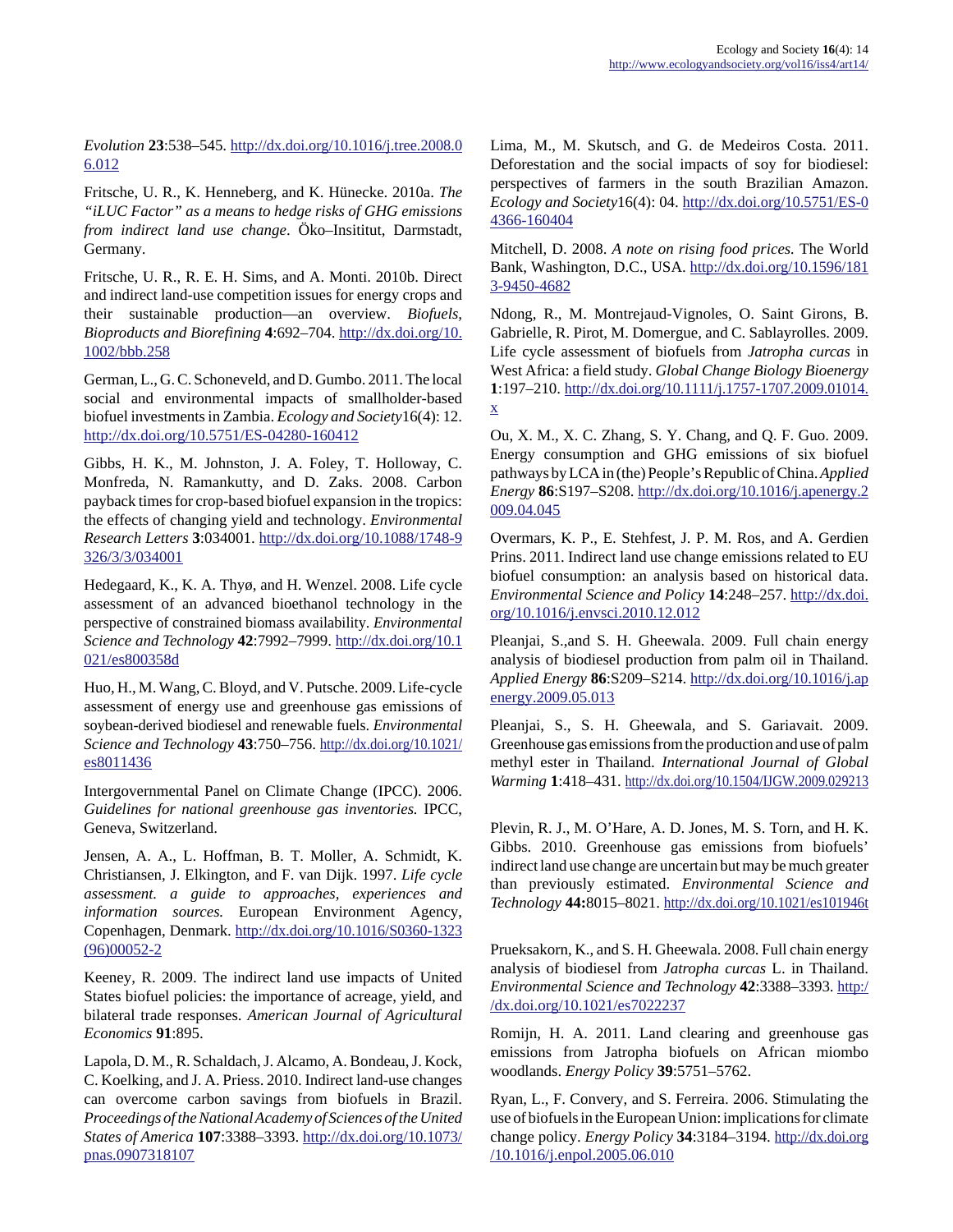*Evolution* **23**:538–545. http://dx.doi.org/10.1016/j.tree.2008.06.012

Fritsche, U. R., K. Henneberg, and K. Hünecke. 2010a. *The "iLUC Factor" as a means to hedge risks of GHG emissions from indirect land use change*. Öko–Insititut, Darmstadt, Germany.

Fritsche, U. R., R. E. H. Sims, and A. Monti. 2010b. Direct and indirect land-use competition issues for energy crops and their sustainable production—an overview. *Biofuels, Bioproducts and Biorefining* **4**:692–704. http://dx.doi.org/10.1002/bbb.258

German, L., G. C. Schoneveld, and D. Gumbo. 2011. The local social and environmental impacts of smallholder-based biofuel investments in Zambia. *Ecology and Society*16(4): 12. http://dx.doi.org/10.5751/ES-04280-160412

Gibbs, H. K., M. Johnston, J. A. Foley, T. Holloway, C. Monfreda, N. Ramankutty, and D. Zaks. 2008. Carbon payback times for crop-based biofuel expansion in the tropics: the effects of changing yield and technology. *Environmental Research Letters* **3**:034001. http://dx.doi.org/10.1088/1748-9326/3/3/034001

Hedegaard, K., K. A. Thyø, and H. Wenzel. 2008. Life cycle assessment of an advanced bioethanol technology in the perspective of constrained biomass availability. *Environmental Science and Technology* **42**:7992–7999. http://dx.doi.org/10.1021/es800358d

Huo, H., M. Wang, C. Bloyd, and V. Putsche. 2009. Life-cycle assessment of energy use and greenhouse gas emissions of soybean-derived biodiesel and renewable fuels. *Environmental Science and Technology* **43**:750–756. http://dx.doi.org/10.1021/es8011436

Intergovernmental Panel on Climate Change (IPCC). 2006. *Guidelines for national greenhouse gas inventories.* IPCC, Geneva, Switzerland.

Jensen, A. A., L. Hoffman, B. T. Moller, A. Schmidt, K. Christiansen, J. Elkington, and F. van Dijk. 1997. *Life cycle assessment. a guide to approaches, experiences and information sources.* European Environment Agency, Copenhagen, Denmark. http://dx.doi.org/10.1016/S0360-1323(96)00052-2

Keeney, R. 2009. The indirect land use impacts of United States biofuel policies: the importance of acreage, yield, and bilateral trade responses. *American Journal of Agricultural Economics* **91**:895.

Lapola, D. M., R. Schaldach, J. Alcamo, A. Bondeau, J. Kock, C. Koelking, and J. A. Priess. 2010. Indirect land-use changes can overcome carbon savings from biofuels in Brazil. *Proceedings of the National Academy of Sciences of the United States of America* **107**:3388–3393. http://dx.doi.org/10.1073/pnas.0907318107

Lima, M., M. Skutsch, and G. de Medeiros Costa. 2011. Deforestation and the social impacts of soy for biodiesel: perspectives of farmers in the south Brazilian Amazon. *Ecology and Society*16(4): 04. http://dx.doi.org/10.5751/ES-04366-160404

Mitchell, D. 2008. *A note on rising food prices.* The World Bank, Washington, D.C., USA. http://dx.doi.org/10.1596/1813-9450-4682

Ndong, R., M. Montrejaud-Vignoles, O. Saint Girons, B. Gabrielle, R. Pirot, M. Domergue, and C. Sablayrolles. 2009. Life cycle assessment of biofuels from *Jatropha curcas* in West Africa: a field study. *Global Change Biology Bioenergy* **1**:197–210. http://dx.doi.org/10.1111/j.1757-1707.2009.01014.x

Ou, X. M., X. C. Zhang, S. Y. Chang, and Q. F. Guo. 2009. Energy consumption and GHG emissions of six biofuel pathways by LCA in (the) People's Republic of China. *Applied Energy* **86**:S197–S208. http://dx.doi.org/10.1016/j.apenergy.2009.04.045

Overmars, K. P., E. Stehfest, J. P. M. Ros, and A. Gerdien Prins. 2011. Indirect land use change emissions related to EU biofuel consumption: an analysis based on historical data. *Environmental Science and Policy* **14**:248–257. http://dx.doi.org/10.1016/j.envsci.2010.12.012

Pleanjai, S.,and S. H. Gheewala. 2009. Full chain energy analysis of biodiesel production from palm oil in Thailand. *Applied Energy* **86**:S209–S214. http://dx.doi.org/10.1016/j.apenergy.2009.05.013

Pleanjai, S., S. H. Gheewala, and S. Gariavait. 2009. Greenhouse gas emissions from the production and use of palm methyl ester in Thailand. *International Journal of Global Warming* **1**:418–431. http://dx.doi.org/10.1504/IJGW.2009.029213

Plevin, R. J., M. O'Hare, A. D. Jones, M. S. Torn, and H. K. Gibbs. 2010. Greenhouse gas emissions from biofuels' indirect land use change are uncertain but may be much greater than previously estimated. *Environmental Science and Technology* **44:**8015–8021. http://dx.doi.org/10.1021/es101946t

Prueksakorn, K., and S. H. Gheewala. 2008. Full chain energy analysis of biodiesel from *Jatropha curcas* L. in Thailand. *Environmental Science and Technology* **42**:3388–3393. http://dx.doi.org/10.1021/es7022237

Romijn, H. A. 2011. Land clearing and greenhouse gas emissions from Jatropha biofuels on African miombo woodlands. *Energy Policy* **39**:5751–5762.

Ryan, L., F. Convery, and S. Ferreira. 2006. Stimulating the use of biofuels in the European Union: implications for climate change policy. *Energy Policy* **34**:3184–3194. http://dx.doi.org/10.1016/j.enpol.2005.06.010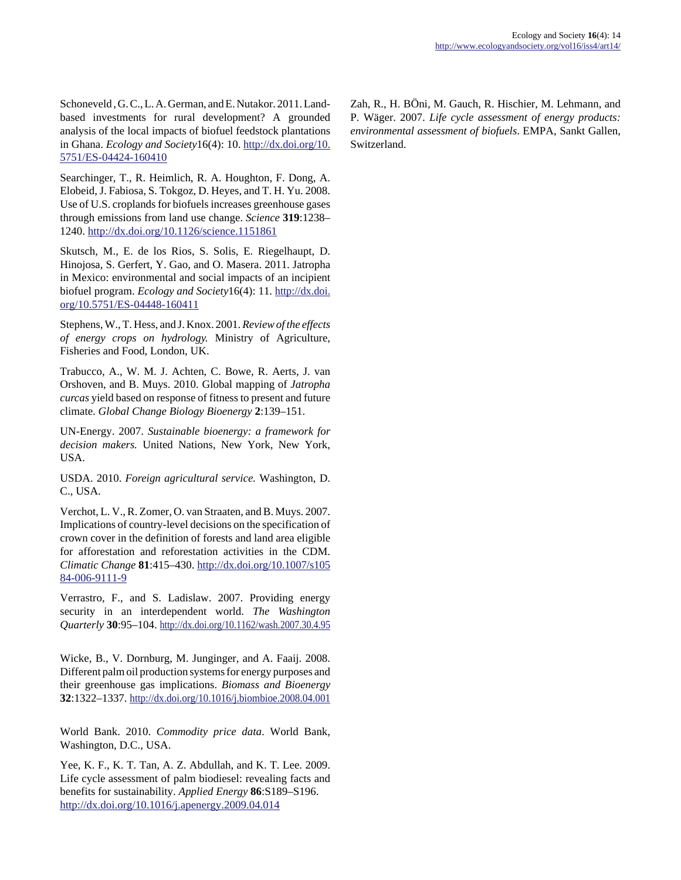Schoneveld , G. C., L. A. German, and E. Nutakor. 2011. Land-based investments for rural development? A grounded analysis of the local impacts of biofuel feedstock plantations in Ghana. *Ecology and Society* 16(4): 10. http://dx.doi.org/10.5751/ES-04424-160410

Searchinger, T., R. Heimlich, R. A. Houghton, F. Dong, A. Elobeid, J. Fabiosa, S. Tokgoz, D. Heyes, and T. H. Yu. 2008. Use of U.S. croplands for biofuels increases greenhouse gases through emissions from land use change. *Science* **319**:1238–1240. http://dx.doi.org/10.1126/science.1151861

Skutsch, M., E. de los Rios, S. Solis, E. Riegelhaupt, D. Hinojosa, S. Gerfert, Y. Gao, and O. Masera. 2011. Jatropha in Mexico: environmental and social impacts of an incipient biofuel program. *Ecology and Society* 16(4): 11. http://dx.doi.org/10.5751/ES-04448-160411

Stephens, W., T. Hess, and J. Knox. 2001. *Review of the effects of energy crops on hydrology.* Ministry of Agriculture, Fisheries and Food, London, UK.

Trabucco, A., W. M. J. Achten, C. Bowe, R. Aerts, J. van Orshoven, and B. Muys. 2010. Global mapping of *Jatropha curcas* yield based on response of fitness to present and future climate. *Global Change Biology Bioenergy* **2**:139–151.

UN-Energy. 2007. *Sustainable bioenergy: a framework for decision makers.* United Nations, New York, New York, USA.

USDA. 2010. *Foreign agricultural service.* Washington, D. C., USA.

Verchot, L. V., R. Zomer, O. van Straaten, and B. Muys. 2007. Implications of country-level decisions on the specification of crown cover in the definition of forests and land area eligible for afforestation and reforestation activities in the CDM. *Climatic Change* **81**:415–430. http://dx.doi.org/10.1007/s10584-006-9111-9

Verrastro, F., and S. Ladislaw. 2007. Providing energy security in an interdependent world. *The Washington Quarterly* **30**:95–104. http://dx.doi.org/10.1162/wash.2007.30.4.95

Wicke, B., V. Dornburg, M. Junginger, and A. Faaij. 2008. Different palm oil production systems for energy purposes and their greenhouse gas implications. *Biomass and Bioenergy* **32**:1322–1337. http://dx.doi.org/10.1016/j.biombioe.2008.04.001

World Bank. 2010. *Commodity price data*. World Bank, Washington, D.C., USA.

Yee, K. F., K. T. Tan, A. Z. Abdullah, and K. T. Lee. 2009. Life cycle assessment of palm biodiesel: revealing facts and benefits for sustainability. *Applied Energy* **86**:S189–S196. http://dx.doi.org/10.1016/j.apenergy.2009.04.014

Zah, R., H. BÖni, M. Gauch, R. Hischier, M. Lehmann, and P. Wäger. 2007. *Life cycle assessment of energy products: environmental assessment of biofuels*. EMPA, Sankt Gallen, Switzerland.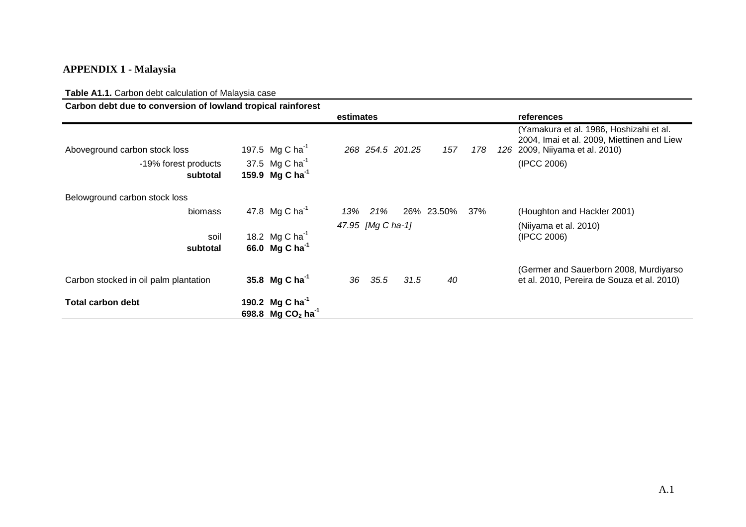## APPENDIX 1 - Malaysia

**Table A1.1.** Carbon debt calculation of Malaysia case

| **Carbon debt due to conversion of lowland tropical rainforest** | | **estimates** | | | | | | **references** |
|---|---|---|---|---|---|---|---|---|
| Aboveground carbon stock loss | 197.5 Mg C $ha^{-1}$ | *268* | *254.5* | *201.25* | *157* | *178* | *126* | (Yamakura et al. 1986, Hoshizahi et al. 2004, Imai et al. 2009, Miettinen and Liew 2009, Niiyama et al. 2010) |
| -19% forest products | 37.5 Mg C $ha^{-1}$ | | | | | | | (IPCC 2006) |
| **subtotal** | **159.9 Mg C $ha^{-1}$** | | | | | | | |
| Belowground carbon stock loss | | | | | | | | |
| biomass | 47.8 Mg C $ha^{-1}$ | *13%* | *21%* | 26% | 23.50% | 37% | | (Houghton and Hackler 2001) |
| | | *47.95* | *[Mg C ha-1]* | | | | | (Niiyama et al. 2010) |
| soil | 18.2 Mg C $ha^{-1}$ | | | | | | | (IPCC 2006) |
| **subtotal** | **66.0 Mg C $ha^{-1}$** | | | | | | | |
| Carbon stocked in oil palm plantation | **35.8 Mg C $ha^{-1}$** | *36* | *35.5* | *31.5* | *40* | | | (Germer and Sauerborn 2008, Murdiyarso et al. 2010, Pereira de Souza et al. 2010) |
| **Total carbon debt** | **190.2 Mg C $ha^{-1}$** | | | | | | | |
| | **698.8 Mg $CO_2$ $ha^{-1}$** | | | | | | | |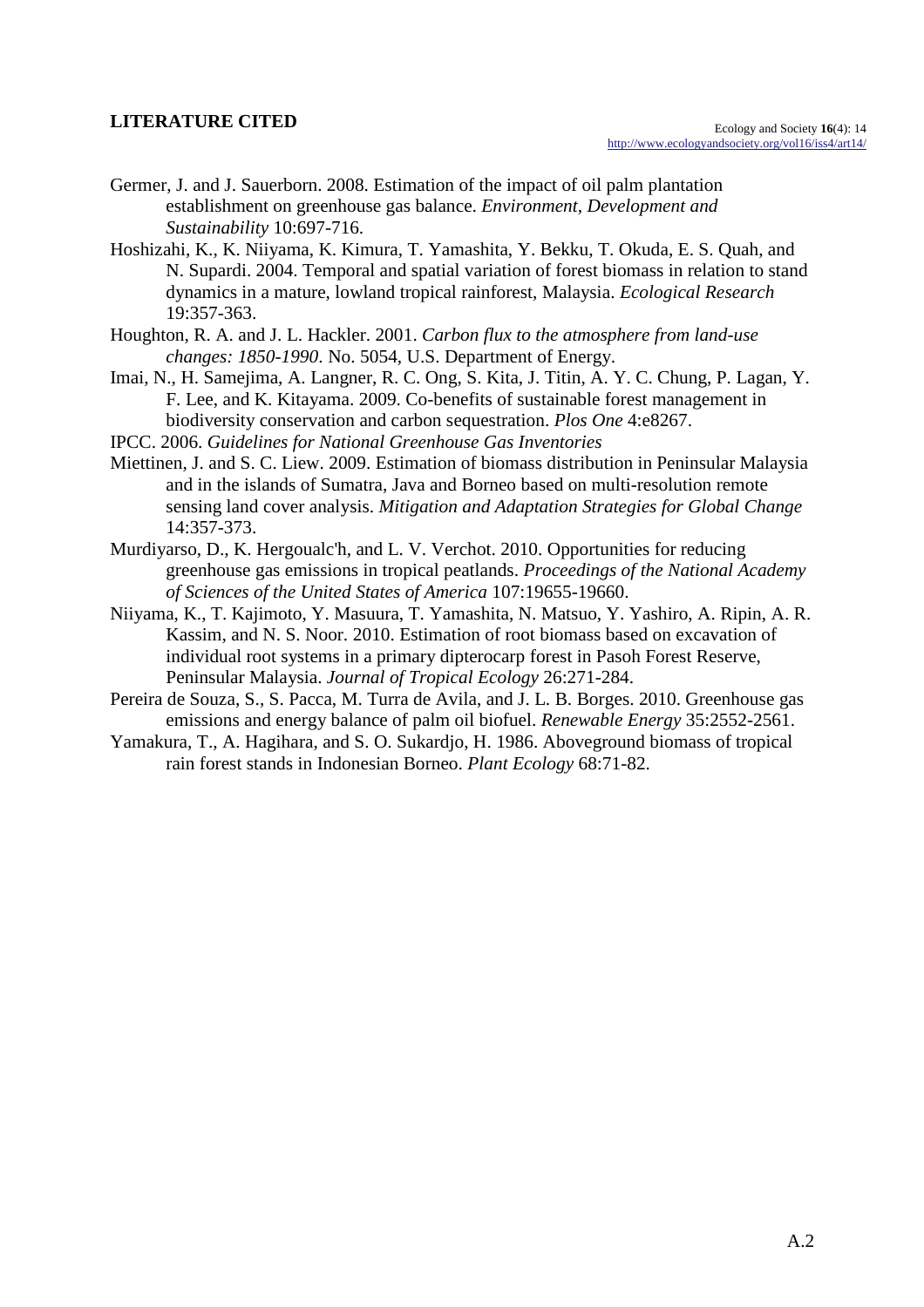## LITERATURE CITED

Germer, J. and J. Sauerborn. 2008. Estimation of the impact of oil palm plantation establishment on greenhouse gas balance. *Environment, Development and Sustainability* 10:697-716.

Hoshizahi, K., K. Niiyama, K. Kimura, T. Yamashita, Y. Bekku, T. Okuda, E. S. Quah, and N. Supardi. 2004. Temporal and spatial variation of forest biomass in relation to stand dynamics in a mature, lowland tropical rainforest, Malaysia. *Ecological Research* 19:357-363.

Houghton, R. A. and J. L. Hackler. 2001. *Carbon flux to the atmosphere from land-use changes: 1850-1990*. No. 5054, U.S. Department of Energy.

Imai, N., H. Samejima, A. Langner, R. C. Ong, S. Kita, J. Titin, A. Y. C. Chung, P. Lagan, Y. F. Lee, and K. Kitayama. 2009. Co-benefits of sustainable forest management in biodiversity conservation and carbon sequestration. *Plos One* 4:e8267.

IPCC. 2006. *Guidelines for National Greenhouse Gas Inventories*

Miettinen, J. and S. C. Liew. 2009. Estimation of biomass distribution in Peninsular Malaysia and in the islands of Sumatra, Java and Borneo based on multi-resolution remote sensing land cover analysis. *Mitigation and Adaptation Strategies for Global Change* 14:357-373.

Murdiyarso, D., K. Hergoualc'h, and L. V. Verchot. 2010. Opportunities for reducing greenhouse gas emissions in tropical peatlands. *Proceedings of the National Academy of Sciences of the United States of America* 107:19655-19660.

Niiyama, K., T. Kajimoto, Y. Masuura, T. Yamashita, N. Matsuo, Y. Yashiro, A. Ripin, A. R. Kassim, and N. S. Noor. 2010. Estimation of root biomass based on excavation of individual root systems in a primary dipterocarp forest in Pasoh Forest Reserve, Peninsular Malaysia. *Journal of Tropical Ecology* 26:271-284.

Pereira de Souza, S., S. Pacca, M. Turra de Avila, and J. L. B. Borges. 2010. Greenhouse gas emissions and energy balance of palm oil biofuel. *Renewable Energy* 35:2552-2561.

Yamakura, T., A. Hagihara, and S. O. Sukardjo, H. 1986. Aboveground biomass of tropical rain forest stands in Indonesian Borneo. *Plant Ecology* 68:71-82.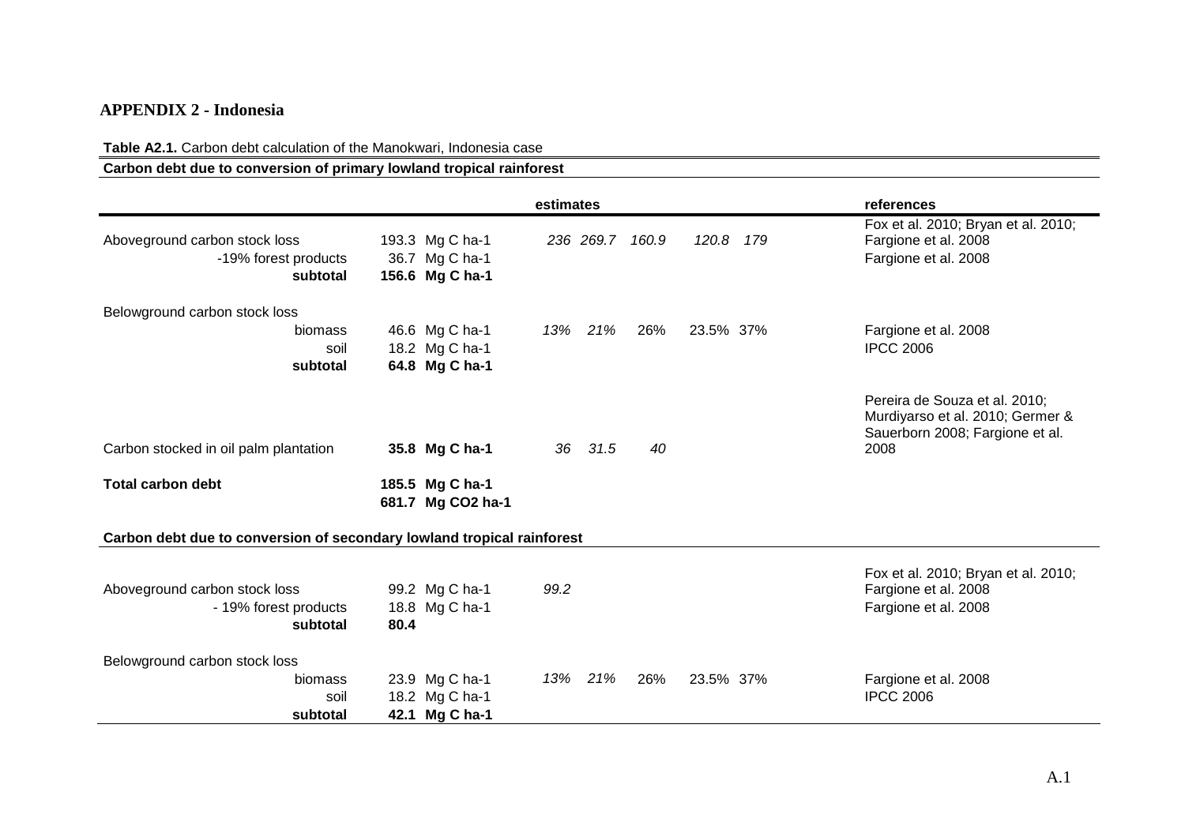## APPENDIX 2 - Indonesia

**Table A2.1.** Carbon debt calculation of the Manokwari, Indonesia case

**Carbon debt due to conversion of primary lowland tropical rainforest**

| | | estimates | | | | | references |
|---|---|---|---|---|---|---|---|
| Aboveground carbon stock loss | 193.3 Mg C ha-1 | *236* | *269.7* | *160.9* | *120.8* | *179* | Fox et al. 2010; Bryan et al. 2010; Fargione et al. 2008 |
| -19% forest products | 36.7 Mg C ha-1 | | | | | | Fargione et al. 2008 |
| **subtotal** | **156.6 Mg C ha-1** | | | | | | |
| Belowground carbon stock loss | | | | | | | |
| biomass | 46.6 Mg C ha-1 | *13%* | *21%* | 26% | 23.5% | 37% | Fargione et al. 2008 |
| soil | 18.2 Mg C ha-1 | | | | | | IPCC 2006 |
| **subtotal** | **64.8 Mg C ha-1** | | | | | | |
| Carbon stocked in oil palm plantation | **35.8 Mg C ha-1** | *36* | *31.5* | *40* | | | Pereira de Souza et al. 2010; Murdiyarso et al. 2010; Germer & Sauerborn 2008; Fargione et al. 2008 |
| **Total carbon debt** | **185.5 Mg C ha-1** | | | | | | |
| | **681.7 Mg CO2 ha-1** | | | | | | |

**Carbon debt due to conversion of secondary lowland tropical rainforest**

| | | estimates | | | | | references |
|---|---|---|---|---|---|---|---|
| Aboveground carbon stock loss | 99.2 Mg C ha-1 | *99.2* | | | | | Fox et al. 2010; Bryan et al. 2010; Fargione et al. 2008 |
| - 19% forest products | 18.8 Mg C ha-1 | | | | | | Fargione et al. 2008 |
| **subtotal** | **80.4** | | | | | | |
| Belowground carbon stock loss | | | | | | | |
| biomass | 23.9 Mg C ha-1 | *13%* | *21%* | 26% | 23.5% | 37% | Fargione et al. 2008 |
| soil | 18.2 Mg C ha-1 | | | | | | IPCC 2006 |
| **subtotal** | **42.1 Mg C ha-1** | | | | | | |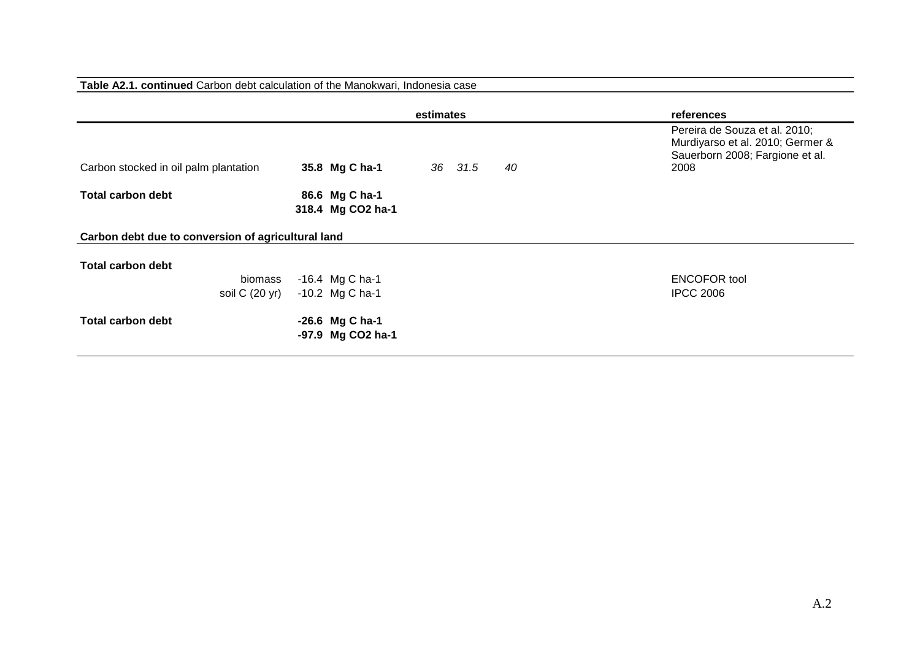**Table A2.1. continued** Carbon debt calculation of the Manokwari, Indonesia case

| | | estimates | | | | references |
|---|---|---|---|---|---|---|
| Carbon stocked in oil palm plantation | | **35.8 Mg C ha-1** | *36* | *31.5* | *40* | Pereira de Souza et al. 2010; Murdiyarso et al. 2010; Germer & Sauerborn 2008; Fargione et al. 2008 |
| **Total carbon debt** | | **86.6 Mg C ha-1** | | | | |
| | | **318.4 Mg CO2 ha-1** | | | | |
| **Carbon debt due to conversion of agricultural land** | | | | | | |
| **Total carbon debt** | | | | | | |
| | biomass | -16.4 Mg C ha-1 | | | | ENCOFOR tool |
| | soil C (20 yr) | -10.2 Mg C ha-1 | | | | IPCC 2006 |
| **Total carbon debt** | | **-26.6 Mg C ha-1** | | | | |
| | | **-97.9 Mg CO2 ha-1** | | | | |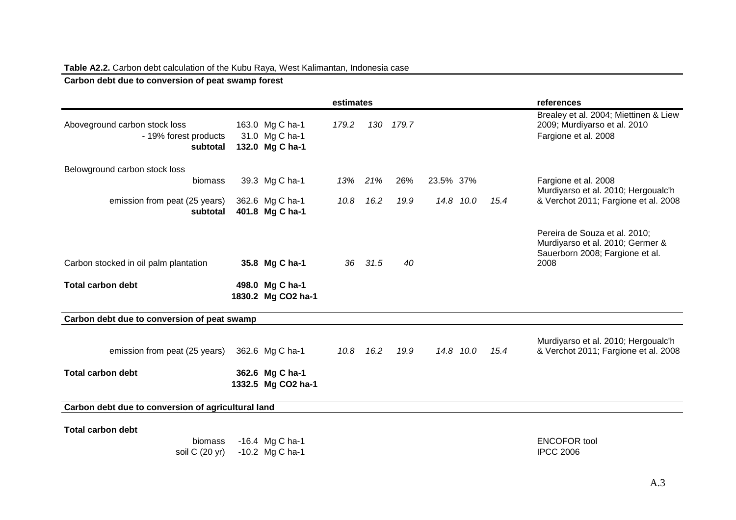**Table A2.2.** Carbon debt calculation of the Kubu Raya, West Kalimantan, Indonesia case

**Carbon debt due to conversion of peat swamp forest**

| | | estimates | | | | | | references |
|---|---|---|---|---|---|---|---|---|
| Aboveground carbon stock loss | 163.0 Mg C ha-1 | *179.2* | *130* | *179.7* | | | | Brealey et al. 2004; Miettinen & Liew 2009; Murdiyarso et al. 2010 |
| - 19% forest products | 31.0 Mg C ha-1 | | | | | | | Fargione et al. 2008 |
| **subtotal** | **132.0 Mg C ha-1** | | | | | | | |
| Belowground carbon stock loss | | | | | | | | |
| biomass | 39.3 Mg C ha-1 | *13%* | *21%* | 26% | 23.5% | 37% | | Fargione et al. 2008 |
| emission from peat (25 years) | 362.6 Mg C ha-1 | *10.8* | *16.2* | *19.9* | *14.8* | *10.0* | *15.4* | Murdiyarso et al. 2010; Hergoualc'h & Verchot 2011; Fargione et al. 2008 |
| **subtotal** | **401.8 Mg C ha-1** | | | | | | | |
| Carbon stocked in oil palm plantation | **35.8 Mg C ha-1** | *36* | *31.5* | *40* | | | | Pereira de Souza et al. 2010; Murdiyarso et al. 2010; Germer & Sauerborn 2008; Fargione et al. 2008 |
| **Total carbon debt** | **498.0 Mg C ha-1** | | | | | | | |
| | **1830.2 Mg CO2 ha-1** | | | | | | | |

**Carbon debt due to conversion of peat swamp**

| | | estimates | | | | | | references |
|---|---|---|---|---|---|---|---|---|
| emission from peat (25 years) | 362.6 Mg C ha-1 | *10.8* | *16.2* | *19.9* | *14.8* | *10.0* | *15.4* | Murdiyarso et al. 2010; Hergoualc'h & Verchot 2011; Fargione et al. 2008 |
| **Total carbon debt** | **362.6 Mg C ha-1** | | | | | | | |
| | **1332.5 Mg CO2 ha-1** | | | | | | | |

**Carbon debt due to conversion of agricultural land**

| | | references |
|---|---|---|
| **Total carbon debt** | | |
| biomass | -16.4 Mg C ha-1 | ENCOFOR tool |
| soil C (20 yr) | -10.2 Mg C ha-1 | IPCC 2006 |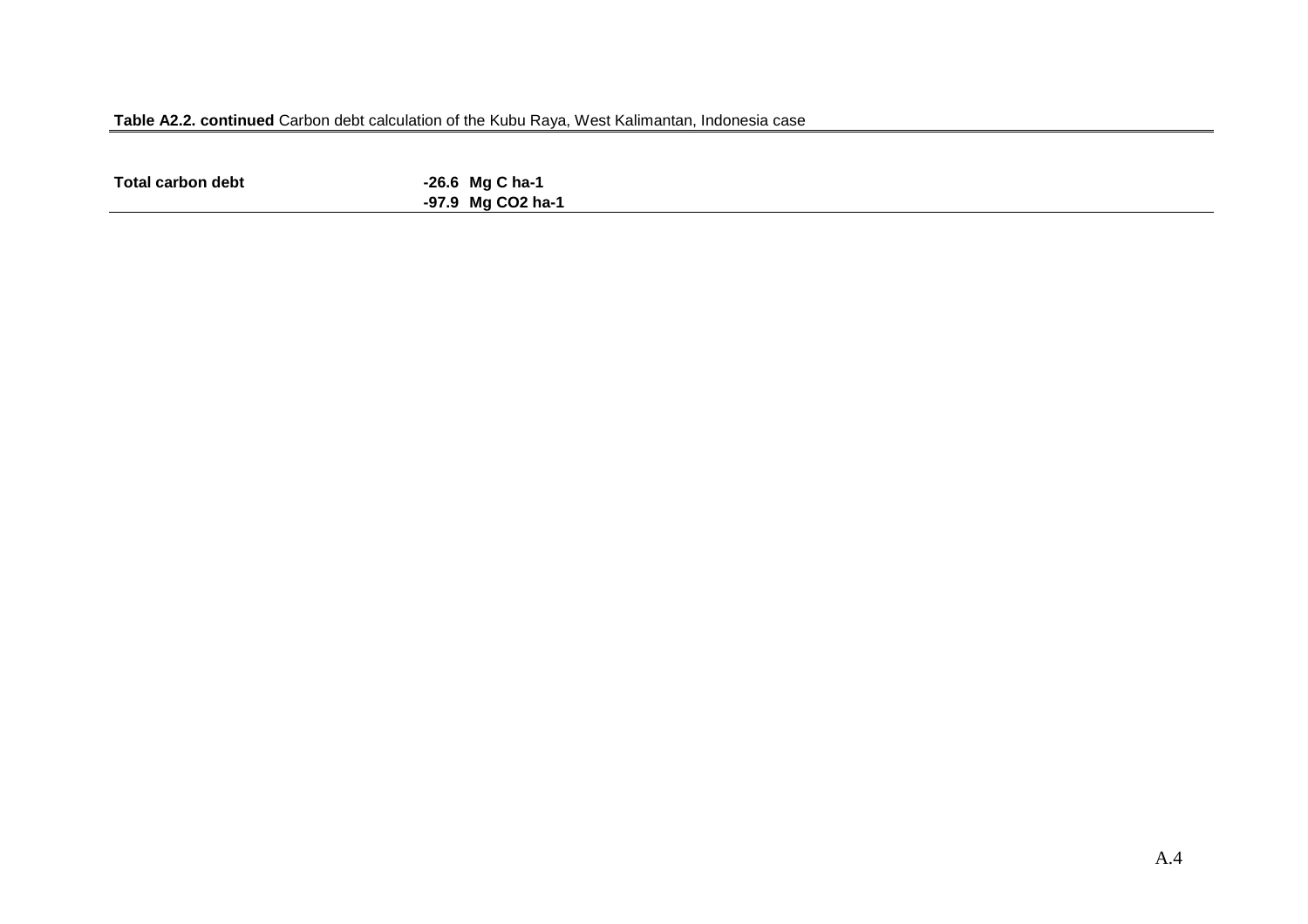**Table A2.2. continued** Carbon debt calculation of the Kubu Raya, West Kalimantan, Indonesia case

| | | |
|---|---|---|
| **Total carbon debt** | **-26.6** | **Mg C ha-1** |
| | **-97.9** | **Mg CO2 ha-1** |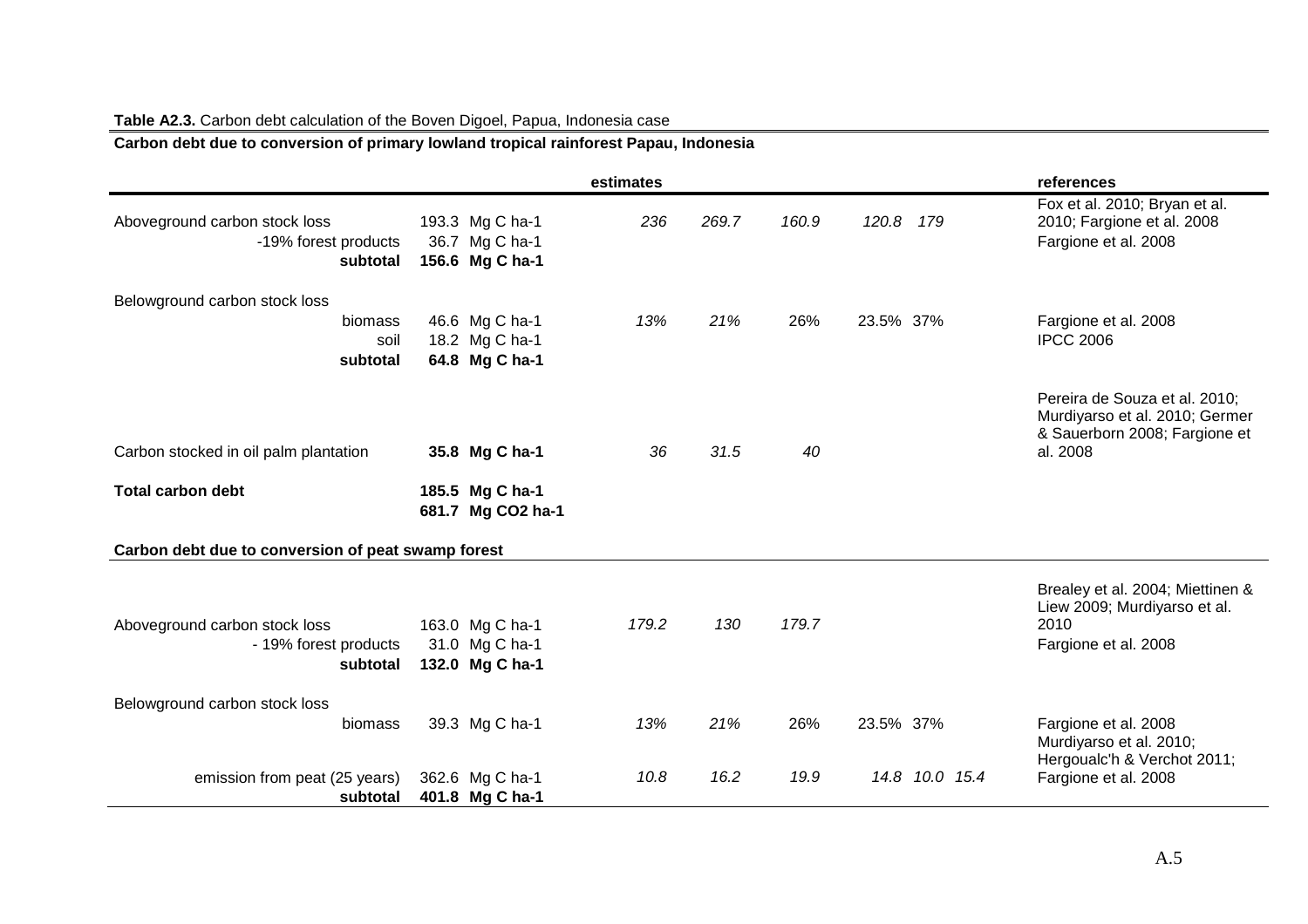**Table A2.3.** Carbon debt calculation of the Boven Digoel, Papua, Indonesia case

**Carbon debt due to conversion of primary lowland tropical rainforest Papau, Indonesia**

| | | estimates | | | | | | references |
|---|---|---|---|---|---|---|---|---|
| Aboveground carbon stock loss | 193.3 Mg C ha-1 | *236* | *269.7* | *160.9* | *120.8* | *179* | | Fox et al. 2010; Bryan et al. 2010; Fargione et al. 2008 |
| -19% forest products | 36.7 Mg C ha-1 | | | | | | | Fargione et al. 2008 |
| **subtotal** | **156.6 Mg C ha-1** | | | | | | | |
| Belowground carbon stock loss | | | | | | | | |
| biomass | 46.6 Mg C ha-1 | *13%* | *21%* | 26% | 23.5% | 37% | | Fargione et al. 2008 |
| soil | 18.2 Mg C ha-1 | | | | | | | IPCC 2006 |
| **subtotal** | **64.8 Mg C ha-1** | | | | | | | |
| Carbon stocked in oil palm plantation | **35.8 Mg C ha-1** | *36* | *31.5* | *40* | | | | Pereira de Souza et al. 2010; Murdiyarso et al. 2010; Germer & Sauerborn 2008; Fargione et al. 2008 |
| **Total carbon debt** | **185.5 Mg C ha-1** | | | | | | | |
| | **681.7 Mg CO2 ha-1** | | | | | | | |

**Carbon debt due to conversion of peat swamp forest**

| | | | | | | | | |
|---|---|---|---|---|---|---|---|---|
| Aboveground carbon stock loss | 163.0 Mg C ha-1 | *179.2* | *130* | *179.7* | | | | Brealey et al. 2004; Miettinen & Liew 2009; Murdiyarso et al. 2010 |
| - 19% forest products | 31.0 Mg C ha-1 | | | | | | | Fargione et al. 2008 |
| **subtotal** | **132.0 Mg C ha-1** | | | | | | | |
| Belowground carbon stock loss | | | | | | | | |
| biomass | 39.3 Mg C ha-1 | *13%* | *21%* | 26% | 23.5% | 37% | | Fargione et al. 2008 |
| emission from peat (25 years) | 362.6 Mg C ha-1 | *10.8* | *16.2* | *19.9* | *14.8* | *10.0* | *15.4* | Murdiyarso et al. 2010; Hergoualc'h & Verchot 2011; Fargione et al. 2008 |
| **subtotal** | **401.8 Mg C ha-1** | | | | | | | |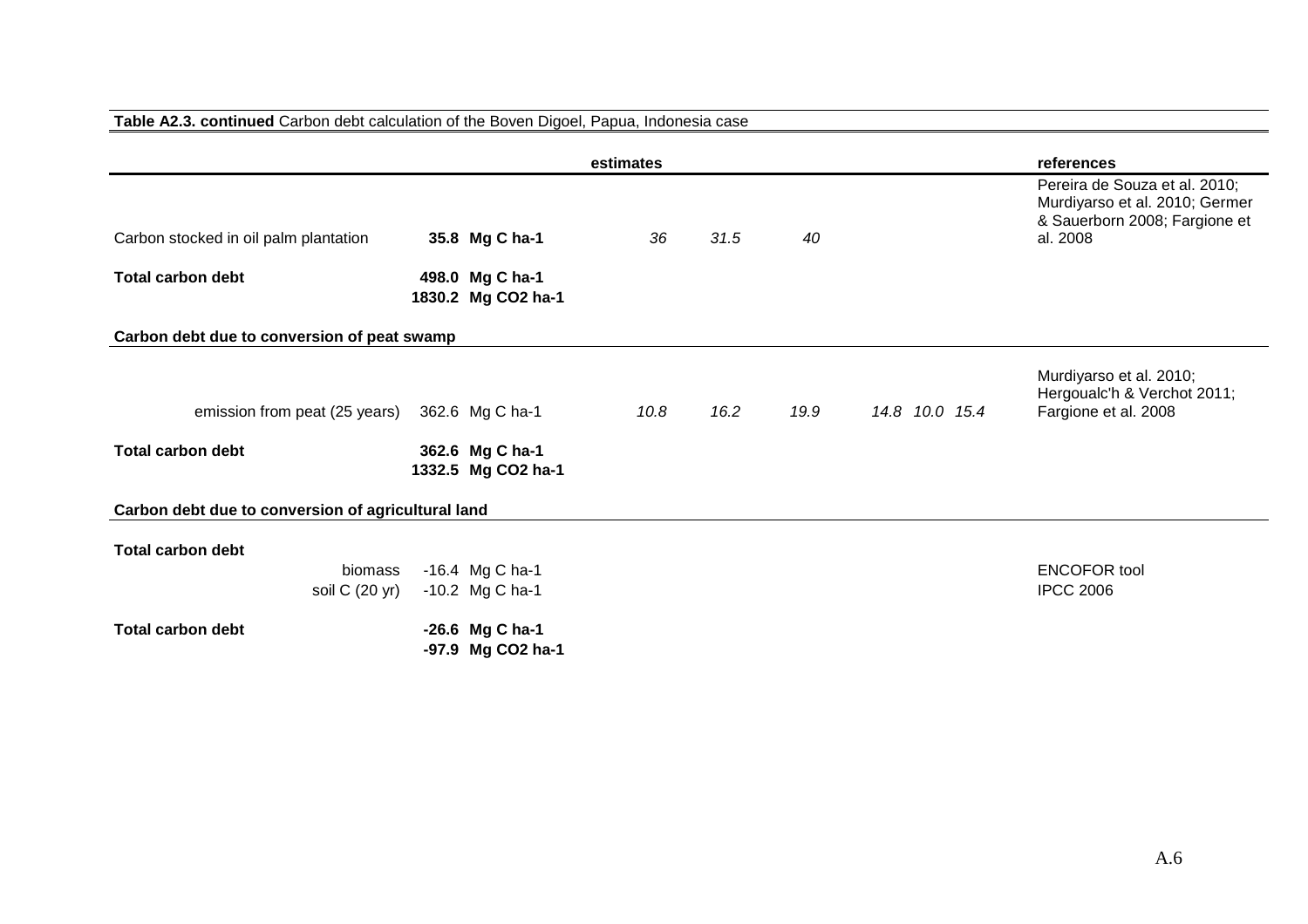**Table A2.3. continued** Carbon debt calculation of the Boven Digoel, Papua, Indonesia case

| | estimates | | | | | | | | references |
|---|---|---|---|---|---|---|---|---|---|
| Carbon stocked in oil palm plantation | **35.8 Mg C ha-1** | *36* | *31.5* | *40* | | | | | Pereira de Souza et al. 2010; Murdiyarso et al. 2010; Germer & Sauerborn 2008; Fargione et al. 2008 |
| **Total carbon debt** | **498.0 Mg C ha-1** | | | | | | | | |
| | **1830.2 Mg CO2 ha-1** | | | | | | | | |
| **Carbon debt due to conversion of peat swamp** | | | | | | | | | |
| emission from peat (25 years) | 362.6 Mg C ha-1 | *10.8* | *16.2* | *19.9* | *14.8* | *10.0* | *15.4* | | Murdiyarso et al. 2010; Hergoualc'h & Verchot 2011; Fargione et al. 2008 |
| **Total carbon debt** | **362.6 Mg C ha-1** | | | | | | | | |
| | **1332.5 Mg CO2 ha-1** | | | | | | | | |
| **Carbon debt due to conversion of agricultural land** | | | | | | | | | |
| **Total carbon debt** | | | | | | | | | |
| biomass | -16.4 Mg C ha-1 | | | | | | | | ENCOFOR tool |
| soil C (20 yr) | -10.2 Mg C ha-1 | | | | | | | | IPCC 2006 |
| **Total carbon debt** | **-26.6 Mg C ha-1** | | | | | | | | |
| | **-97.9 Mg CO2 ha-1** | | | | | | | | |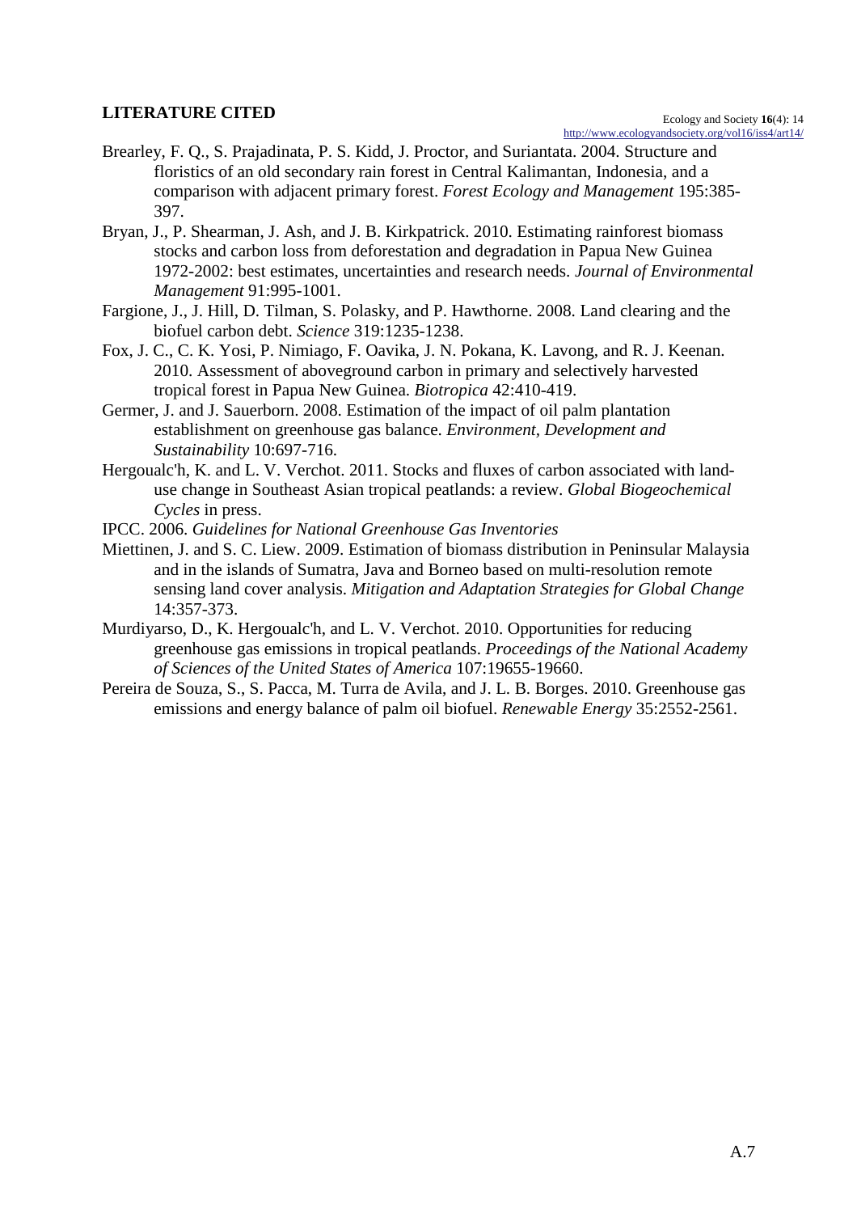## LITERATURE CITED

Brearley, F. Q., S. Prajadinata, P. S. Kidd, J. Proctor, and Suriantata. 2004. Structure and floristics of an old secondary rain forest in Central Kalimantan, Indonesia, and a comparison with adjacent primary forest. *Forest Ecology and Management* 195:385-397.

Bryan, J., P. Shearman, J. Ash, and J. B. Kirkpatrick. 2010. Estimating rainforest biomass stocks and carbon loss from deforestation and degradation in Papua New Guinea 1972-2002: best estimates, uncertainties and research needs. *Journal of Environmental Management* 91:995-1001.

Fargione, J., J. Hill, D. Tilman, S. Polasky, and P. Hawthorne. 2008. Land clearing and the biofuel carbon debt. *Science* 319:1235-1238.

Fox, J. C., C. K. Yosi, P. Nimiago, F. Oavika, J. N. Pokana, K. Lavong, and R. J. Keenan. 2010. Assessment of aboveground carbon in primary and selectively harvested tropical forest in Papua New Guinea. *Biotropica* 42:410-419.

Germer, J. and J. Sauerborn. 2008. Estimation of the impact of oil palm plantation establishment on greenhouse gas balance. *Environment, Development and Sustainability* 10:697-716.

Hergoualc'h, K. and L. V. Verchot. 2011. Stocks and fluxes of carbon associated with land-use change in Southeast Asian tropical peatlands: a review. *Global Biogeochemical Cycles* in press.

IPCC. 2006. *Guidelines for National Greenhouse Gas Inventories*

Miettinen, J. and S. C. Liew. 2009. Estimation of biomass distribution in Peninsular Malaysia and in the islands of Sumatra, Java and Borneo based on multi-resolution remote sensing land cover analysis. *Mitigation and Adaptation Strategies for Global Change* 14:357-373.

Murdiyarso, D., K. Hergoualc'h, and L. V. Verchot. 2010. Opportunities for reducing greenhouse gas emissions in tropical peatlands. *Proceedings of the National Academy of Sciences of the United States of America* 107:19655-19660.

Pereira de Souza, S., S. Pacca, M. Turra de Avila, and J. L. B. Borges. 2010. Greenhouse gas emissions and energy balance of palm oil biofuel. *Renewable Energy* 35:2552-2561.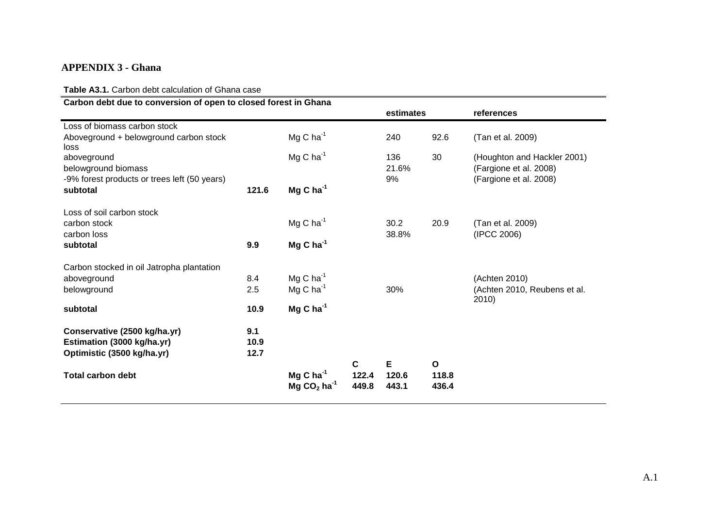## APPENDIX 3 - Ghana

**Table A3.1.** Carbon debt calculation of Ghana case

| **Carbon debt due to conversion of open to closed forest in Ghana** | | | | | | |
|---|---|---|---|---|---|---|
| | | | | **estimates** | | **references** |
| Loss of biomass carbon stock | | | | | | |
| Aboveground + belowground carbon stock loss | | Mg C $ha^{-1}$ | | 240 | 92.6 | (Tan et al. 2009) |
| aboveground | | Mg C $ha^{-1}$ | | 136 | 30 | (Houghton and Hackler 2001) |
| belowground biomass | | | | 21.6% | | (Fargione et al. 2008) |
| -9% forest products or trees left (50 years) | | | | 9% | | (Fargione et al. 2008) |
| **subtotal** | **121.6** | **Mg C $ha^{-1}$** | | | | |
| | | | | | | |
| Loss of soil carbon stock | | | | | | |
| carbon stock | | Mg C $ha^{-1}$ | | 30.2 | 20.9 | (Tan et al. 2009) |
| carbon loss | | | | 38.8% | | (IPCC 2006) |
| **subtotal** | **9.9** | **Mg C $ha^{-1}$** | | | | |
| | | | | | | |
| Carbon stocked in oil Jatropha plantation | | | | | | |
| aboveground | 8.4 | Mg C $ha^{-1}$ | | | | (Achten 2010) |
| belowground | 2.5 | Mg C $ha^{-1}$ | | 30% | | (Achten 2010, Reubens et al. 2010) |
| **subtotal** | **10.9** | **Mg C $ha^{-1}$** | | | | |
| | | | | | | |
| **Conservative (2500 kg/ha.yr)** | **9.1** | | | | | |
| **Estimation (3000 kg/ha.yr)** | **10.9** | | | | | |
| **Optimistic (3500 kg/ha.yr)** | **12.7** | | | | | |
| | | | **C** | **E** | **O** | |
| **Total carbon debt** | | **Mg C $ha^{-1}$** | **122.4** | **120.6** | **118.8** | |
| | | **Mg $CO_2$ $ha^{-1}$** | **449.8** | **443.1** | **436.4** | |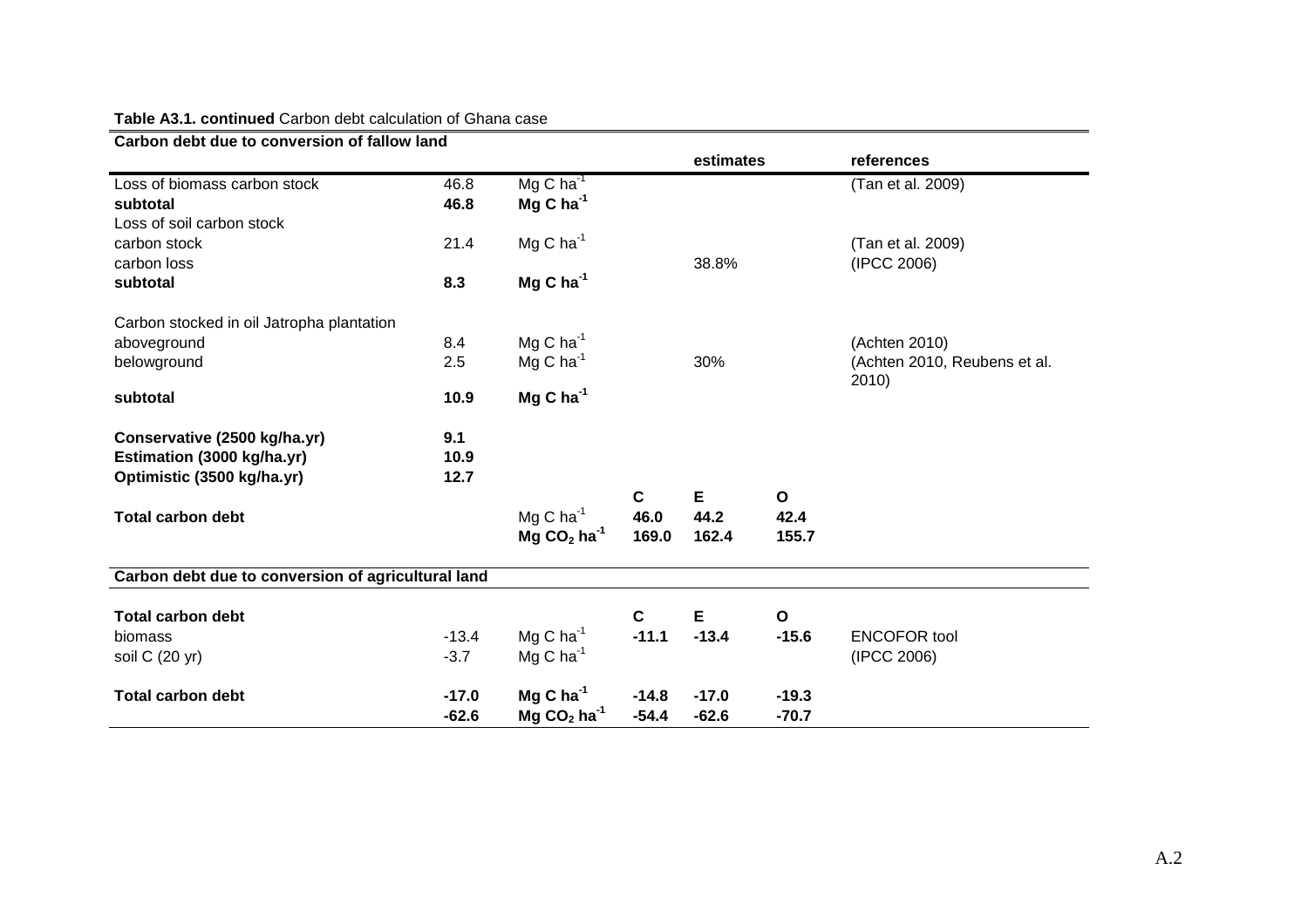**Table A3.1. continued** Carbon debt calculation of Ghana case

| **Carbon debt due to conversion of fallow land** | | | | | | |
|---|---|---|---|---|---|---|
| | | | | **estimates** | | **references** |
| Loss of biomass carbon stock | 46.8 | Mg C $ha^{-1}$ | | | | (Tan et al. 2009) |
| **subtotal** | **46.8** | **Mg C $ha^{-1}$** | | | | |
| Loss of soil carbon stock | | | | | | |
| carbon stock | 21.4 | Mg C $ha^{-1}$ | | | | (Tan et al. 2009) |
| carbon loss | | | | 38.8% | | (IPCC 2006) |
| **subtotal** | **8.3** | **Mg C $ha^{-1}$** | | | | |
| | | | | | | |
| Carbon stocked in oil Jatropha plantation | | | | | | |
| aboveground | 8.4 | Mg C $ha^{-1}$ | | | | (Achten 2010) |
| belowground | 2.5 | Mg C $ha^{-1}$ | | 30% | | (Achten 2010, Reubens et al. 2010) |
| **subtotal** | **10.9** | **Mg C $ha^{-1}$** | | | | |
| | | | | | | |
| **Conservative (2500 kg/ha.yr)** | **9.1** | | | | | |
| **Estimation (3000 kg/ha.yr)** | **10.9** | | | | | |
| **Optimistic (3500 kg/ha.yr)** | **12.7** | | | | | |
| | | | **C** | **E** | **O** | |
| **Total carbon debt** | | Mg C $ha^{-1}$ | **46.0** | **44.2** | **42.4** | |
| | | **Mg $CO_2$ $ha^{-1}$** | **169.0** | **162.4** | **155.7** | |
| | | | | | | |
| **Carbon debt due to conversion of agricultural land** | | | | | | |
| | | | | | | |
| **Total carbon debt** | | | **C** | **E** | **O** | |
| biomass | -13.4 | Mg C $ha^{-1}$ | **-11.1** | **-13.4** | **-15.6** | ENCOFOR tool |
| soil C (20 yr) | -3.7 | Mg C $ha^{-1}$ | | | | (IPCC 2006) |
| | | | | | | |
| **Total carbon debt** | **-17.0** | **Mg C $ha^{-1}$** | **-14.8** | **-17.0** | **-19.3** | |
| | **-62.6** | **Mg $CO_2$ $ha^{-1}$** | **-54.4** | **-62.6** | **-70.7** | |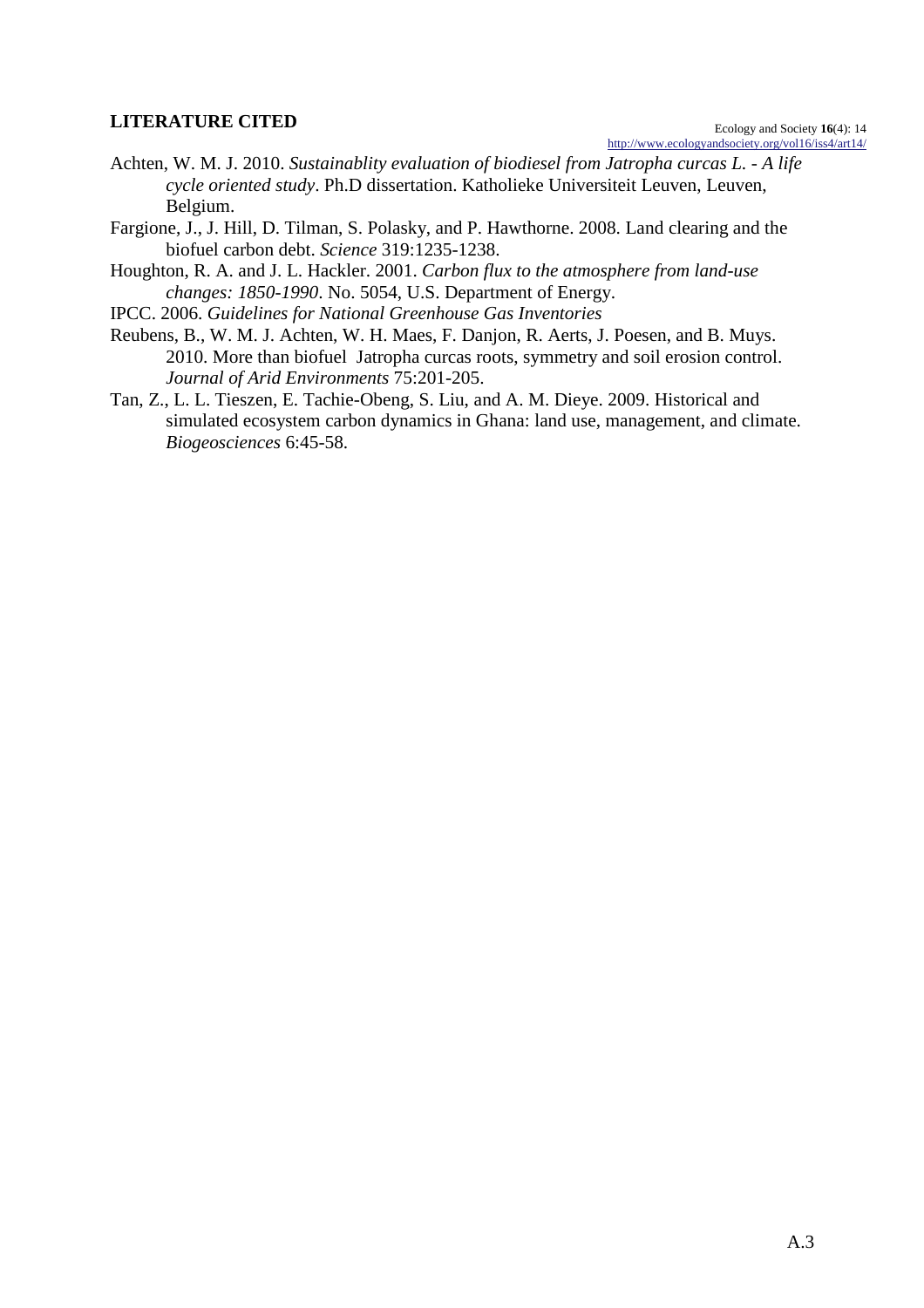## LITERATURE CITED

Achten, W. M. J. 2010. *Sustainablity evaluation of biodiesel from Jatropha curcas L. - A life cycle oriented study*. Ph.D dissertation. Katholieke Universiteit Leuven, Leuven, Belgium.

Fargione, J., J. Hill, D. Tilman, S. Polasky, and P. Hawthorne. 2008. Land clearing and the biofuel carbon debt. *Science* 319:1235-1238.

Houghton, R. A. and J. L. Hackler. 2001. *Carbon flux to the atmosphere from land-use changes: 1850-1990*. No. 5054, U.S. Department of Energy.

IPCC. 2006. *Guidelines for National Greenhouse Gas Inventories*

Reubens, B., W. M. J. Achten, W. H. Maes, F. Danjon, R. Aerts, J. Poesen, and B. Muys. 2010. More than biofuel Jatropha curcas roots, symmetry and soil erosion control. *Journal of Arid Environments* 75:201-205.

Tan, Z., L. L. Tieszen, E. Tachie-Obeng, S. Liu, and A. M. Dieye. 2009. Historical and simulated ecosystem carbon dynamics in Ghana: land use, management, and climate. *Biogeosciences* 6:45-58.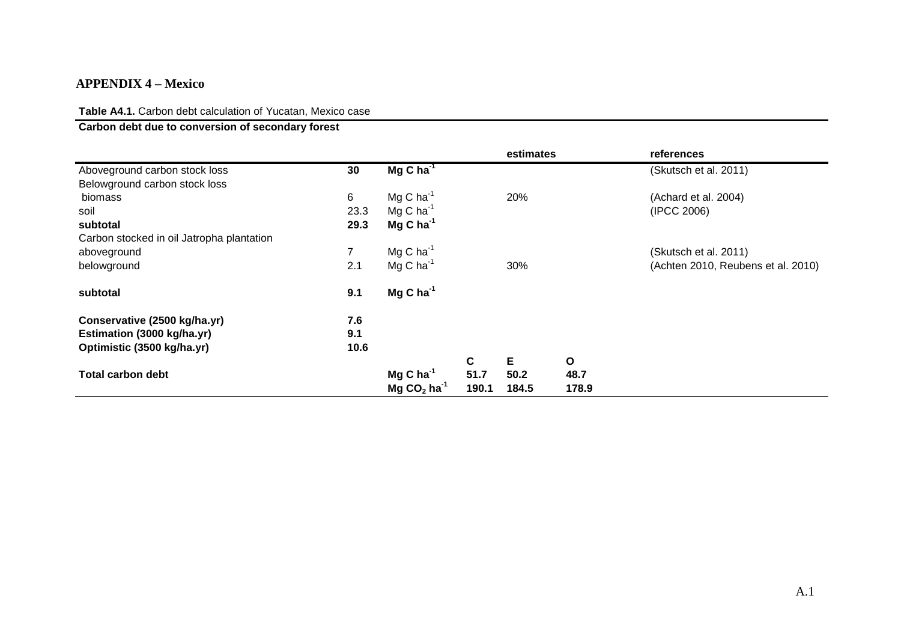## APPENDIX 4 – Mexico

**Table A4.1.** Carbon debt calculation of Yucatan, Mexico case

**Carbon debt due to conversion of secondary forest**

| | | | | estimates | | references |
|---|---|---|---|---|---|---|
| Aboveground carbon stock loss | **30** | **Mg C ha$^{-1}$** | | | | (Skutsch et al. 2011) |
| Belowground carbon stock loss | | | | | | |
| biomass | 6 | Mg C ha$^{-1}$ | | 20% | | (Achard et al. 2004) |
| soil | 23.3 | Mg C ha$^{-1}$ | | | | (IPCC 2006) |
| **subtotal** | **29.3** | **Mg C ha$^{-1}$** | | | | |
| Carbon stocked in oil Jatropha plantation | | | | | | |
| aboveground | 7 | Mg C ha$^{-1}$ | | | | (Skutsch et al. 2011) |
| belowground | 2.1 | Mg C ha$^{-1}$ | | 30% | | (Achten 2010, Reubens et al. 2010) |
| **subtotal** | **9.1** | **Mg C ha$^{-1}$** | | | | |
| **Conservative (2500 kg/ha.yr)** | **7.6** | | | | | |
| **Estimation (3000 kg/ha.yr)** | **9.1** | | | | | |
| **Optimistic (3500 kg/ha.yr)** | **10.6** | | | | | |
| | | | **C** | **E** | **O** | |
| **Total carbon debt** | | **Mg C ha$^{-1}$** | **51.7** | **50.2** | **48.7** | |
| | | **Mg $CO_2$ ha$^{-1}$** | **190.1** | **184.5** | **178.9** | |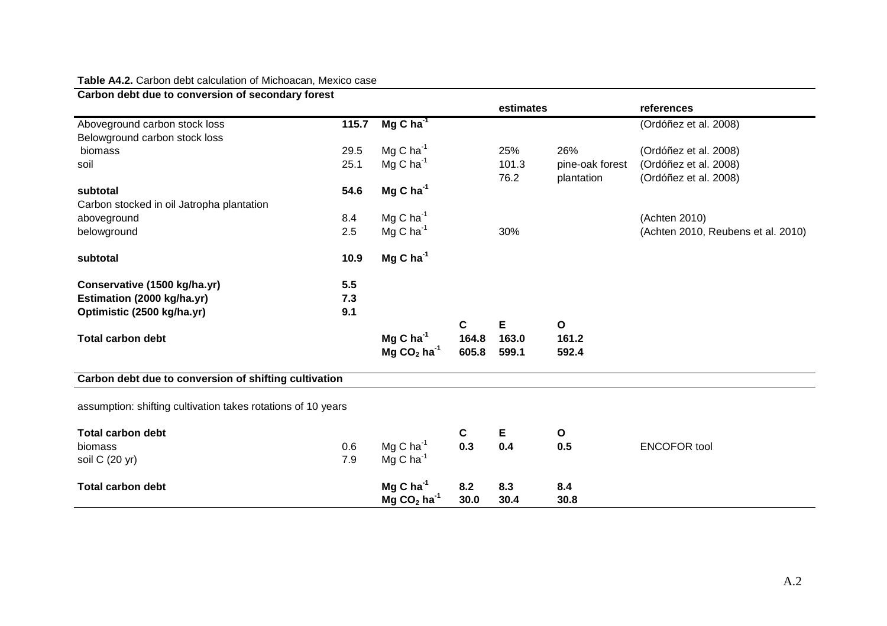**Table A4.2.** Carbon debt calculation of Michoacan, Mexico case

| Carbon debt due to conversion of secondary forest | | | | | | references |
|---|---|---|---|---|---|---|
| | | | | estimates | | |
| Aboveground carbon stock loss | **115.7** | **Mg C ha$^{-1}$** | | | | (Ordóñez et al. 2008) |
| Belowground carbon stock loss | | | | | | |
| biomass | 29.5 | Mg C ha$^{-1}$ | | 25% | 26% | (Ordóñez et al. 2008) |
| soil | 25.1 | Mg C ha$^{-1}$ | | 101.3 | pine-oak forest | (Ordóñez et al. 2008) |
| | | | | 76.2 | plantation | (Ordóñez et al. 2008) |
| **subtotal** | **54.6** | **Mg C ha$^{-1}$** | | | | |
| Carbon stocked in oil Jatropha plantation | | | | | | |
| aboveground | 8.4 | Mg C ha$^{-1}$ | | | | (Achten 2010) |
| belowground | 2.5 | Mg C ha$^{-1}$ | | 30% | | (Achten 2010, Reubens et al. 2010) |
| **subtotal** | **10.9** | **Mg C ha$^{-1}$** | | | | |
| **Conservative (1500 kg/ha.yr)** | **5.5** | | | | | |
| **Estimation (2000 kg/ha.yr)** | **7.3** | | | | | |
| **Optimistic (2500 kg/ha.yr)** | **9.1** | | | | | |
| | | | **C** | **E** | **O** | |
| **Total carbon debt** | | **Mg C ha$^{-1}$** | **164.8** | **163.0** | **161.2** | |
| | | **Mg $CO_2$ ha$^{-1}$** | **605.8** | **599.1** | **592.4** | |

| Carbon debt due to conversion of shifting cultivation | | | | | | |
|---|---|---|---|---|---|---|
| assumption: shifting cultivation takes rotations of 10 years | | | | | | |
| **Total carbon debt** | | | **C** | **E** | **O** | |
| biomass | 0.6 | Mg C ha$^{-1}$ | **0.3** | **0.4** | **0.5** | ENCOFOR tool |
| soil C (20 yr) | 7.9 | Mg C ha$^{-1}$ | | | | |
| **Total carbon debt** | | **Mg C ha$^{-1}$** | **8.2** | **8.3** | **8.4** | |
| | | **Mg $CO_2$ ha$^{-1}$** | **30.0** | **30.4** | **30.8** | |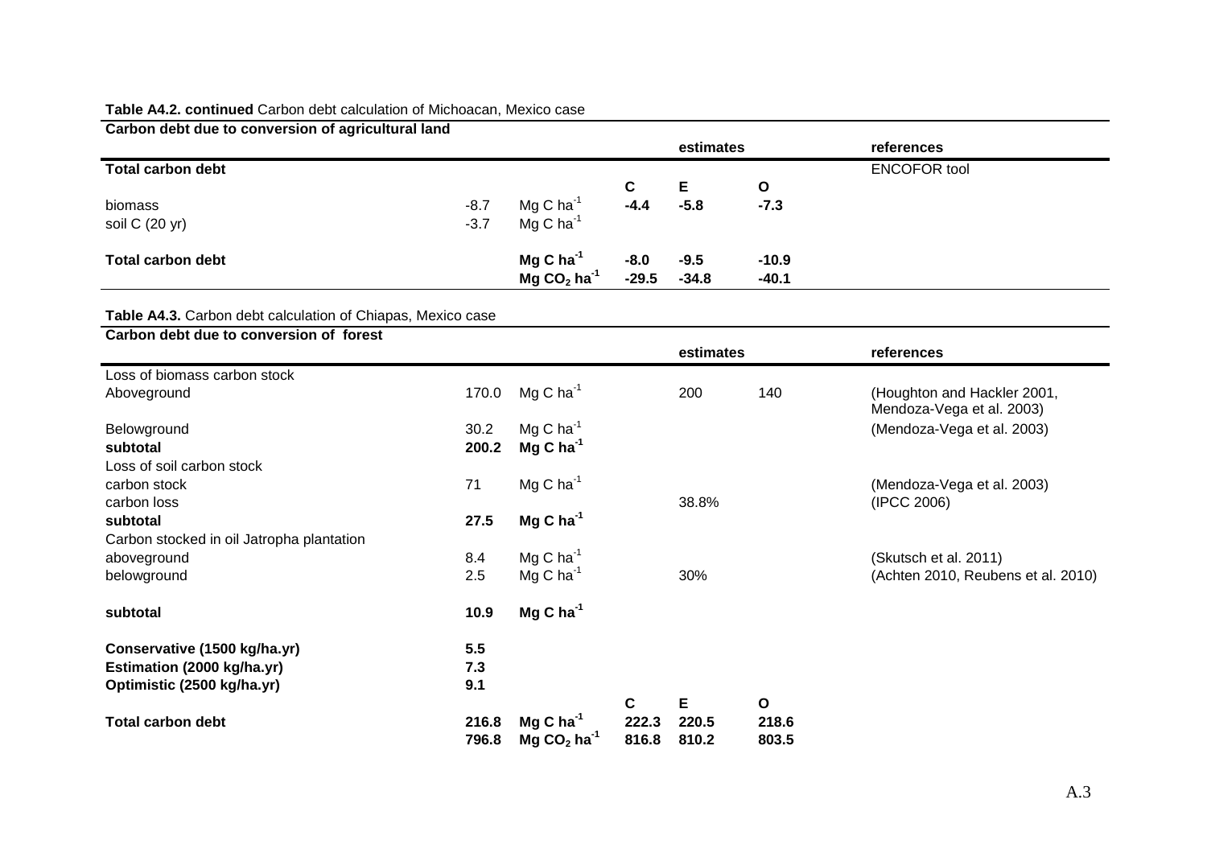**Table A4.2. continued** Carbon debt calculation of Michoacan, Mexico case

| Carbon debt due to conversion of agricultural land | | | | | | |
|---|---|---|---|---|---|---|
| | | | | estimates | | references |
| **Total carbon debt** | | | | | | ENCOFOR tool |
| | | | **C** | **E** | **O** | |
| biomass | -8.7 | Mg C $ha^{-1}$ | **-4.4** | **-5.8** | **-7.3** | |
| soil C (20 yr) | -3.7 | Mg C $ha^{-1}$ | | | | |
| **Total carbon debt** | | **Mg C $ha^{-1}$** | **-8.0** | **-9.5** | **-10.9** | |
| | | **Mg $CO_2$ $ha^{-1}$** | **-29.5** | **-34.8** | **-40.1** | |

**Table A4.3.** Carbon debt calculation of Chiapas, Mexico case

| Carbon debt due to conversion of forest | | | | | | |
|---|---|---|---|---|---|---|
| | | | | estimates | | references |
| Loss of biomass carbon stock | | | | | | |
| Aboveground | 170.0 | Mg C $ha^{-1}$ | | 200 | 140 | (Houghton and Hackler 2001, Mendoza-Vega et al. 2003) |
| Belowground | 30.2 | Mg C $ha^{-1}$ | | | | (Mendoza-Vega et al. 2003) |
| **subtotal** | **200.2** | **Mg C $ha^{-1}$** | | | | |
| Loss of soil carbon stock | | | | | | |
| carbon stock | 71 | Mg C $ha^{-1}$ | | | | (Mendoza-Vega et al. 2003) |
| carbon loss | | | | 38.8% | | (IPCC 2006) |
| **subtotal** | **27.5** | **Mg C $ha^{-1}$** | | | | |
| Carbon stocked in oil Jatropha plantation | | | | | | |
| aboveground | 8.4 | Mg C $ha^{-1}$ | | | | (Skutsch et al. 2011) |
| belowground | 2.5 | Mg C $ha^{-1}$ | | 30% | | (Achten 2010, Reubens et al. 2010) |
| **subtotal** | **10.9** | **Mg C $ha^{-1}$** | | | | |
| **Conservative (1500 kg/ha.yr)** | **5.5** | | | | | |
| **Estimation (2000 kg/ha.yr)** | **7.3** | | | | | |
| **Optimistic (2500 kg/ha.yr)** | **9.1** | | | | | |
| | | | **C** | **E** | **O** | |
| **Total carbon debt** | **216.8** | **Mg C $ha^{-1}$** | **222.3** | **220.5** | **218.6** | |
| | **796.8** | **Mg $CO_2$ $ha^{-1}$** | **816.8** | **810.2** | **803.5** | |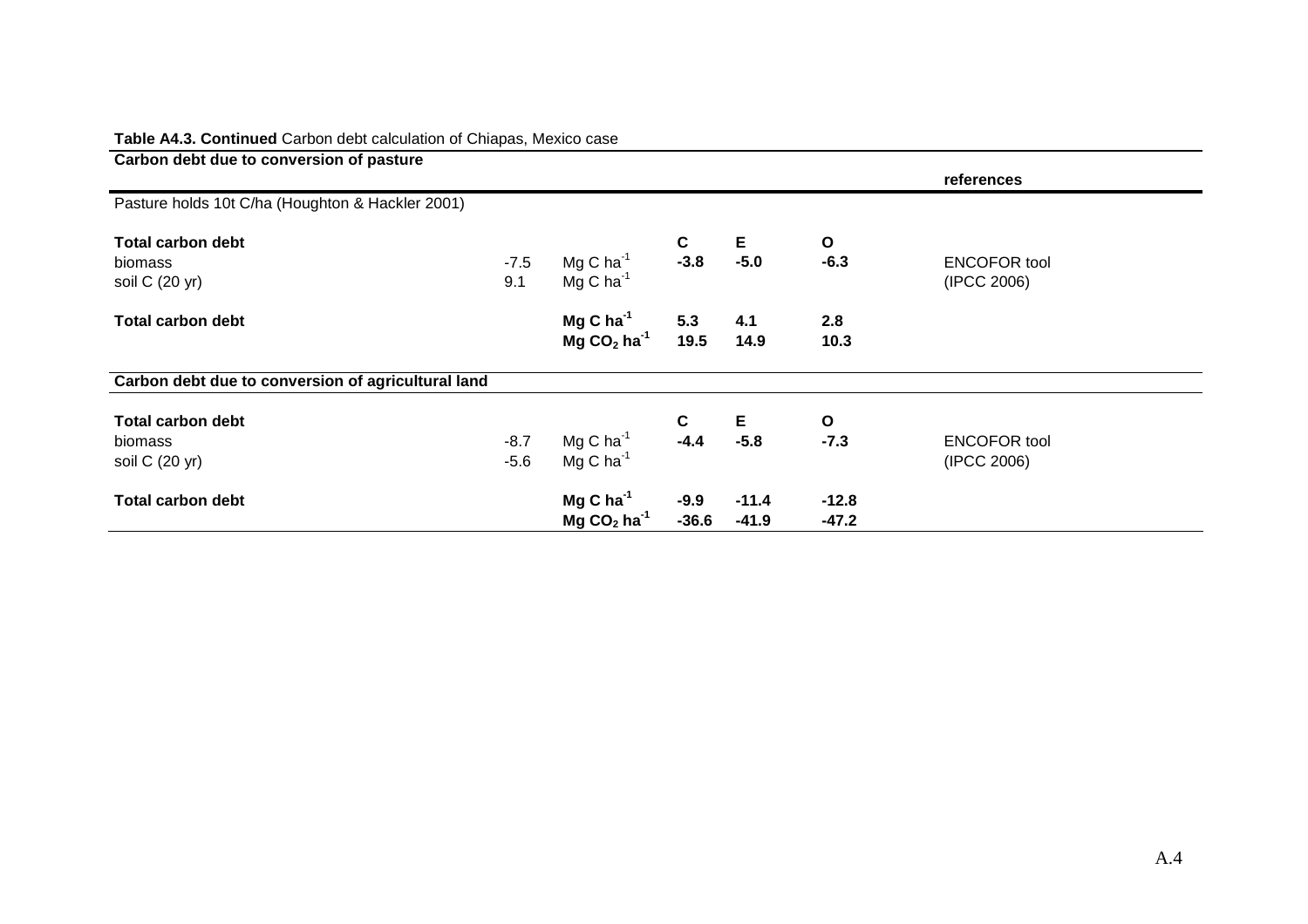**Table A4.3. Continued** Carbon debt calculation of Chiapas, Mexico case

| **Carbon debt due to conversion of pasture** | | | | | | |
|---|---|---|---|---|---|---|
| | | | | | | **references** |
| Pasture holds 10t C/ha (Houghton & Hackler 2001) | | | | | | |
| **Total carbon debt** | | | **C** | **E** | **O** | |
| biomass | -7.5 | Mg C $ha^{-1}$ | **-3.8** | **-5.0** | **-6.3** | ENCOFOR tool |
| soil C (20 yr) | 9.1 | Mg C $ha^{-1}$ | | | | (IPCC 2006) |
| **Total carbon debt** | | **Mg C $ha^{-1}$** | **5.3** | **4.1** | **2.8** | |
| | | **Mg $CO_2$ $ha^{-1}$** | **19.5** | **14.9** | **10.3** | |
| **Carbon debt due to conversion of agricultural land** | | | | | | |
| **Total carbon debt** | | | **C** | **E** | **O** | |
| biomass | -8.7 | Mg C $ha^{-1}$ | **-4.4** | **-5.8** | **-7.3** | ENCOFOR tool |
| soil C (20 yr) | -5.6 | Mg C $ha^{-1}$ | | | | (IPCC 2006) |
| **Total carbon debt** | | **Mg C $ha^{-1}$** | **-9.9** | **-11.4** | **-12.8** | |
| | | **Mg $CO_2$ $ha^{-1}$** | **-36.6** | **-41.9** | **-47.2** | |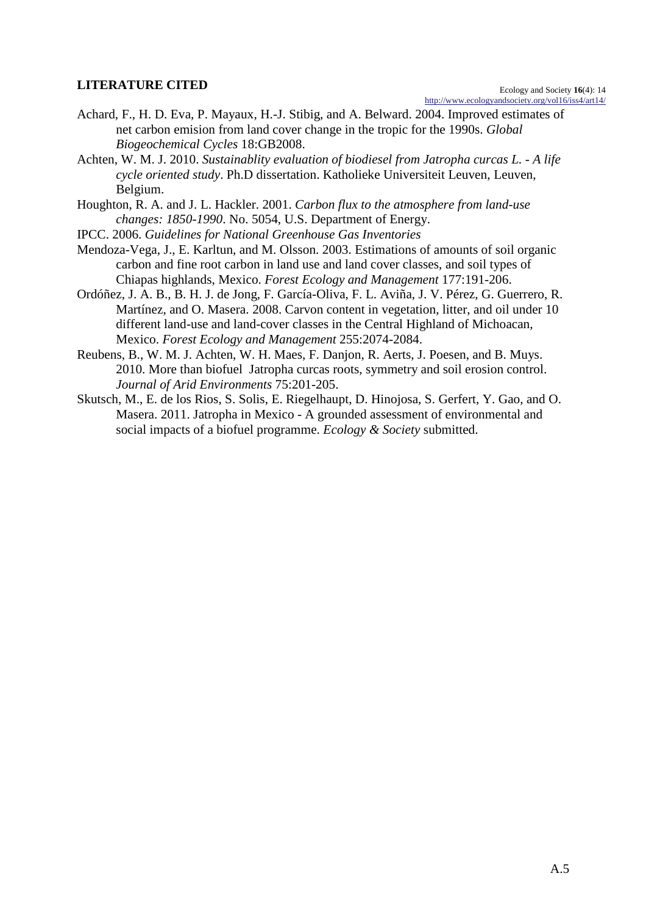## LITERATURE CITED

Achard, F., H. D. Eva, P. Mayaux, H.-J. Stibig, and A. Belward. 2004. Improved estimates of net carbon emision from land cover change in the tropic for the 1990s. *Global Biogeochemical Cycles* 18:GB2008.

Achten, W. M. J. 2010. *Sustainablity evaluation of biodiesel from Jatropha curcas L. - A life cycle oriented study*. Ph.D dissertation. Katholieke Universiteit Leuven, Leuven, Belgium.

Houghton, R. A. and J. L. Hackler. 2001. *Carbon flux to the atmosphere from land-use changes: 1850-1990*. No. 5054, U.S. Department of Energy.

IPCC. 2006. *Guidelines for National Greenhouse Gas Inventories*

Mendoza-Vega, J., E. Karltun, and M. Olsson. 2003. Estimations of amounts of soil organic carbon and fine root carbon in land use and land cover classes, and soil types of Chiapas highlands, Mexico. *Forest Ecology and Management* 177:191-206.

Ordóñez, J. A. B., B. H. J. de Jong, F. García-Oliva, F. L. Aviña, J. V. Pérez, G. Guerrero, R. Martínez, and O. Masera. 2008. Carvon content in vegetation, litter, and oil under 10 different land-use and land-cover classes in the Central Highland of Michoacan, Mexico. *Forest Ecology and Management* 255:2074-2084.

Reubens, B., W. M. J. Achten, W. H. Maes, F. Danjon, R. Aerts, J. Poesen, and B. Muys. 2010. More than biofuel Jatropha curcas roots, symmetry and soil erosion control. *Journal of Arid Environments* 75:201-205.

Skutsch, M., E. de los Rios, S. Solis, E. Riegelhaupt, D. Hinojosa, S. Gerfert, Y. Gao, and O. Masera. 2011. Jatropha in Mexico - A grounded assessment of environmental and social impacts of a biofuel programme. *Ecology & Society* submitted.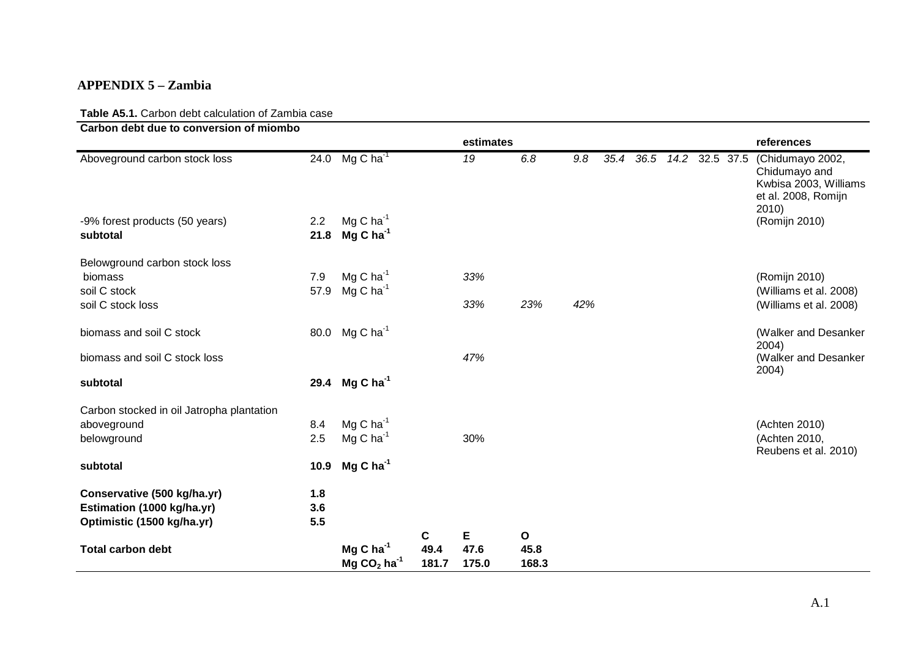## APPENDIX 5 – Zambia

**Table A5.1.** Carbon debt calculation of Zambia case

| **Carbon debt due to conversion of miombo** | | | | | | | | | | | | | references |
|---|---|---|---|---|---|---|---|---|---|---|---|---|---|
| | | | | **estimates** | | | | | | | | | **references** |
| Aboveground carbon stock loss | 24.0 | Mg C $ha^{-1}$ | | *19* | *6.8* | *9.8* | *35.4* | *36.5* | *14.2* | 32.5 | 37.5 | | (Chidumayo 2002, Chidumayo and Kwbisa 2003, Williams et al. 2008, Romijn 2010) |
| -9% forest products (50 years) | 2.2 | Mg C $ha^{-1}$ | | | | | | | | | | | (Romijn 2010) |
| **subtotal** | **21.8** | **Mg C $ha^{-1}$** | | | | | | | | | | | |
| | | | | | | | | | | | | | |
| Belowground carbon stock loss | | | | | | | | | | | | | |
| biomass | 7.9 | Mg C $ha^{-1}$ | | *33%* | | | | | | | | | (Romijn 2010) |
| soil C stock | 57.9 | Mg C $ha^{-1}$ | | | | | | | | | | | (Williams et al. 2008) |
| soil C stock loss | | | | *33%* | *23%* | *42%* | | | | | | | (Williams et al. 2008) |
| | | | | | | | | | | | | | |
| biomass and soil C stock | 80.0 | Mg C $ha^{-1}$ | | | | | | | | | | | (Walker and Desanker 2004) |
| biomass and soil C stock loss | | | | *47%* | | | | | | | | | (Walker and Desanker 2004) |
| **subtotal** | **29.4** | **Mg C $ha^{-1}$** | | | | | | | | | | | |
| | | | | | | | | | | | | | |
| Carbon stocked in oil Jatropha plantation | | | | | | | | | | | | | |
| aboveground | 8.4 | Mg C $ha^{-1}$ | | | | | | | | | | | (Achten 2010) |
| belowground | 2.5 | Mg C $ha^{-1}$ | | 30% | | | | | | | | | (Achten 2010, Reubens et al. 2010) |
| **subtotal** | **10.9** | **Mg C $ha^{-1}$** | | | | | | | | | | | |
| | | | | | | | | | | | | | |
| **Conservative (500 kg/ha.yr)** | **1.8** | | | | | | | | | | | | |
| **Estimation (1000 kg/ha.yr)** | **3.6** | | | | | | | | | | | | |
| **Optimistic (1500 kg/ha.yr)** | **5.5** | | | | | | | | | | | | |
| | | | **C** | **E** | **O** | | | | | | | | |
| **Total carbon debt** | | **Mg C $ha^{-1}$** | **49.4** | **47.6** | **45.8** | | | | | | | | |
| | | **Mg $CO_2$ $ha^{-1}$** | **181.7** | **175.0** | **168.3** | | | | | | | | |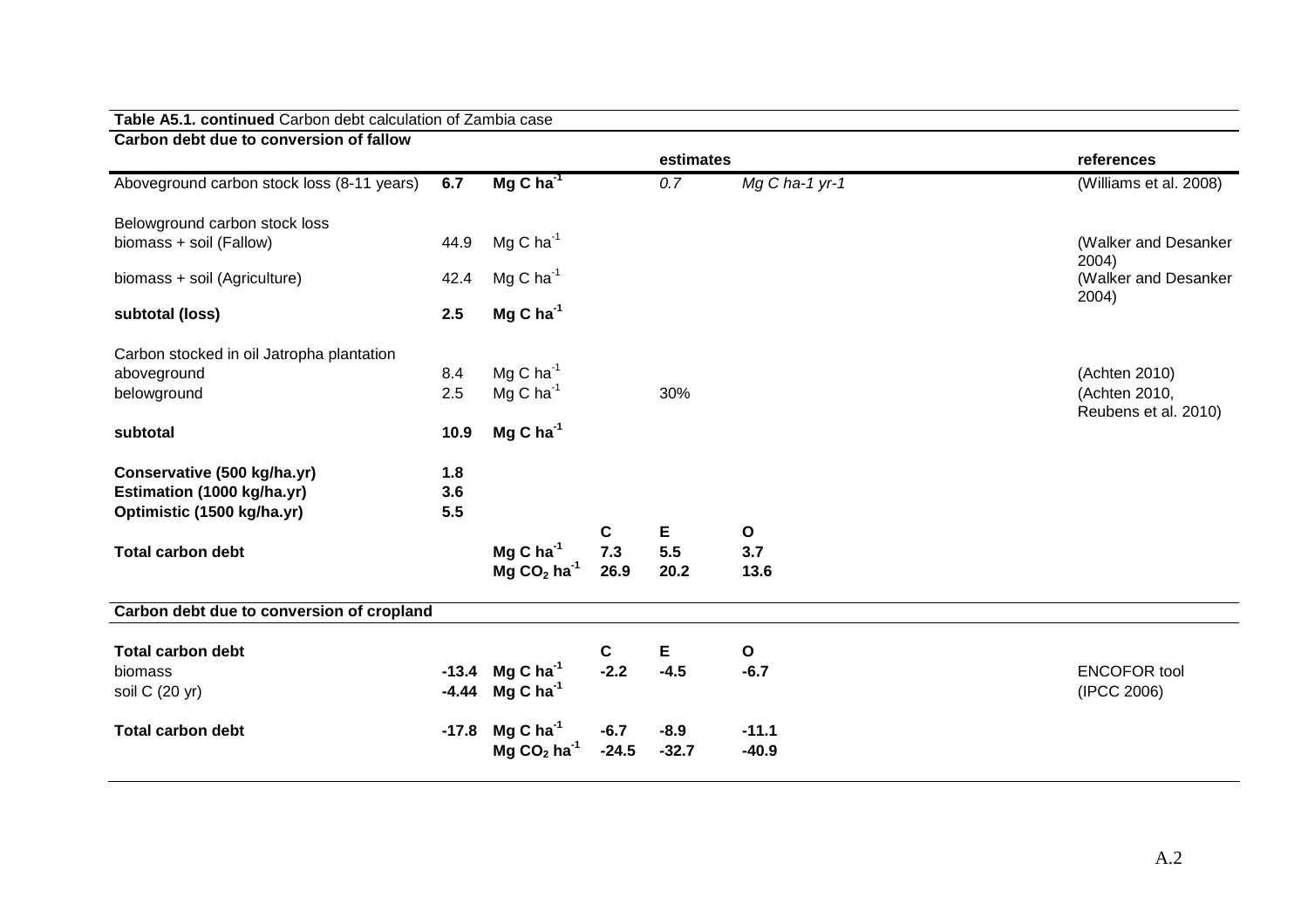**Table A5.1. continued** Carbon debt calculation of Zambia case

| **Carbon debt due to conversion of fallow** | | | | | | |
|---|---|---|---|---|---|---|
| | | | | **estimates** | | **references** |
| Aboveground carbon stock loss (8-11 years) | **6.7** | **Mg C ha$^{-1}$** | | *0.7* | *Mg C ha-1 yr-1* | (Williams et al. 2008) |
| Belowground carbon stock loss | | | | | | |
| biomass + soil (Fallow) | 44.9 | Mg C ha$^{-1}$ | | | | (Walker and Desanker 2004) |
| biomass + soil (Agriculture) | 42.4 | Mg C ha$^{-1}$ | | | | (Walker and Desanker 2004) |
| **subtotal (loss)** | **2.5** | **Mg C ha$^{-1}$** | | | | |
| Carbon stocked in oil Jatropha plantation | | | | | | |
| aboveground | 8.4 | Mg C ha$^{-1}$ | | | | (Achten 2010) |
| belowground | 2.5 | Mg C ha$^{-1}$ | | 30% | | (Achten 2010, Reubens et al. 2010) |
| **subtotal** | **10.9** | **Mg C ha$^{-1}$** | | | | |
| **Conservative (500 kg/ha.yr)** | **1.8** | | | | | |
| **Estimation (1000 kg/ha.yr)** | **3.6** | | | | | |
| **Optimistic (1500 kg/ha.yr)** | **5.5** | | | | | |
| | | | **C** | **E** | **O** | |
| **Total carbon debt** | | **Mg C ha$^{-1}$** | **7.3** | **5.5** | **3.7** | |
| | | **Mg $CO_2$ ha$^{-1}$** | **26.9** | **20.2** | **13.6** | |
| **Carbon debt due to conversion of cropland** | | | | | | |
| **Total carbon debt** | | | **C** | **E** | **O** | |
| biomass | **-13.4** | **Mg C ha$^{-1}$** | **-2.2** | **-4.5** | **-6.7** | ENCOFOR tool |
| soil C (20 yr) | **-4.44** | **Mg C ha$^{-1}$** | | | | (IPCC 2006) |
| **Total carbon debt** | **-17.8** | **Mg C ha$^{-1}$** | **-6.7** | **-8.9** | **-11.1** | |
| | | **Mg $CO_2$ ha$^{-1}$** | **-24.5** | **-32.7** | **-40.9** | |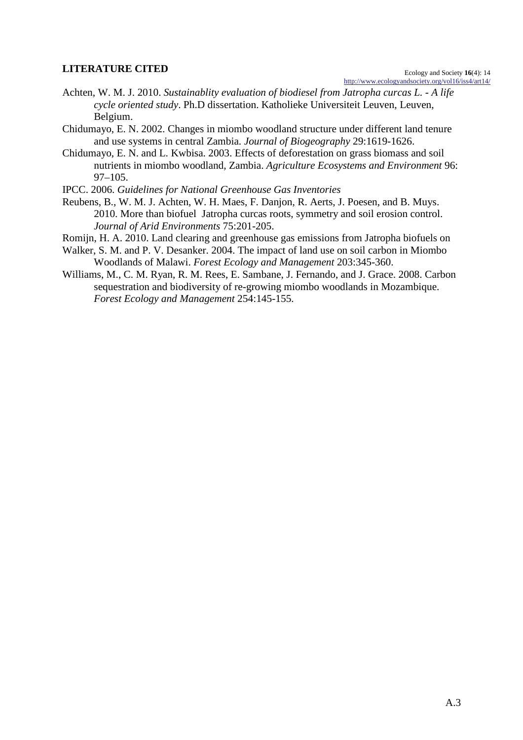## LITERATURE CITED

Achten, W. M. J. 2010. *Sustainablity evaluation of biodiesel from Jatropha curcas L. - A life cycle oriented study*. Ph.D dissertation. Katholieke Universiteit Leuven, Leuven, Belgium.

Chidumayo, E. N. 2002. Changes in miombo woodland structure under different land tenure and use systems in central Zambia. *Journal of Biogeography* 29:1619-1626.

Chidumayo, E. N. and L. Kwbisa. 2003. Effects of deforestation on grass biomass and soil nutrients in miombo woodland, Zambia. *Agriculture Ecosystems and Environment* 96: 97–105.

IPCC. 2006. *Guidelines for National Greenhouse Gas Inventories*

Reubens, B., W. M. J. Achten, W. H. Maes, F. Danjon, R. Aerts, J. Poesen, and B. Muys. 2010. More than biofuel Jatropha curcas roots, symmetry and soil erosion control. *Journal of Arid Environments* 75:201-205.

Romijn, H. A. 2010. Land clearing and greenhouse gas emissions from Jatropha biofuels on

Walker, S. M. and P. V. Desanker. 2004. The impact of land use on soil carbon in Miombo Woodlands of Malawi. *Forest Ecology and Management* 203:345-360.

Williams, M., C. M. Ryan, R. M. Rees, E. Sambane, J. Fernando, and J. Grace. 2008. Carbon sequestration and biodiversity of re-growing miombo woodlands in Mozambique. *Forest Ecology and Management* 254:145-155.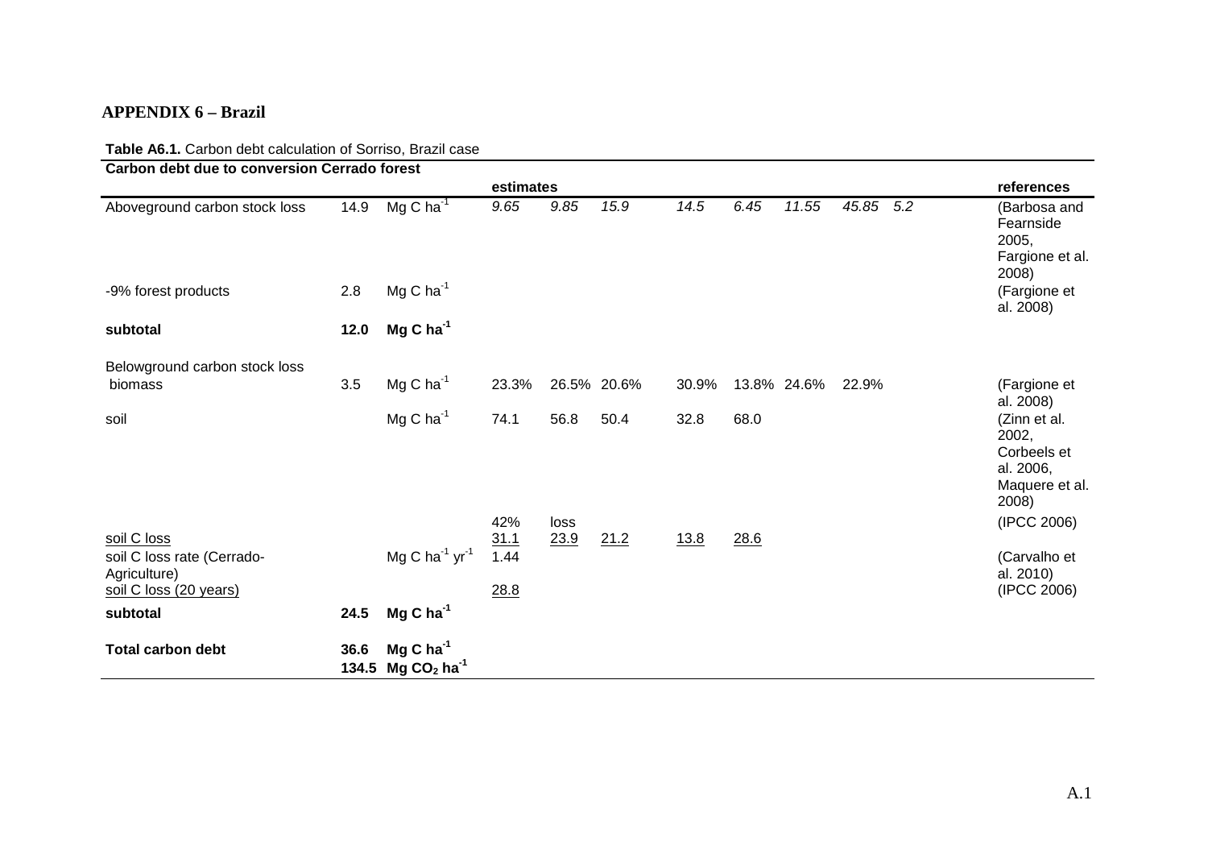## APPENDIX 6 – Brazil

**Table A6.1.** Carbon debt calculation of Sorriso, Brazil case

| **Carbon debt due to conversion Cerrado forest** | | | | | | | | | | | | **references** |
|---|---|---|---|---|---|---|---|---|---|---|---|---|
| | | | **estimates** | | | | | | | | | |
| Aboveground carbon stock loss | 14.9 | Mg C ha$^{-1}$ | *9.65* | *9.85* | *15.9* | *14.5* | *6.45* | *11.55* | *45.85* | *5.2* | | (Barbosa and Fearnside 2005, Fargione et al. 2008) |
| -9% forest products | 2.8 | Mg C ha$^{-1}$ | | | | | | | | | | (Fargione et al. 2008) |
| **subtotal** | **12.0** | **Mg C ha$^{-1}$** | | | | | | | | | | |
| Belowground carbon stock loss | | | | | | | | | | | | |
| biomass | 3.5 | Mg C ha$^{-1}$ | 23.3% | 26.5% | 20.6% | 30.9% | 13.8% | 24.6% | 22.9% | | | (Fargione et al. 2008) |
| soil | | Mg C ha$^{-1}$ | 74.1 | 56.8 | 50.4 | 32.8 | 68.0 | | | | | (Zinn et al. 2002, Corbeels et al. 2006, Maquere et al. 2008) |
| | | | 42% | loss | | | | | | | | (IPCC 2006) |
| soil C loss | | | 31.1 | 23.9 | 21.2 | 13.8 | 28.6 | | | | | |
| soil C loss rate (Cerrado-Agriculture) | | Mg C ha$^{-1}$ yr$^{-1}$ | 1.44 | | | | | | | | | (Carvalho et al. 2010) |
| soil C loss (20 years) | | | 28.8 | | | | | | | | | (IPCC 2006) |
| **subtotal** | **24.5** | **Mg C ha$^{-1}$** | | | | | | | | | | |
| **Total carbon debt** | **36.6** | **Mg C ha$^{-1}$** | | | | | | | | | | |
| | **134.5** | **Mg $CO_2$ ha$^{-1}$** | | | | | | | | | | |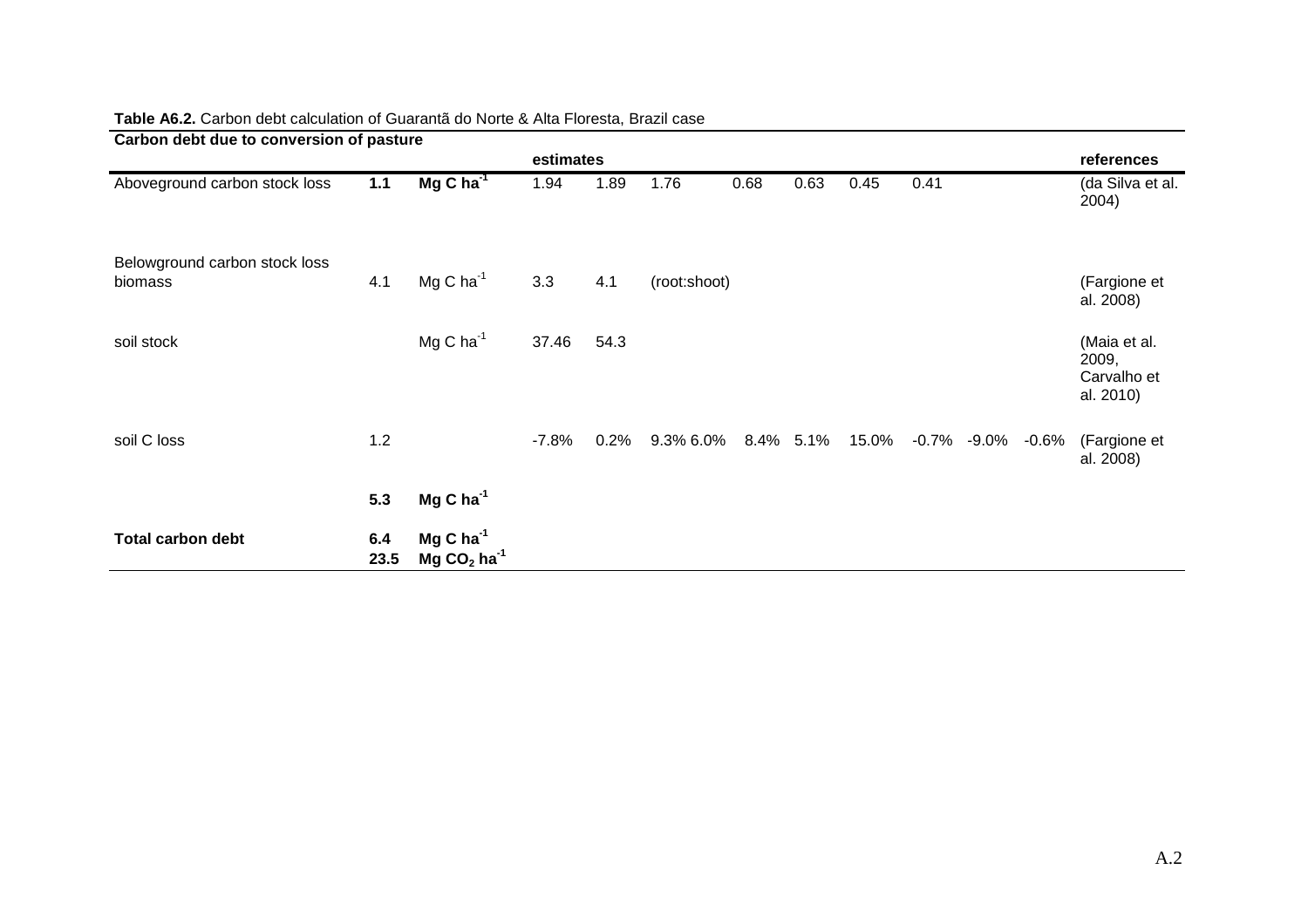**Table A6.2.** Carbon debt calculation of Guarantã do Norte & Alta Floresta, Brazil case

| **Carbon debt due to conversion of pasture** | | | **estimates** | | | | | | | | | **references** |
|---|---|---|---|---|---|---|---|---|---|---|---|---|
| Aboveground carbon stock loss | **1.1** | **Mg C ha$^{-1}$** | 1.94 | 1.89 | 1.76 | 0.68 | 0.63 | 0.45 | 0.41 | | | (da Silva et al. 2004) |
| Belowground carbon stock loss biomass | 4.1 | Mg C ha$^{-1}$ | 3.3 | 4.1 | (root:shoot) | | | | | | | (Fargione et al. 2008) |
| soil stock | | Mg C ha$^{-1}$ | 37.46 | 54.3 | | | | | | | | (Maia et al. 2009, Carvalho et al. 2010) |
| soil C loss | 1.2 | | -7.8% | 0.2% | 9.3% 6.0% | 8.4% | 5.1% | 15.0% | -0.7% | -9.0% | -0.6% | (Fargione et al. 2008) |
| | **5.3** | **Mg C ha$^{-1}$** | | | | | | | | | | |
| **Total carbon debt** | **6.4** | **Mg C ha$^{-1}$** | | | | | | | | | | |
| | **23.5** | **Mg $CO_2$ ha$^{-1}$** | | | | | | | | | | |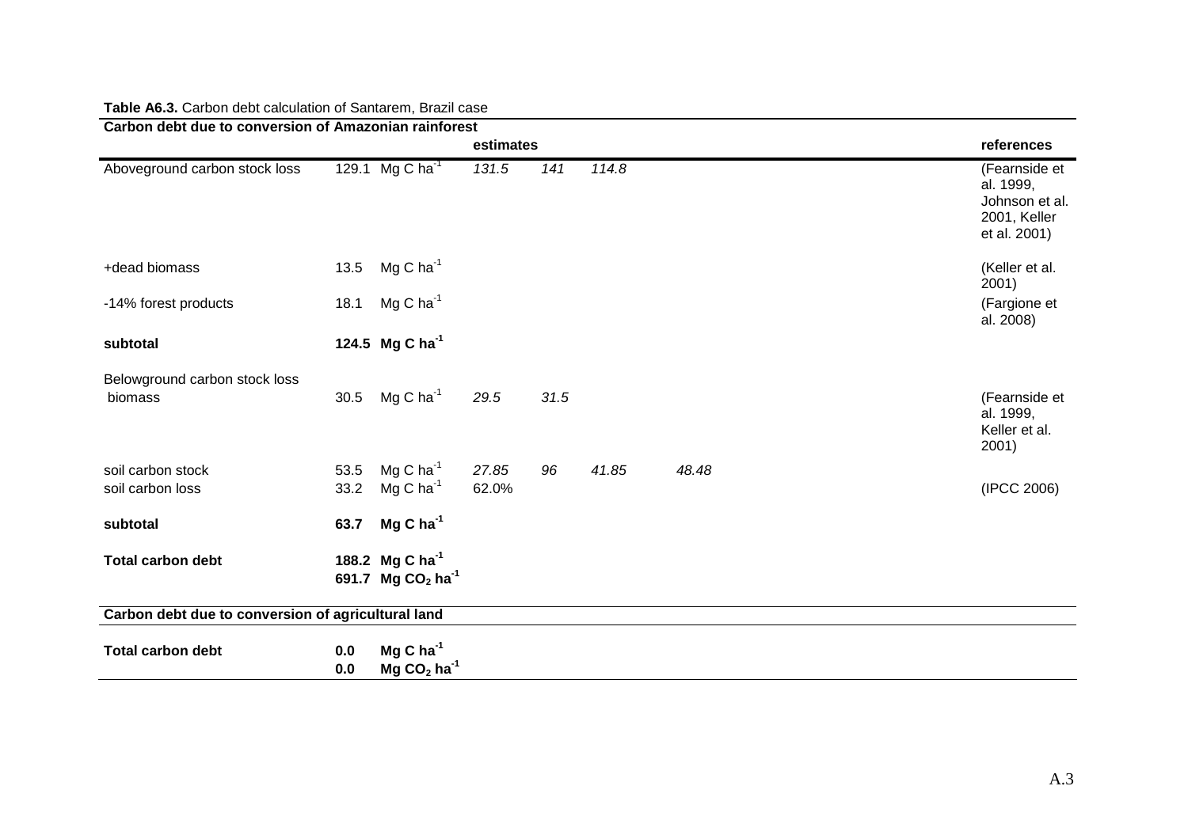**Table A6.3.** Carbon debt calculation of Santarem, Brazil case

| Carbon debt due to conversion of Amazonian rainforest | | | | | | | | references |
|---|---|---|---|---|---|---|---|---|
| | | | estimates | | | | | |
| Aboveground carbon stock loss | 129.1 | Mg C $ha^{-1}$ | *131.5* | *141* | *114.8* | | | (Fearnside et al. 1999, Johnson et al. 2001, Keller et al. 2001) |
| +dead biomass | 13.5 | Mg C $ha^{-1}$ | | | | | | (Keller et al. 2001) |
| -14% forest products | 18.1 | Mg C $ha^{-1}$ | | | | | | (Fargione et al. 2008) |
| **subtotal** | **124.5** | **Mg C $ha^{-1}$** | | | | | | |
| Belowground carbon stock loss | | | | | | | | |
| biomass | 30.5 | Mg C $ha^{-1}$ | *29.5* | *31.5* | | | | (Fearnside et al. 1999, Keller et al. 2001) |
| soil carbon stock | 53.5 | Mg C $ha^{-1}$ | *27.85* | *96* | *41.85* | *48.48* | | |
| soil carbon loss | 33.2 | Mg C $ha^{-1}$ | 62.0% | | | | | (IPCC 2006) |
| **subtotal** | **63.7** | **Mg C $ha^{-1}$** | | | | | | |
| **Total carbon debt** | **188.2** | **Mg C $ha^{-1}$** | | | | | | |
| | **691.7** | **Mg $CO_2$ $ha^{-1}$** | | | | | | |
| **Carbon debt due to conversion of agricultural land** | | | | | | | | |
| **Total carbon debt** | **0.0** | **Mg C $ha^{-1}$** | | | | | | |
| | **0.0** | **Mg $CO_2$ $ha^{-1}$** | | | | | | |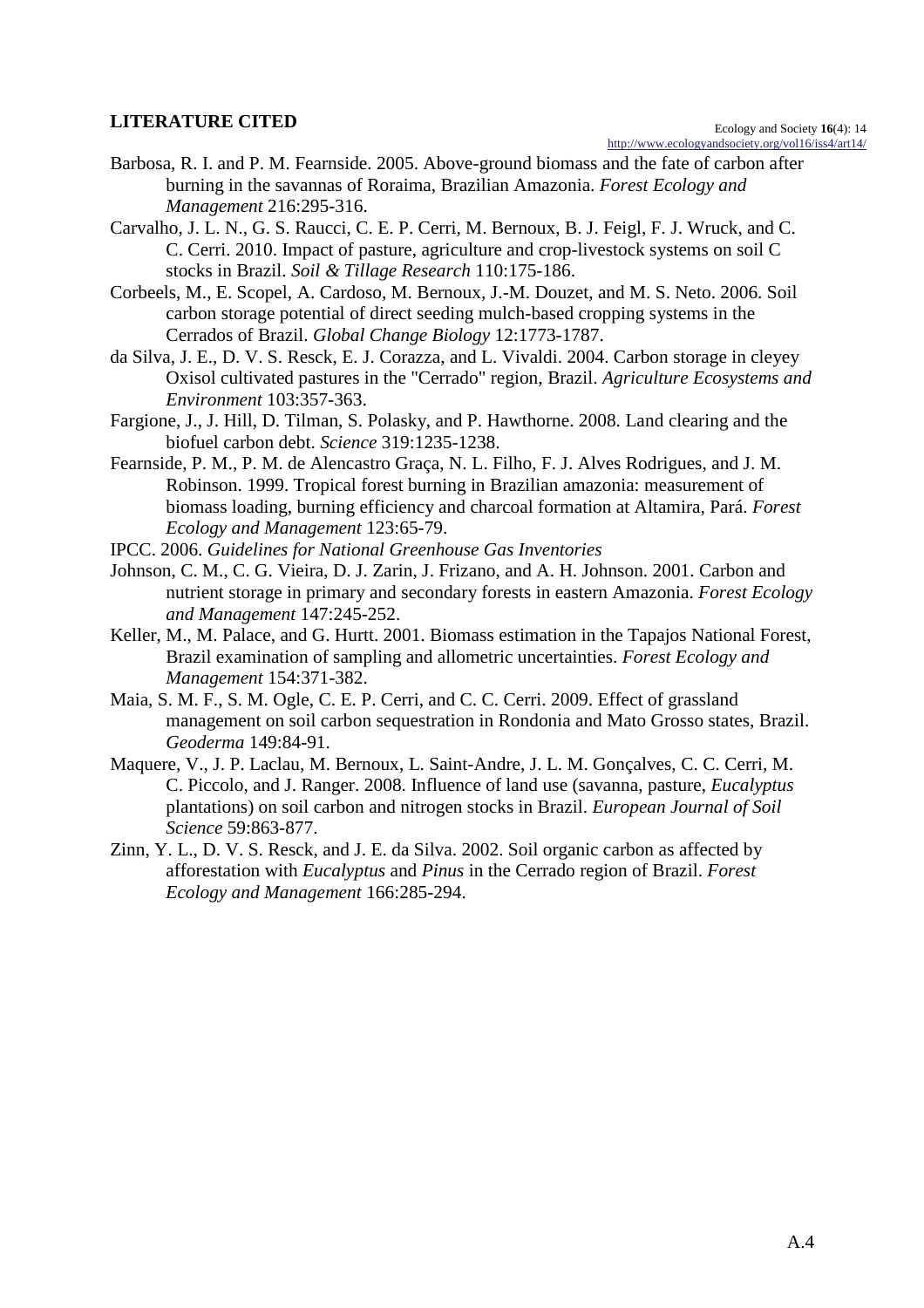## LITERATURE CITED

Barbosa, R. I. and P. M. Fearnside. 2005. Above-ground biomass and the fate of carbon after burning in the savannas of Roraima, Brazilian Amazonia. *Forest Ecology and Management* 216:295-316.

Carvalho, J. L. N., G. S. Raucci, C. E. P. Cerri, M. Bernoux, B. J. Feigl, F. J. Wruck, and C. C. Cerri. 2010. Impact of pasture, agriculture and crop-livestock systems on soil C stocks in Brazil. *Soil & Tillage Research* 110:175-186.

Corbeels, M., E. Scopel, A. Cardoso, M. Bernoux, J.-M. Douzet, and M. S. Neto. 2006. Soil carbon storage potential of direct seeding mulch-based cropping systems in the Cerrados of Brazil. *Global Change Biology* 12:1773-1787.

da Silva, J. E., D. V. S. Resck, E. J. Corazza, and L. Vivaldi. 2004. Carbon storage in cleyey Oxisol cultivated pastures in the "Cerrado" region, Brazil. *Agriculture Ecosystems and Environment* 103:357-363.

Fargione, J., J. Hill, D. Tilman, S. Polasky, and P. Hawthorne. 2008. Land clearing and the biofuel carbon debt. *Science* 319:1235-1238.

Fearnside, P. M., P. M. de Alencastro Graça, N. L. Filho, F. J. Alves Rodrigues, and J. M. Robinson. 1999. Tropical forest burning in Brazilian amazonia: measurement of biomass loading, burning efficiency and charcoal formation at Altamira, Pará. *Forest Ecology and Management* 123:65-79.

IPCC. 2006. *Guidelines for National Greenhouse Gas Inventories*

Johnson, C. M., C. G. Vieira, D. J. Zarin, J. Frizano, and A. H. Johnson. 2001. Carbon and nutrient storage in primary and secondary forests in eastern Amazonia. *Forest Ecology and Management* 147:245-252.

Keller, M., M. Palace, and G. Hurtt. 2001. Biomass estimation in the Tapajos National Forest, Brazil examination of sampling and allometric uncertainties. *Forest Ecology and Management* 154:371-382.

Maia, S. M. F., S. M. Ogle, C. E. P. Cerri, and C. C. Cerri. 2009. Effect of grassland management on soil carbon sequestration in Rondonia and Mato Grosso states, Brazil. *Geoderma* 149:84-91.

Maquere, V., J. P. Laclau, M. Bernoux, L. Saint-Andre, J. L. M. Gonçalves, C. C. Cerri, M. C. Piccolo, and J. Ranger. 2008. Influence of land use (savanna, pasture, *Eucalyptus* plantations) on soil carbon and nitrogen stocks in Brazil. *European Journal of Soil Science* 59:863-877.

Zinn, Y. L., D. V. S. Resck, and J. E. da Silva. 2002. Soil organic carbon as affected by afforestation with *Eucalyptus* and *Pinus* in the Cerrado region of Brazil. *Forest Ecology and Management* 166:285-294.